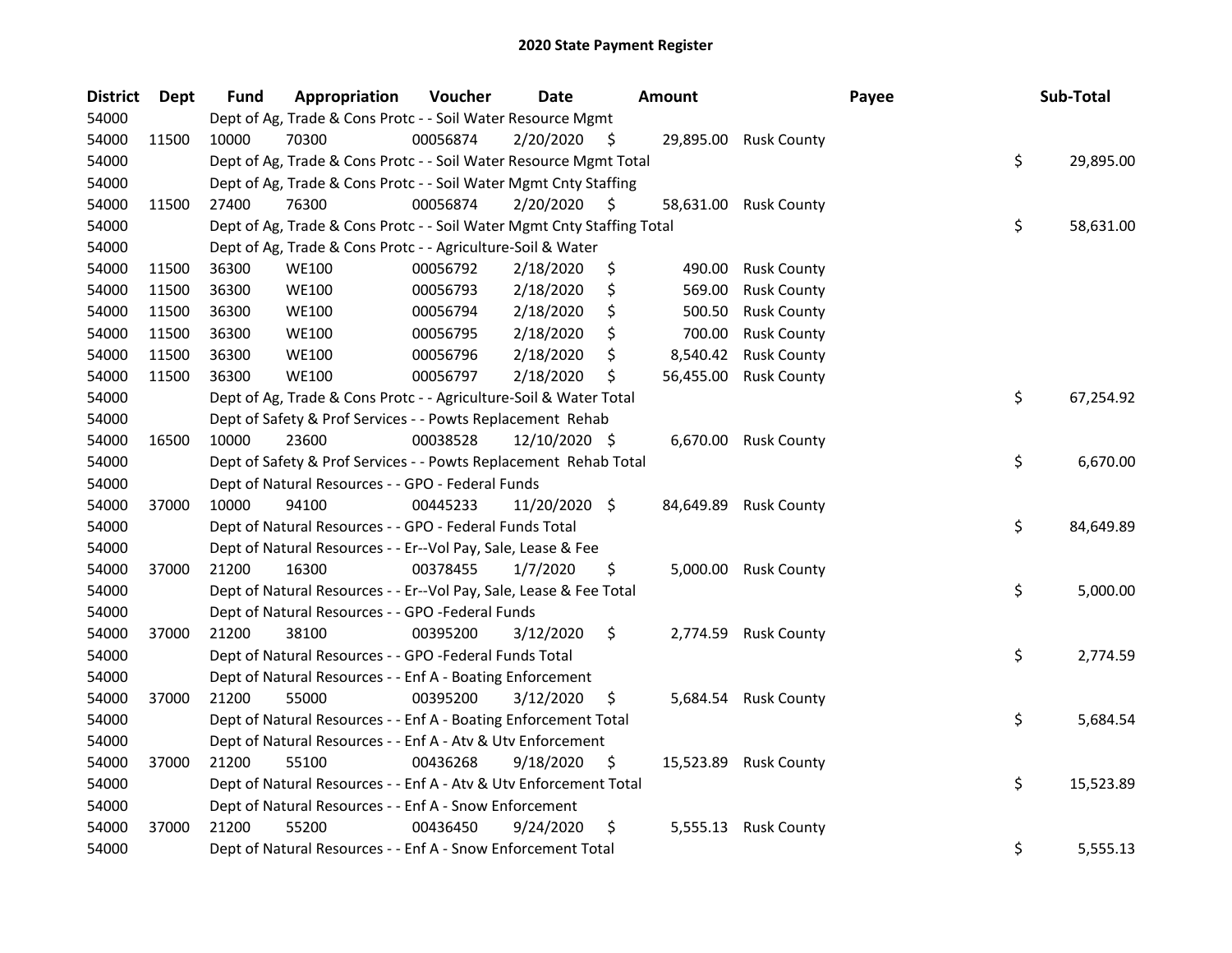# 2020 State Payment Register

| District | Dept | Fund | Appropriation | Voucher | Date | Amount | Payee | Sub-Total |
|---|---|---|---|---|---|---|---|---|
| 54000 | | Dept of Ag, Trade & Cons Protc - - Soil Water Resource Mgmt | | | | | | |
| 54000 | 11500 | 10000 | 70300 | 00056874 | 2/20/2020 | $ 29,895.00 | Rusk County | |
| 54000 | | Dept of Ag, Trade & Cons Protc - - Soil Water Resource Mgmt Total | | | | | | $ 29,895.00 |
| 54000 | | Dept of Ag, Trade & Cons Protc - - Soil Water Mgmt Cnty Staffing | | | | | | |
| 54000 | 11500 | 27400 | 76300 | 00056874 | 2/20/2020 | $ 58,631.00 | Rusk County | |
| 54000 | | Dept of Ag, Trade & Cons Protc - - Soil Water Mgmt Cnty Staffing Total | | | | | | $ 58,631.00 |
| 54000 | | Dept of Ag, Trade & Cons Protc - - Agriculture-Soil & Water | | | | | | |
| 54000 | 11500 | 36300 | WE100 | 00056792 | 2/18/2020 | $ 490.00 | Rusk County | |
| 54000 | 11500 | 36300 | WE100 | 00056793 | 2/18/2020 | $ 569.00 | Rusk County | |
| 54000 | 11500 | 36300 | WE100 | 00056794 | 2/18/2020 | $ 500.50 | Rusk County | |
| 54000 | 11500 | 36300 | WE100 | 00056795 | 2/18/2020 | $ 700.00 | Rusk County | |
| 54000 | 11500 | 36300 | WE100 | 00056796 | 2/18/2020 | $ 8,540.42 | Rusk County | |
| 54000 | 11500 | 36300 | WE100 | 00056797 | 2/18/2020 | $ 56,455.00 | Rusk County | |
| 54000 | | Dept of Ag, Trade & Cons Protc - - Agriculture-Soil & Water Total | | | | | | $ 67,254.92 |
| 54000 | | Dept of Safety & Prof Services - - Powts Replacement Rehab | | | | | | |
| 54000 | 16500 | 10000 | 23600 | 00038528 | 12/10/2020 | $ 6,670.00 | Rusk County | |
| 54000 | | Dept of Safety & Prof Services - - Powts Replacement Rehab Total | | | | | | $ 6,670.00 |
| 54000 | | Dept of Natural Resources - - GPO - Federal Funds | | | | | | |
| 54000 | 37000 | 10000 | 94100 | 00445233 | 11/20/2020 | $ 84,649.89 | Rusk County | |
| 54000 | | Dept of Natural Resources - - GPO - Federal Funds Total | | | | | | $ 84,649.89 |
| 54000 | | Dept of Natural Resources - - Er--Vol Pay, Sale, Lease & Fee | | | | | | |
| 54000 | 37000 | 21200 | 16300 | 00378455 | 1/7/2020 | $ 5,000.00 | Rusk County | |
| 54000 | | Dept of Natural Resources - - Er--Vol Pay, Sale, Lease & Fee Total | | | | | | $ 5,000.00 |
| 54000 | | Dept of Natural Resources - - GPO -Federal Funds | | | | | | |
| 54000 | 37000 | 21200 | 38100 | 00395200 | 3/12/2020 | $ 2,774.59 | Rusk County | |
| 54000 | | Dept of Natural Resources - - GPO -Federal Funds Total | | | | | | $ 2,774.59 |
| 54000 | | Dept of Natural Resources - - Enf A - Boating Enforcement | | | | | | |
| 54000 | 37000 | 21200 | 55000 | 00395200 | 3/12/2020 | $ 5,684.54 | Rusk County | |
| 54000 | | Dept of Natural Resources - - Enf A - Boating Enforcement Total | | | | | | $ 5,684.54 |
| 54000 | | Dept of Natural Resources - - Enf A - Atv & Utv Enforcement | | | | | | |
| 54000 | 37000 | 21200 | 55100 | 00436268 | 9/18/2020 | $ 15,523.89 | Rusk County | |
| 54000 | | Dept of Natural Resources - - Enf A - Atv & Utv Enforcement Total | | | | | | $ 15,523.89 |
| 54000 | | Dept of Natural Resources - - Enf A - Snow Enforcement | | | | | | |
| 54000 | 37000 | 21200 | 55200 | 00436450 | 9/24/2020 | $ 5,555.13 | Rusk County | |
| 54000 | | Dept of Natural Resources - - Enf A - Snow Enforcement Total | | | | | | $ 5,555.13 |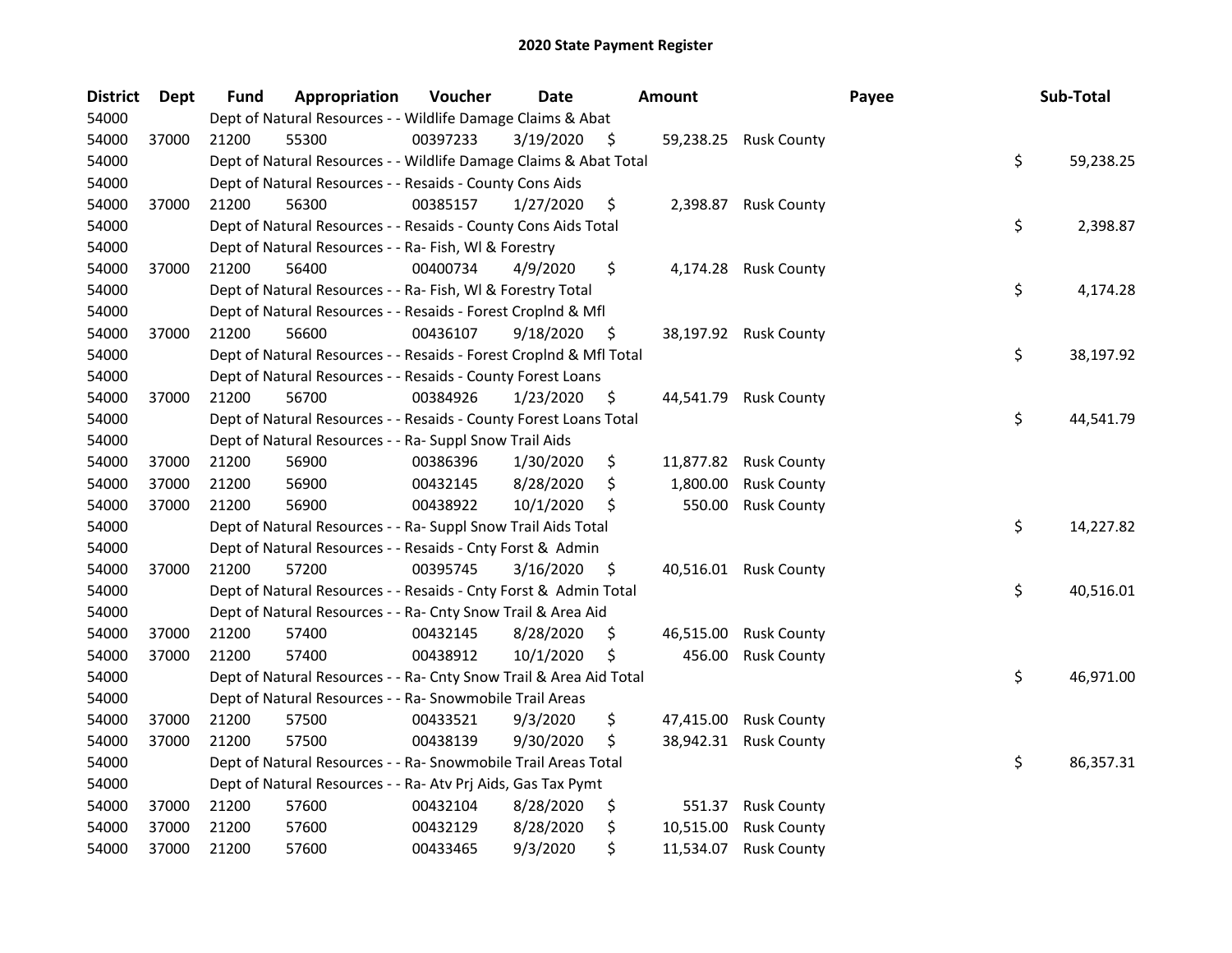# 2020 State Payment Register

| District | Dept | Fund | Appropriation | Voucher | Date | Amount | Payee | Sub-Total |
|---|---|---|---|---|---|---|---|---|
| 54000 | | Dept of Natural Resources - - Wildlife Damage Claims & Abat | | | | | | |
| 54000 | 37000 | 21200 | 55300 | 00397233 | 3/19/2020 | $ 59,238.25 | Rusk County | |
| 54000 | | Dept of Natural Resources - - Wildlife Damage Claims & Abat Total | | | | | | $ 59,238.25 |
| 54000 | | Dept of Natural Resources - - Resaids - County Cons Aids | | | | | | |
| 54000 | 37000 | 21200 | 56300 | 00385157 | 1/27/2020 | $ 2,398.87 | Rusk County | |
| 54000 | | Dept of Natural Resources - - Resaids - County Cons Aids Total | | | | | | $ 2,398.87 |
| 54000 | | Dept of Natural Resources - - Ra- Fish, Wl & Forestry | | | | | | |
| 54000 | 37000 | 21200 | 56400 | 00400734 | 4/9/2020 | $ 4,174.28 | Rusk County | |
| 54000 | | Dept of Natural Resources - - Ra- Fish, Wl & Forestry Total | | | | | | $ 4,174.28 |
| 54000 | | Dept of Natural Resources - - Resaids - Forest Croplnd & Mfl | | | | | | |
| 54000 | 37000 | 21200 | 56600 | 00436107 | 9/18/2020 | $ 38,197.92 | Rusk County | |
| 54000 | | Dept of Natural Resources - - Resaids - Forest Croplnd & Mfl Total | | | | | | $ 38,197.92 |
| 54000 | | Dept of Natural Resources - - Resaids - County Forest Loans | | | | | | |
| 54000 | 37000 | 21200 | 56700 | 00384926 | 1/23/2020 | $ 44,541.79 | Rusk County | |
| 54000 | | Dept of Natural Resources - - Resaids - County Forest Loans Total | | | | | | $ 44,541.79 |
| 54000 | | Dept of Natural Resources - - Ra- Suppl Snow Trail Aids | | | | | | |
| 54000 | 37000 | 21200 | 56900 | 00386396 | 1/30/2020 | $ 11,877.82 | Rusk County | |
| 54000 | 37000 | 21200 | 56900 | 00432145 | 8/28/2020 | $ 1,800.00 | Rusk County | |
| 54000 | 37000 | 21200 | 56900 | 00438922 | 10/1/2020 | $ 550.00 | Rusk County | |
| 54000 | | Dept of Natural Resources - - Ra- Suppl Snow Trail Aids Total | | | | | | $ 14,227.82 |
| 54000 | | Dept of Natural Resources - - Resaids - Cnty Forst & Admin | | | | | | |
| 54000 | 37000 | 21200 | 57200 | 00395745 | 3/16/2020 | $ 40,516.01 | Rusk County | |
| 54000 | | Dept of Natural Resources - - Resaids - Cnty Forst & Admin Total | | | | | | $ 40,516.01 |
| 54000 | | Dept of Natural Resources - - Ra- Cnty Snow Trail & Area Aid | | | | | | |
| 54000 | 37000 | 21200 | 57400 | 00432145 | 8/28/2020 | $ 46,515.00 | Rusk County | |
| 54000 | 37000 | 21200 | 57400 | 00438912 | 10/1/2020 | $ 456.00 | Rusk County | |
| 54000 | | Dept of Natural Resources - - Ra- Cnty Snow Trail & Area Aid Total | | | | | | $ 46,971.00 |
| 54000 | | Dept of Natural Resources - - Ra- Snowmobile Trail Areas | | | | | | |
| 54000 | 37000 | 21200 | 57500 | 00433521 | 9/3/2020 | $ 47,415.00 | Rusk County | |
| 54000 | 37000 | 21200 | 57500 | 00438139 | 9/30/2020 | $ 38,942.31 | Rusk County | |
| 54000 | | Dept of Natural Resources - - Ra- Snowmobile Trail Areas Total | | | | | | $ 86,357.31 |
| 54000 | | Dept of Natural Resources - - Ra- Atv Prj Aids, Gas Tax Pymt | | | | | | |
| 54000 | 37000 | 21200 | 57600 | 00432104 | 8/28/2020 | $ 551.37 | Rusk County | |
| 54000 | 37000 | 21200 | 57600 | 00432129 | 8/28/2020 | $ 10,515.00 | Rusk County | |
| 54000 | 37000 | 21200 | 57600 | 00433465 | 9/3/2020 | $ 11,534.07 | Rusk County | |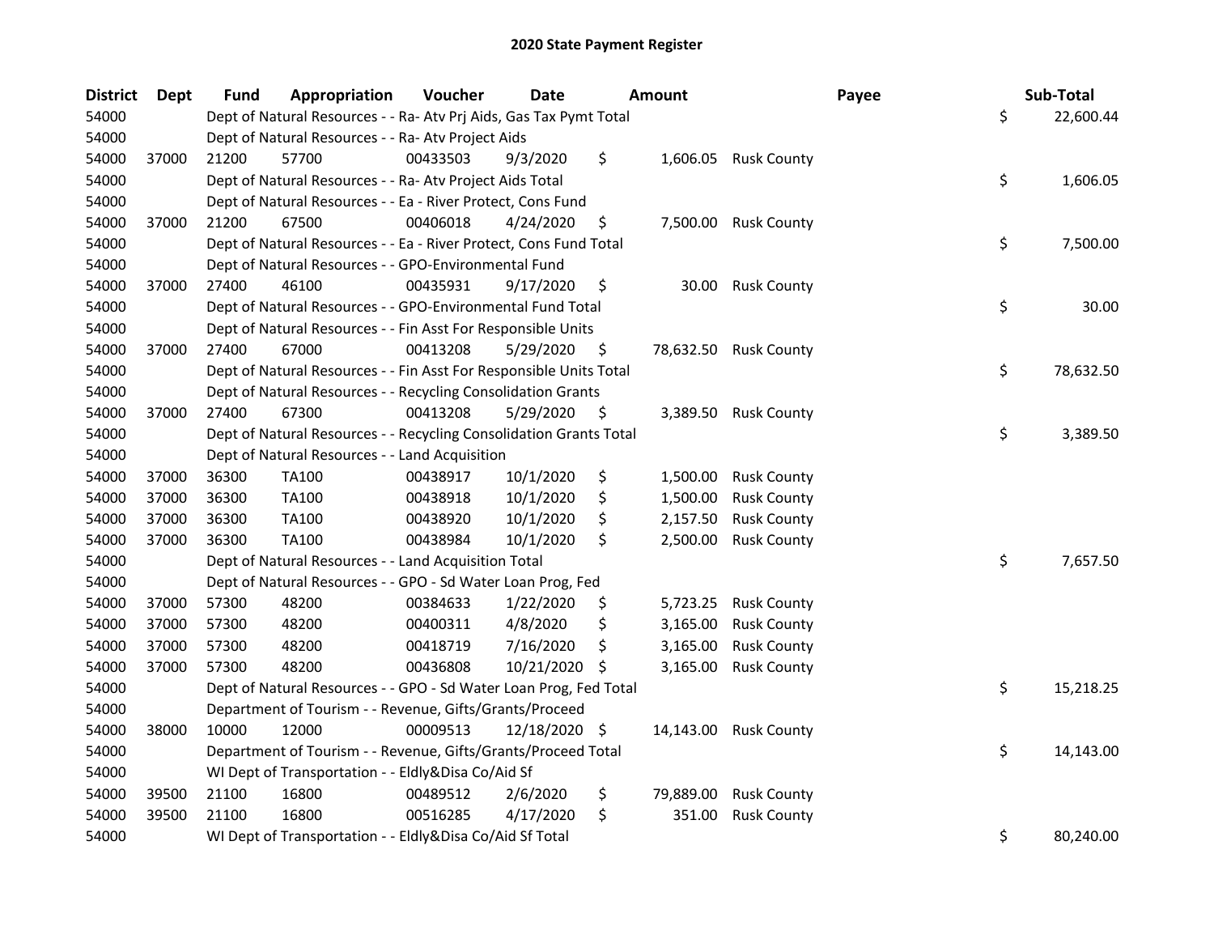## 2020 State Payment Register

| District | Dept | Fund | Appropriation | Voucher | Date | Amount | Payee | Sub-Total |
|---|---|---|---|---|---|---|---|---|
| 54000 | | Dept of Natural Resources - - Ra- Atv Prj Aids, Gas Tax Pymt Total | | | | | | $ 22,600.44 |
| 54000 | | Dept of Natural Resources - - Ra- Atv Project Aids | | | | | | |
| 54000 | 37000 | 21200 | 57700 | 00433503 | 9/3/2020 | $ 1,606.05 | Rusk County | |
| 54000 | | Dept of Natural Resources - - Ra- Atv Project Aids Total | | | | | | $ 1,606.05 |
| 54000 | | Dept of Natural Resources - - Ea - River Protect, Cons Fund | | | | | | |
| 54000 | 37000 | 21200 | 67500 | 00406018 | 4/24/2020 | $ 7,500.00 | Rusk County | |
| 54000 | | Dept of Natural Resources - - Ea - River Protect, Cons Fund Total | | | | | | $ 7,500.00 |
| 54000 | | Dept of Natural Resources - - GPO-Environmental Fund | | | | | | |
| 54000 | 37000 | 27400 | 46100 | 00435931 | 9/17/2020 | $ 30.00 | Rusk County | |
| 54000 | | Dept of Natural Resources - - GPO-Environmental Fund Total | | | | | | $ 30.00 |
| 54000 | | Dept of Natural Resources - - Fin Asst For Responsible Units | | | | | | |
| 54000 | 37000 | 27400 | 67000 | 00413208 | 5/29/2020 | $ 78,632.50 | Rusk County | |
| 54000 | | Dept of Natural Resources - - Fin Asst For Responsible Units Total | | | | | | $ 78,632.50 |
| 54000 | | Dept of Natural Resources - - Recycling Consolidation Grants | | | | | | |
| 54000 | 37000 | 27400 | 67300 | 00413208 | 5/29/2020 | $ 3,389.50 | Rusk County | |
| 54000 | | Dept of Natural Resources - - Recycling Consolidation Grants Total | | | | | | $ 3,389.50 |
| 54000 | | Dept of Natural Resources - - Land Acquisition | | | | | | |
| 54000 | 37000 | 36300 | TA100 | 00438917 | 10/1/2020 | $ 1,500.00 | Rusk County | |
| 54000 | 37000 | 36300 | TA100 | 00438918 | 10/1/2020 | $ 1,500.00 | Rusk County | |
| 54000 | 37000 | 36300 | TA100 | 00438920 | 10/1/2020 | $ 2,157.50 | Rusk County | |
| 54000 | 37000 | 36300 | TA100 | 00438984 | 10/1/2020 | $ 2,500.00 | Rusk County | |
| 54000 | | Dept of Natural Resources - - Land Acquisition Total | | | | | | $ 7,657.50 |
| 54000 | | Dept of Natural Resources - - GPO - Sd Water Loan Prog, Fed | | | | | | |
| 54000 | 37000 | 57300 | 48200 | 00384633 | 1/22/2020 | $ 5,723.25 | Rusk County | |
| 54000 | 37000 | 57300 | 48200 | 00400311 | 4/8/2020 | $ 3,165.00 | Rusk County | |
| 54000 | 37000 | 57300 | 48200 | 00418719 | 7/16/2020 | $ 3,165.00 | Rusk County | |
| 54000 | 37000 | 57300 | 48200 | 00436808 | 10/21/2020 | $ 3,165.00 | Rusk County | |
| 54000 | | Dept of Natural Resources - - GPO - Sd Water Loan Prog, Fed Total | | | | | | $ 15,218.25 |
| 54000 | | Department of Tourism - - Revenue, Gifts/Grants/Proceed | | | | | | |
| 54000 | 38000 | 10000 | 12000 | 00009513 | 12/18/2020 | $ 14,143.00 | Rusk County | |
| 54000 | | Department of Tourism - - Revenue, Gifts/Grants/Proceed Total | | | | | | $ 14,143.00 |
| 54000 | | WI Dept of Transportation - - Eldly&Disa Co/Aid Sf | | | | | | |
| 54000 | 39500 | 21100 | 16800 | 00489512 | 2/6/2020 | $ 79,889.00 | Rusk County | |
| 54000 | 39500 | 21100 | 16800 | 00516285 | 4/17/2020 | $ 351.00 | Rusk County | |
| 54000 | | WI Dept of Transportation - - Eldly&Disa Co/Aid Sf Total | | | | | | $ 80,240.00 |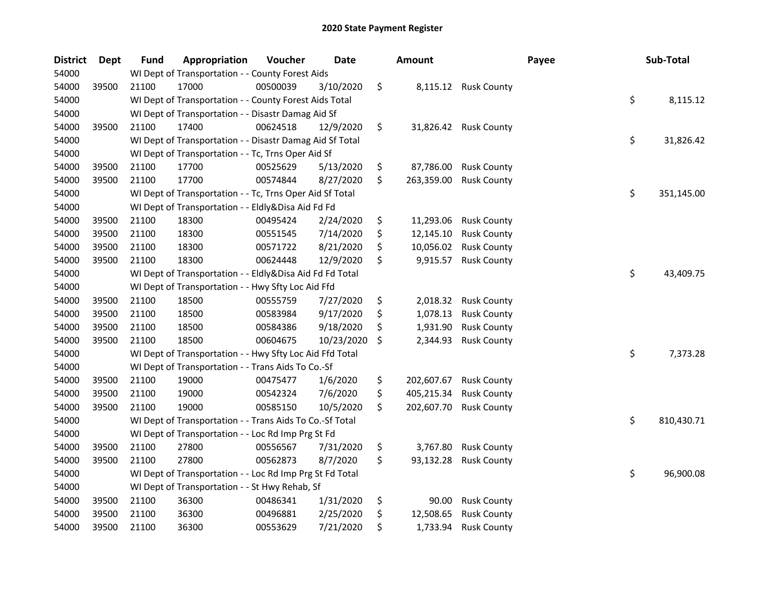# 2020 State Payment Register

| District | Dept | Fund | Appropriation | Voucher | Date | Amount | Payee | Sub-Total |
|---|---|---|---|---|---|---|---|---|
| 54000 | | WI Dept of Transportation - - County Forest Aids | | | | | | |
| 54000 | 39500 | 21100 | 17000 | 00500039 | 3/10/2020 | $ 8,115.12 | Rusk County | |
| 54000 | | WI Dept of Transportation - - County Forest Aids Total | | | | | | $ 8,115.12 |
| 54000 | | WI Dept of Transportation - - Disastr Damag Aid Sf | | | | | | |
| 54000 | 39500 | 21100 | 17400 | 00624518 | 12/9/2020 | $ 31,826.42 | Rusk County | |
| 54000 | | WI Dept of Transportation - - Disastr Damag Aid Sf Total | | | | | | $ 31,826.42 |
| 54000 | | WI Dept of Transportation - - Tc, Trns Oper Aid Sf | | | | | | |
| 54000 | 39500 | 21100 | 17700 | 00525629 | 5/13/2020 | $ 87,786.00 | Rusk County | |
| 54000 | 39500 | 21100 | 17700 | 00574844 | 8/27/2020 | $ 263,359.00 | Rusk County | |
| 54000 | | WI Dept of Transportation - - Tc, Trns Oper Aid Sf Total | | | | | | $ 351,145.00 |
| 54000 | | WI Dept of Transportation - - Eldly&Disa Aid Fd Fd | | | | | | |
| 54000 | 39500 | 21100 | 18300 | 00495424 | 2/24/2020 | $ 11,293.06 | Rusk County | |
| 54000 | 39500 | 21100 | 18300 | 00551545 | 7/14/2020 | $ 12,145.10 | Rusk County | |
| 54000 | 39500 | 21100 | 18300 | 00571722 | 8/21/2020 | $ 10,056.02 | Rusk County | |
| 54000 | 39500 | 21100 | 18300 | 00624448 | 12/9/2020 | $ 9,915.57 | Rusk County | |
| 54000 | | WI Dept of Transportation - - Eldly&Disa Aid Fd Fd Total | | | | | | $ 43,409.75 |
| 54000 | | WI Dept of Transportation - - Hwy Sfty Loc Aid Ffd | | | | | | |
| 54000 | 39500 | 21100 | 18500 | 00555759 | 7/27/2020 | $ 2,018.32 | Rusk County | |
| 54000 | 39500 | 21100 | 18500 | 00583984 | 9/17/2020 | $ 1,078.13 | Rusk County | |
| 54000 | 39500 | 21100 | 18500 | 00584386 | 9/18/2020 | $ 1,931.90 | Rusk County | |
| 54000 | 39500 | 21100 | 18500 | 00604675 | 10/23/2020 | $ 2,344.93 | Rusk County | |
| 54000 | | WI Dept of Transportation - - Hwy Sfty Loc Aid Ffd Total | | | | | | $ 7,373.28 |
| 54000 | | WI Dept of Transportation - - Trans Aids To Co.-Sf | | | | | | |
| 54000 | 39500 | 21100 | 19000 | 00475477 | 1/6/2020 | $ 202,607.67 | Rusk County | |
| 54000 | 39500 | 21100 | 19000 | 00542324 | 7/6/2020 | $ 405,215.34 | Rusk County | |
| 54000 | 39500 | 21100 | 19000 | 00585150 | 10/5/2020 | $ 202,607.70 | Rusk County | |
| 54000 | | WI Dept of Transportation - - Trans Aids To Co.-Sf Total | | | | | | $ 810,430.71 |
| 54000 | | WI Dept of Transportation - - Loc Rd Imp Prg St Fd | | | | | | |
| 54000 | 39500 | 21100 | 27800 | 00556567 | 7/31/2020 | $ 3,767.80 | Rusk County | |
| 54000 | 39500 | 21100 | 27800 | 00562873 | 8/7/2020 | $ 93,132.28 | Rusk County | |
| 54000 | | WI Dept of Transportation - - Loc Rd Imp Prg St Fd Total | | | | | | $ 96,900.08 |
| 54000 | | WI Dept of Transportation - - St Hwy Rehab, Sf | | | | | | |
| 54000 | 39500 | 21100 | 36300 | 00486341 | 1/31/2020 | $ 90.00 | Rusk County | |
| 54000 | 39500 | 21100 | 36300 | 00496881 | 2/25/2020 | $ 12,508.65 | Rusk County | |
| 54000 | 39500 | 21100 | 36300 | 00553629 | 7/21/2020 | $ 1,733.94 | Rusk County | |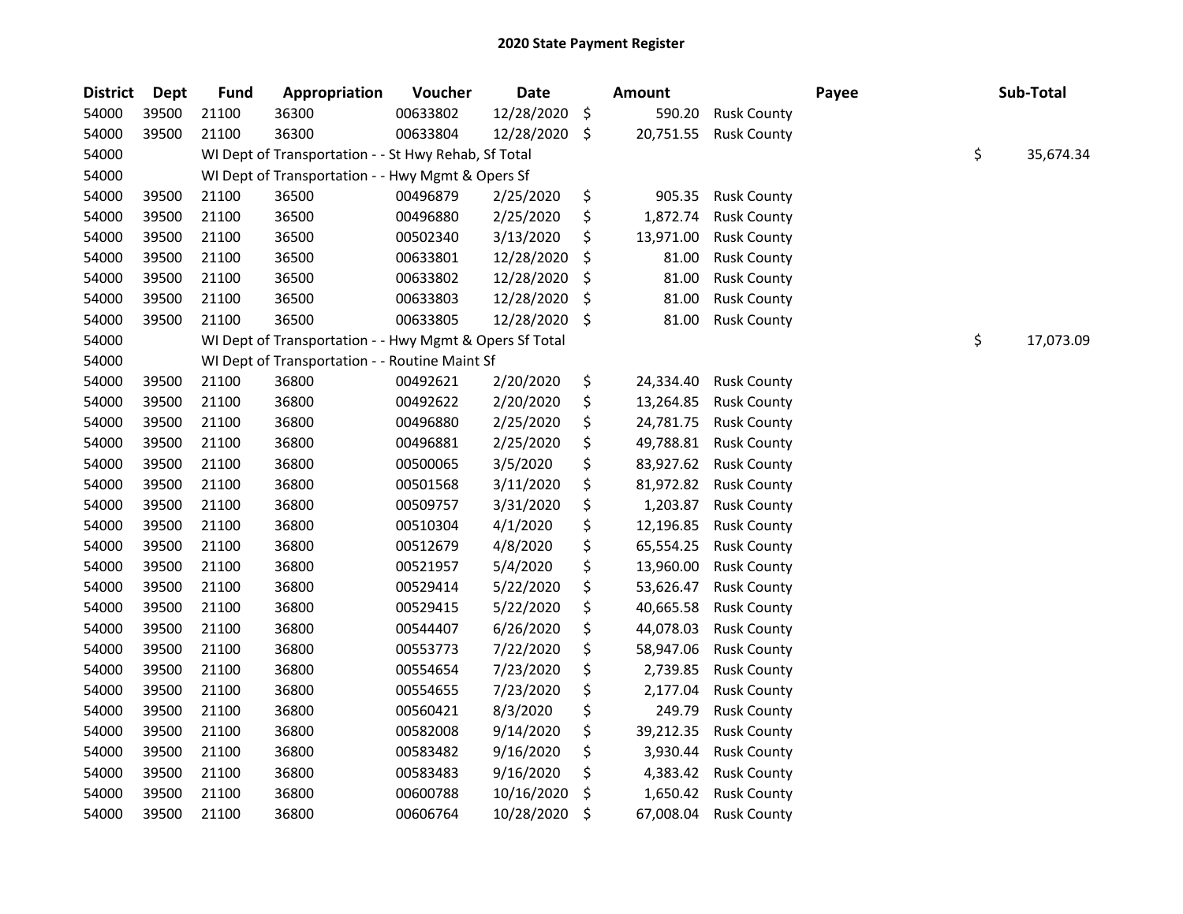# 2020 State Payment Register

| District | Dept | Fund | Appropriation | Voucher | Date | Amount | Payee | Sub-Total |
|---|---|---|---|---|---|---|---|---|
| 54000 | 39500 | 21100 | 36300 | 00633802 | 12/28/2020 | $ 590.20 | Rusk County | |
| 54000 | 39500 | 21100 | 36300 | 00633804 | 12/28/2020 | $ 20,751.55 | Rusk County | |
| 54000 | | WI Dept of Transportation - - St Hwy Rehab, Sf Total | | | | | | $ 35,674.34 |
| 54000 | | WI Dept of Transportation - - Hwy Mgmt & Opers Sf | | | | | | |
| 54000 | 39500 | 21100 | 36500 | 00496879 | 2/25/2020 | $ 905.35 | Rusk County | |
| 54000 | 39500 | 21100 | 36500 | 00496880 | 2/25/2020 | $ 1,872.74 | Rusk County | |
| 54000 | 39500 | 21100 | 36500 | 00502340 | 3/13/2020 | $ 13,971.00 | Rusk County | |
| 54000 | 39500 | 21100 | 36500 | 00633801 | 12/28/2020 | $ 81.00 | Rusk County | |
| 54000 | 39500 | 21100 | 36500 | 00633802 | 12/28/2020 | $ 81.00 | Rusk County | |
| 54000 | 39500 | 21100 | 36500 | 00633803 | 12/28/2020 | $ 81.00 | Rusk County | |
| 54000 | 39500 | 21100 | 36500 | 00633805 | 12/28/2020 | $ 81.00 | Rusk County | |
| 54000 | | WI Dept of Transportation - - Hwy Mgmt & Opers Sf Total | | | | | | $ 17,073.09 |
| 54000 | | WI Dept of Transportation - - Routine Maint Sf | | | | | | |
| 54000 | 39500 | 21100 | 36800 | 00492621 | 2/20/2020 | $ 24,334.40 | Rusk County | |
| 54000 | 39500 | 21100 | 36800 | 00492622 | 2/20/2020 | $ 13,264.85 | Rusk County | |
| 54000 | 39500 | 21100 | 36800 | 00496880 | 2/25/2020 | $ 24,781.75 | Rusk County | |
| 54000 | 39500 | 21100 | 36800 | 00496881 | 2/25/2020 | $ 49,788.81 | Rusk County | |
| 54000 | 39500 | 21100 | 36800 | 00500065 | 3/5/2020 | $ 83,927.62 | Rusk County | |
| 54000 | 39500 | 21100 | 36800 | 00501568 | 3/11/2020 | $ 81,972.82 | Rusk County | |
| 54000 | 39500 | 21100 | 36800 | 00509757 | 3/31/2020 | $ 1,203.87 | Rusk County | |
| 54000 | 39500 | 21100 | 36800 | 00510304 | 4/1/2020 | $ 12,196.85 | Rusk County | |
| 54000 | 39500 | 21100 | 36800 | 00512679 | 4/8/2020 | $ 65,554.25 | Rusk County | |
| 54000 | 39500 | 21100 | 36800 | 00521957 | 5/4/2020 | $ 13,960.00 | Rusk County | |
| 54000 | 39500 | 21100 | 36800 | 00529414 | 5/22/2020 | $ 53,626.47 | Rusk County | |
| 54000 | 39500 | 21100 | 36800 | 00529415 | 5/22/2020 | $ 40,665.58 | Rusk County | |
| 54000 | 39500 | 21100 | 36800 | 00544407 | 6/26/2020 | $ 44,078.03 | Rusk County | |
| 54000 | 39500 | 21100 | 36800 | 00553773 | 7/22/2020 | $ 58,947.06 | Rusk County | |
| 54000 | 39500 | 21100 | 36800 | 00554654 | 7/23/2020 | $ 2,739.85 | Rusk County | |
| 54000 | 39500 | 21100 | 36800 | 00554655 | 7/23/2020 | $ 2,177.04 | Rusk County | |
| 54000 | 39500 | 21100 | 36800 | 00560421 | 8/3/2020 | $ 249.79 | Rusk County | |
| 54000 | 39500 | 21100 | 36800 | 00582008 | 9/14/2020 | $ 39,212.35 | Rusk County | |
| 54000 | 39500 | 21100 | 36800 | 00583482 | 9/16/2020 | $ 3,930.44 | Rusk County | |
| 54000 | 39500 | 21100 | 36800 | 00583483 | 9/16/2020 | $ 4,383.42 | Rusk County | |
| 54000 | 39500 | 21100 | 36800 | 00600788 | 10/16/2020 | $ 1,650.42 | Rusk County | |
| 54000 | 39500 | 21100 | 36800 | 00606764 | 10/28/2020 | $ 67,008.04 | Rusk County | |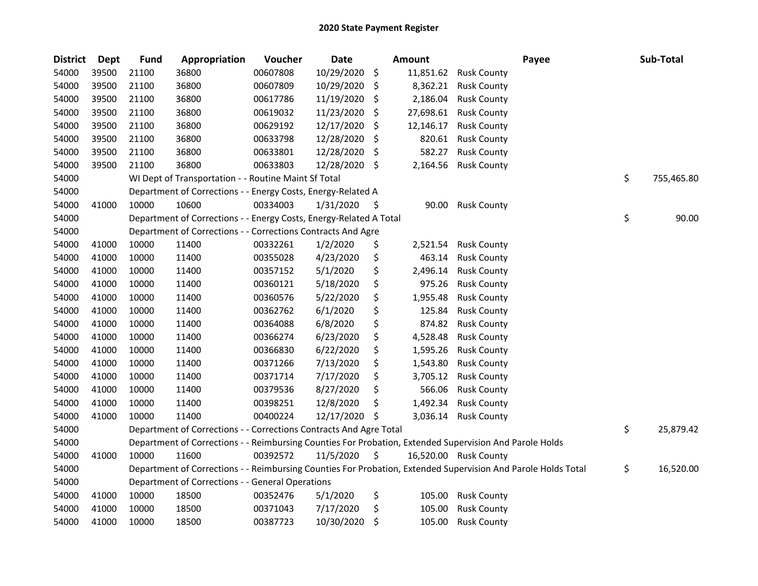# 2020 State Payment Register

| District | Dept | Fund | Appropriation | Voucher | Date | Amount | Payee | Sub-Total |
|---|---|---|---|---|---|---|---|---|
| 54000 | 39500 | 21100 | 36800 | 00607808 | 10/29/2020 | $ 11,851.62 | Rusk County | |
| 54000 | 39500 | 21100 | 36800 | 00607809 | 10/29/2020 | $ 8,362.21 | Rusk County | |
| 54000 | 39500 | 21100 | 36800 | 00617786 | 11/19/2020 | $ 2,186.04 | Rusk County | |
| 54000 | 39500 | 21100 | 36800 | 00619032 | 11/23/2020 | $ 27,698.61 | Rusk County | |
| 54000 | 39500 | 21100 | 36800 | 00629192 | 12/17/2020 | $ 12,146.17 | Rusk County | |
| 54000 | 39500 | 21100 | 36800 | 00633798 | 12/28/2020 | $ 820.61 | Rusk County | |
| 54000 | 39500 | 21100 | 36800 | 00633801 | 12/28/2020 | $ 582.27 | Rusk County | |
| 54000 | 39500 | 21100 | 36800 | 00633803 | 12/28/2020 | $ 2,164.56 | Rusk County | |
| 54000 | | WI Dept of Transportation - - Routine Maint Sf Total | | | | | | $ 755,465.80 |
| 54000 | | Department of Corrections - - Energy Costs, Energy-Related A | | | | | | |
| 54000 | 41000 | 10000 | 10600 | 00334003 | 1/31/2020 | $ 90.00 | Rusk County | |
| 54000 | | Department of Corrections - - Energy Costs, Energy-Related A Total | | | | | | $ 90.00 |
| 54000 | | Department of Corrections - - Corrections Contracts And Agre | | | | | | |
| 54000 | 41000 | 10000 | 11400 | 00332261 | 1/2/2020 | $ 2,521.54 | Rusk County | |
| 54000 | 41000 | 10000 | 11400 | 00355028 | 4/23/2020 | $ 463.14 | Rusk County | |
| 54000 | 41000 | 10000 | 11400 | 00357152 | 5/1/2020 | $ 2,496.14 | Rusk County | |
| 54000 | 41000 | 10000 | 11400 | 00360121 | 5/18/2020 | $ 975.26 | Rusk County | |
| 54000 | 41000 | 10000 | 11400 | 00360576 | 5/22/2020 | $ 1,955.48 | Rusk County | |
| 54000 | 41000 | 10000 | 11400 | 00362762 | 6/1/2020 | $ 125.84 | Rusk County | |
| 54000 | 41000 | 10000 | 11400 | 00364088 | 6/8/2020 | $ 874.82 | Rusk County | |
| 54000 | 41000 | 10000 | 11400 | 00366274 | 6/23/2020 | $ 4,528.48 | Rusk County | |
| 54000 | 41000 | 10000 | 11400 | 00366830 | 6/22/2020 | $ 1,595.26 | Rusk County | |
| 54000 | 41000 | 10000 | 11400 | 00371266 | 7/13/2020 | $ 1,543.80 | Rusk County | |
| 54000 | 41000 | 10000 | 11400 | 00371714 | 7/17/2020 | $ 3,705.12 | Rusk County | |
| 54000 | 41000 | 10000 | 11400 | 00379536 | 8/27/2020 | $ 566.06 | Rusk County | |
| 54000 | 41000 | 10000 | 11400 | 00398251 | 12/8/2020 | $ 1,492.34 | Rusk County | |
| 54000 | 41000 | 10000 | 11400 | 00400224 | 12/17/2020 | $ 3,036.14 | Rusk County | |
| 54000 | | Department of Corrections - - Corrections Contracts And Agre Total | | | | | | $ 25,879.42 |
| 54000 | | Department of Corrections - - Reimbursing Counties For Probation, Extended Supervision And Parole Holds | | | | | | |
| 54000 | 41000 | 10000 | 11600 | 00392572 | 11/5/2020 | $ 16,520.00 | Rusk County | |
| 54000 | | Department of Corrections - - Reimbursing Counties For Probation, Extended Supervision And Parole Holds Total | | | | | | $ 16,520.00 |
| 54000 | | Department of Corrections - - General Operations | | | | | | |
| 54000 | 41000 | 10000 | 18500 | 00352476 | 5/1/2020 | $ 105.00 | Rusk County | |
| 54000 | 41000 | 10000 | 18500 | 00371043 | 7/17/2020 | $ 105.00 | Rusk County | |
| 54000 | 41000 | 10000 | 18500 | 00387723 | 10/30/2020 | $ 105.00 | Rusk County | |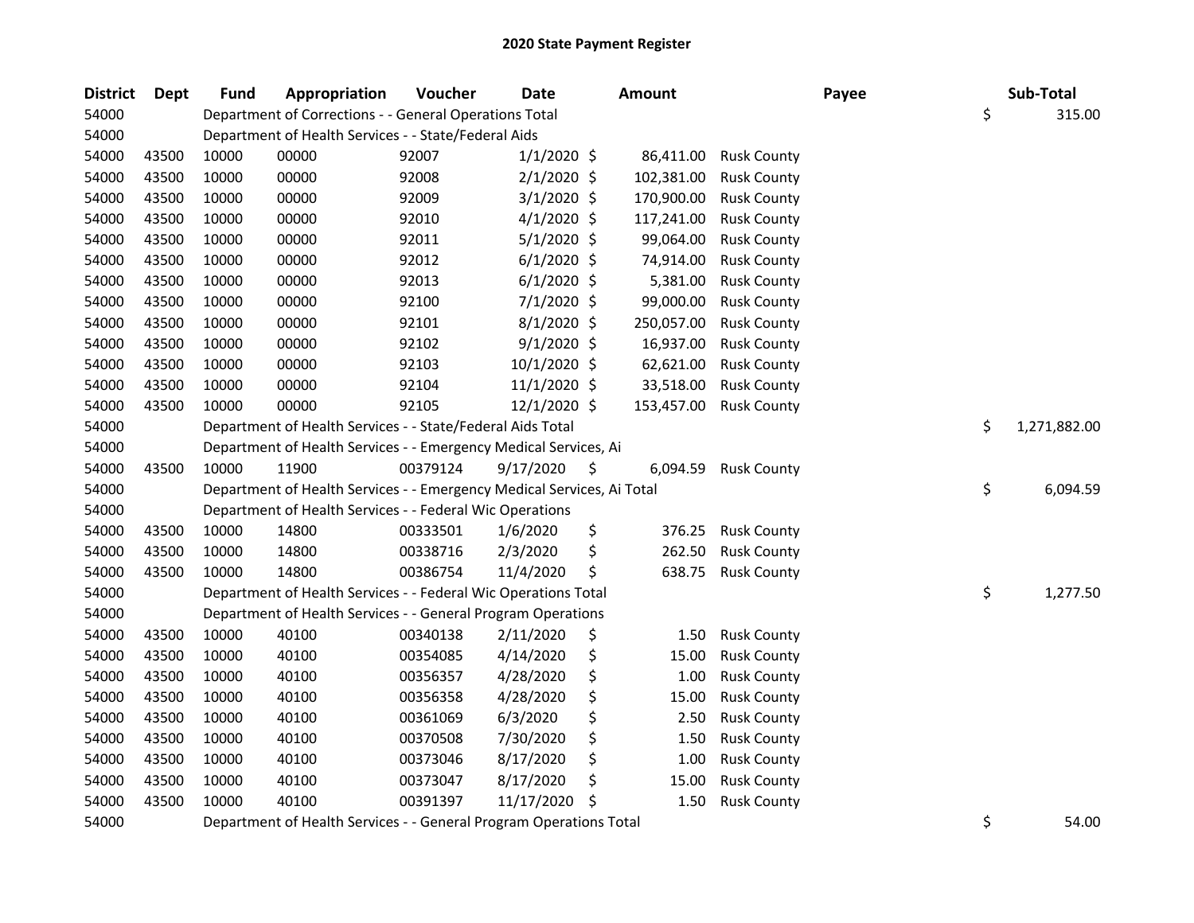# 2020 State Payment Register

| District | Dept | Fund | Appropriation | Voucher | Date | Amount | Payee | Sub-Total |
|---|---|---|---|---|---|---|---|---|
| 54000 | | Department of Corrections - - General Operations Total | | | | | | $ 315.00 |
| 54000 | | Department of Health Services - - State/Federal Aids | | | | | | |
| 54000 | 43500 | 10000 | 00000 | 92007 | 1/1/2020 | $ 86,411.00 | Rusk County | |
| 54000 | 43500 | 10000 | 00000 | 92008 | 2/1/2020 | $ 102,381.00 | Rusk County | |
| 54000 | 43500 | 10000 | 00000 | 92009 | 3/1/2020 | $ 170,900.00 | Rusk County | |
| 54000 | 43500 | 10000 | 00000 | 92010 | 4/1/2020 | $ 117,241.00 | Rusk County | |
| 54000 | 43500 | 10000 | 00000 | 92011 | 5/1/2020 | $ 99,064.00 | Rusk County | |
| 54000 | 43500 | 10000 | 00000 | 92012 | 6/1/2020 | $ 74,914.00 | Rusk County | |
| 54000 | 43500 | 10000 | 00000 | 92013 | 6/1/2020 | $ 5,381.00 | Rusk County | |
| 54000 | 43500 | 10000 | 00000 | 92100 | 7/1/2020 | $ 99,000.00 | Rusk County | |
| 54000 | 43500 | 10000 | 00000 | 92101 | 8/1/2020 | $ 250,057.00 | Rusk County | |
| 54000 | 43500 | 10000 | 00000 | 92102 | 9/1/2020 | $ 16,937.00 | Rusk County | |
| 54000 | 43500 | 10000 | 00000 | 92103 | 10/1/2020 | $ 62,621.00 | Rusk County | |
| 54000 | 43500 | 10000 | 00000 | 92104 | 11/1/2020 | $ 33,518.00 | Rusk County | |
| 54000 | 43500 | 10000 | 00000 | 92105 | 12/1/2020 | $ 153,457.00 | Rusk County | |
| 54000 | | Department of Health Services - - State/Federal Aids Total | | | | | | $ 1,271,882.00 |
| 54000 | | Department of Health Services - - Emergency Medical Services, Ai | | | | | | |
| 54000 | 43500 | 10000 | 11900 | 00379124 | 9/17/2020 | $ 6,094.59 | Rusk County | |
| 54000 | | Department of Health Services - - Emergency Medical Services, Ai Total | | | | | | $ 6,094.59 |
| 54000 | | Department of Health Services - - Federal Wic Operations | | | | | | |
| 54000 | 43500 | 10000 | 14800 | 00333501 | 1/6/2020 | $ 376.25 | Rusk County | |
| 54000 | 43500 | 10000 | 14800 | 00338716 | 2/3/2020 | $ 262.50 | Rusk County | |
| 54000 | 43500 | 10000 | 14800 | 00386754 | 11/4/2020 | $ 638.75 | Rusk County | |
| 54000 | | Department of Health Services - - Federal Wic Operations Total | | | | | | $ 1,277.50 |
| 54000 | | Department of Health Services - - General Program Operations | | | | | | |
| 54000 | 43500 | 10000 | 40100 | 00340138 | 2/11/2020 | $ 1.50 | Rusk County | |
| 54000 | 43500 | 10000 | 40100 | 00354085 | 4/14/2020 | $ 15.00 | Rusk County | |
| 54000 | 43500 | 10000 | 40100 | 00356357 | 4/28/2020 | $ 1.00 | Rusk County | |
| 54000 | 43500 | 10000 | 40100 | 00356358 | 4/28/2020 | $ 15.00 | Rusk County | |
| 54000 | 43500 | 10000 | 40100 | 00361069 | 6/3/2020 | $ 2.50 | Rusk County | |
| 54000 | 43500 | 10000 | 40100 | 00370508 | 7/30/2020 | $ 1.50 | Rusk County | |
| 54000 | 43500 | 10000 | 40100 | 00373046 | 8/17/2020 | $ 1.00 | Rusk County | |
| 54000 | 43500 | 10000 | 40100 | 00373047 | 8/17/2020 | $ 15.00 | Rusk County | |
| 54000 | 43500 | 10000 | 40100 | 00391397 | 11/17/2020 | $ 1.50 | Rusk County | |
| 54000 | | Department of Health Services - - General Program Operations Total | | | | | | $ 54.00 |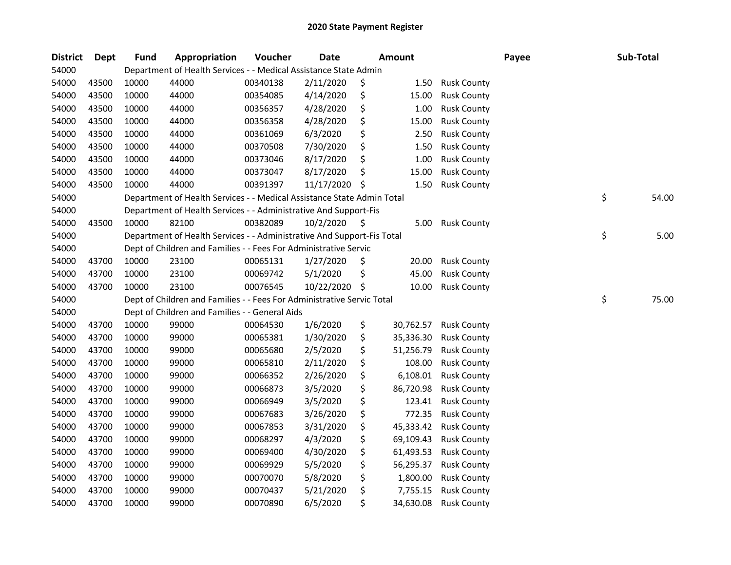## 2020 State Payment Register

| District | Dept | Fund | Appropriation | Voucher | Date | Amount | Payee | Sub-Total |
|---|---|---|---|---|---|---|---|---|
| 54000 | | Department of Health Services - - Medical Assistance State Admin | | | | | | |
| 54000 | 43500 | 10000 | 44000 | 00340138 | 2/11/2020 | $ 1.50 | Rusk County | |
| 54000 | 43500 | 10000 | 44000 | 00354085 | 4/14/2020 | $ 15.00 | Rusk County | |
| 54000 | 43500 | 10000 | 44000 | 00356357 | 4/28/2020 | $ 1.00 | Rusk County | |
| 54000 | 43500 | 10000 | 44000 | 00356358 | 4/28/2020 | $ 15.00 | Rusk County | |
| 54000 | 43500 | 10000 | 44000 | 00361069 | 6/3/2020 | $ 2.50 | Rusk County | |
| 54000 | 43500 | 10000 | 44000 | 00370508 | 7/30/2020 | $ 1.50 | Rusk County | |
| 54000 | 43500 | 10000 | 44000 | 00373046 | 8/17/2020 | $ 1.00 | Rusk County | |
| 54000 | 43500 | 10000 | 44000 | 00373047 | 8/17/2020 | $ 15.00 | Rusk County | |
| 54000 | 43500 | 10000 | 44000 | 00391397 | 11/17/2020 | $ 1.50 | Rusk County | |
| 54000 | | Department of Health Services - - Medical Assistance State Admin Total | | | | | | $ 54.00 |
| 54000 | | Department of Health Services - - Administrative And Support-Fis | | | | | | |
| 54000 | 43500 | 10000 | 82100 | 00382089 | 10/2/2020 | $ 5.00 | Rusk County | |
| 54000 | | Department of Health Services - - Administrative And Support-Fis Total | | | | | | $ 5.00 |
| 54000 | | Dept of Children and Families - - Fees For Administrative Servic | | | | | | |
| 54000 | 43700 | 10000 | 23100 | 00065131 | 1/27/2020 | $ 20.00 | Rusk County | |
| 54000 | 43700 | 10000 | 23100 | 00069742 | 5/1/2020 | $ 45.00 | Rusk County | |
| 54000 | 43700 | 10000 | 23100 | 00076545 | 10/22/2020 | $ 10.00 | Rusk County | |
| 54000 | | Dept of Children and Families - - Fees For Administrative Servic Total | | | | | | $ 75.00 |
| 54000 | | Dept of Children and Families - - General Aids | | | | | | |
| 54000 | 43700 | 10000 | 99000 | 00064530 | 1/6/2020 | $ 30,762.57 | Rusk County | |
| 54000 | 43700 | 10000 | 99000 | 00065381 | 1/30/2020 | $ 35,336.30 | Rusk County | |
| 54000 | 43700 | 10000 | 99000 | 00065680 | 2/5/2020 | $ 51,256.79 | Rusk County | |
| 54000 | 43700 | 10000 | 99000 | 00065810 | 2/11/2020 | $ 108.00 | Rusk County | |
| 54000 | 43700 | 10000 | 99000 | 00066352 | 2/26/2020 | $ 6,108.01 | Rusk County | |
| 54000 | 43700 | 10000 | 99000 | 00066873 | 3/5/2020 | $ 86,720.98 | Rusk County | |
| 54000 | 43700 | 10000 | 99000 | 00066949 | 3/5/2020 | $ 123.41 | Rusk County | |
| 54000 | 43700 | 10000 | 99000 | 00067683 | 3/26/2020 | $ 772.35 | Rusk County | |
| 54000 | 43700 | 10000 | 99000 | 00067853 | 3/31/2020 | $ 45,333.42 | Rusk County | |
| 54000 | 43700 | 10000 | 99000 | 00068297 | 4/3/2020 | $ 69,109.43 | Rusk County | |
| 54000 | 43700 | 10000 | 99000 | 00069400 | 4/30/2020 | $ 61,493.53 | Rusk County | |
| 54000 | 43700 | 10000 | 99000 | 00069929 | 5/5/2020 | $ 56,295.37 | Rusk County | |
| 54000 | 43700 | 10000 | 99000 | 00070070 | 5/8/2020 | $ 1,800.00 | Rusk County | |
| 54000 | 43700 | 10000 | 99000 | 00070437 | 5/21/2020 | $ 7,755.15 | Rusk County | |
| 54000 | 43700 | 10000 | 99000 | 00070890 | 6/5/2020 | $ 34,630.08 | Rusk County | |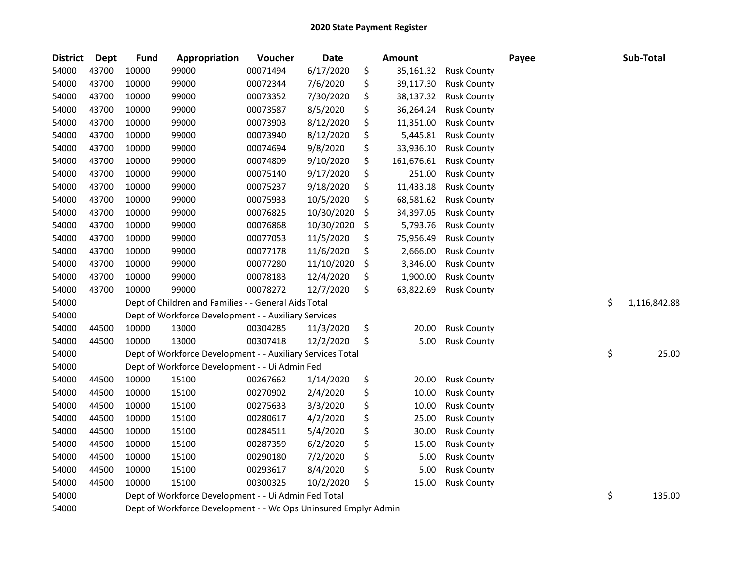## 2020 State Payment Register

| District | Dept | Fund | Appropriation | Voucher | Date | Amount | | Payee | Sub-Total |
|---|---|---|---|---|---|---|---|---|---|
| 54000 | 43700 | 10000 | 99000 | 00071494 | 6/17/2020 | $ | 35,161.32 | Rusk County | |
| 54000 | 43700 | 10000 | 99000 | 00072344 | 7/6/2020 | $ | 39,117.30 | Rusk County | |
| 54000 | 43700 | 10000 | 99000 | 00073352 | 7/30/2020 | $ | 38,137.32 | Rusk County | |
| 54000 | 43700 | 10000 | 99000 | 00073587 | 8/5/2020 | $ | 36,264.24 | Rusk County | |
| 54000 | 43700 | 10000 | 99000 | 00073903 | 8/12/2020 | $ | 11,351.00 | Rusk County | |
| 54000 | 43700 | 10000 | 99000 | 00073940 | 8/12/2020 | $ | 5,445.81 | Rusk County | |
| 54000 | 43700 | 10000 | 99000 | 00074694 | 9/8/2020 | $ | 33,936.10 | Rusk County | |
| 54000 | 43700 | 10000 | 99000 | 00074809 | 9/10/2020 | $ | 161,676.61 | Rusk County | |
| 54000 | 43700 | 10000 | 99000 | 00075140 | 9/17/2020 | $ | 251.00 | Rusk County | |
| 54000 | 43700 | 10000 | 99000 | 00075237 | 9/18/2020 | $ | 11,433.18 | Rusk County | |
| 54000 | 43700 | 10000 | 99000 | 00075933 | 10/5/2020 | $ | 68,581.62 | Rusk County | |
| 54000 | 43700 | 10000 | 99000 | 00076825 | 10/30/2020 | $ | 34,397.05 | Rusk County | |
| 54000 | 43700 | 10000 | 99000 | 00076868 | 10/30/2020 | $ | 5,793.76 | Rusk County | |
| 54000 | 43700 | 10000 | 99000 | 00077053 | 11/5/2020 | $ | 75,956.49 | Rusk County | |
| 54000 | 43700 | 10000 | 99000 | 00077178 | 11/6/2020 | $ | 2,666.00 | Rusk County | |
| 54000 | 43700 | 10000 | 99000 | 00077280 | 11/10/2020 | $ | 3,346.00 | Rusk County | |
| 54000 | 43700 | 10000 | 99000 | 00078183 | 12/4/2020 | $ | 1,900.00 | Rusk County | |
| 54000 | 43700 | 10000 | 99000 | 00078272 | 12/7/2020 | $ | 63,822.69 | Rusk County | |
| 54000 | | Dept of Children and Families - - General Aids Total | | | | | | | $ 1,116,842.88 |
| 54000 | | Dept of Workforce Development - - Auxiliary Services | | | | | | | |
| 54000 | 44500 | 10000 | 13000 | 00304285 | 11/3/2020 | $ | 20.00 | Rusk County | |
| 54000 | 44500 | 10000 | 13000 | 00307418 | 12/2/2020 | $ | 5.00 | Rusk County | |
| 54000 | | Dept of Workforce Development - - Auxiliary Services Total | | | | | | | $ 25.00 |
| 54000 | | Dept of Workforce Development - - Ui Admin Fed | | | | | | | |
| 54000 | 44500 | 10000 | 15100 | 00267662 | 1/14/2020 | $ | 20.00 | Rusk County | |
| 54000 | 44500 | 10000 | 15100 | 00270902 | 2/4/2020 | $ | 10.00 | Rusk County | |
| 54000 | 44500 | 10000 | 15100 | 00275633 | 3/3/2020 | $ | 10.00 | Rusk County | |
| 54000 | 44500 | 10000 | 15100 | 00280617 | 4/2/2020 | $ | 25.00 | Rusk County | |
| 54000 | 44500 | 10000 | 15100 | 00284511 | 5/4/2020 | $ | 30.00 | Rusk County | |
| 54000 | 44500 | 10000 | 15100 | 00287359 | 6/2/2020 | $ | 15.00 | Rusk County | |
| 54000 | 44500 | 10000 | 15100 | 00290180 | 7/2/2020 | $ | 5.00 | Rusk County | |
| 54000 | 44500 | 10000 | 15100 | 00293617 | 8/4/2020 | $ | 5.00 | Rusk County | |
| 54000 | 44500 | 10000 | 15100 | 00300325 | 10/2/2020 | $ | 15.00 | Rusk County | |
| 54000 | | Dept of Workforce Development - - Ui Admin Fed Total | | | | | | | $ 135.00 |
| 54000 | | Dept of Workforce Development - - Wc Ops Uninsured Emplyr Admin | | | | | | | |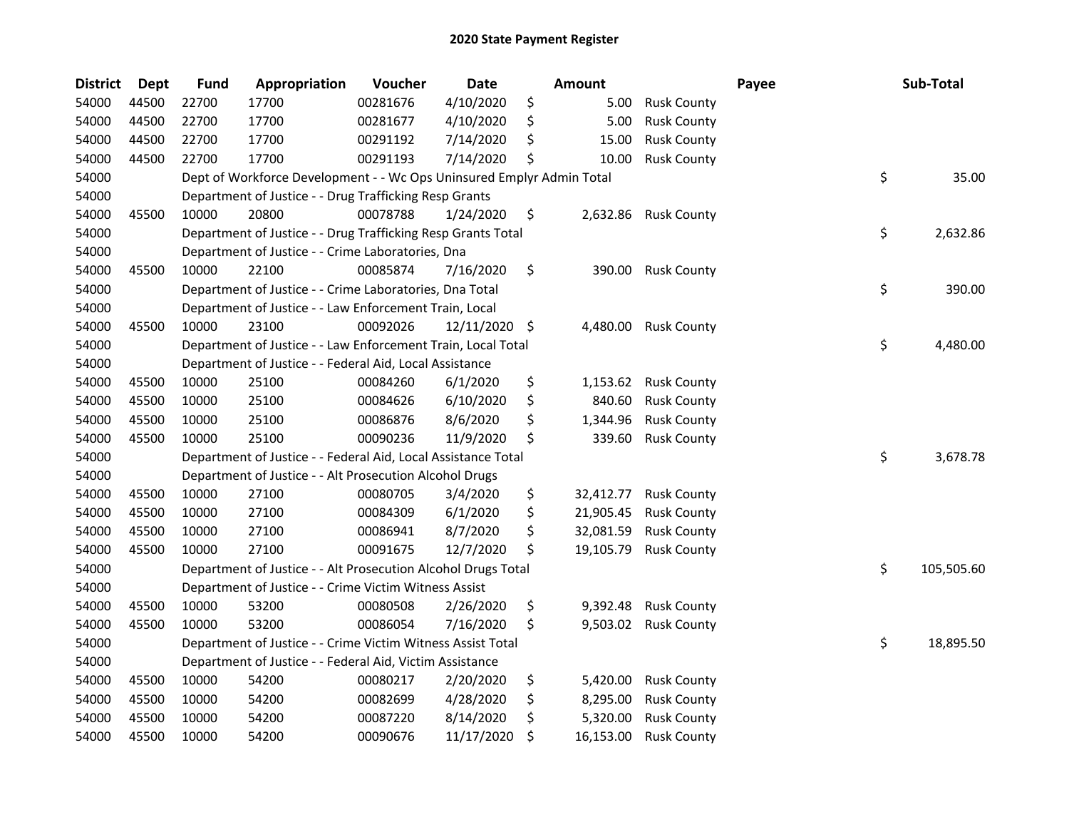# 2020 State Payment Register

| District | Dept | Fund | Appropriation | Voucher | Date | Amount | Payee | Sub-Total |
|---|---|---|---|---|---|---|---|---|
| 54000 | 44500 | 22700 | 17700 | 00281676 | 4/10/2020 | $ 5.00 | Rusk County | |
| 54000 | 44500 | 22700 | 17700 | 00281677 | 4/10/2020 | $ 5.00 | Rusk County | |
| 54000 | 44500 | 22700 | 17700 | 00291192 | 7/14/2020 | $ 15.00 | Rusk County | |
| 54000 | 44500 | 22700 | 17700 | 00291193 | 7/14/2020 | $ 10.00 | Rusk County | |
| 54000 | | Dept of Workforce Development - - Wc Ops Uninsured Emplyr Admin Total | | | | | | $ 35.00 |
| 54000 | | Department of Justice - - Drug Trafficking Resp Grants | | | | | | |
| 54000 | 45500 | 10000 | 20800 | 00078788 | 1/24/2020 | $ 2,632.86 | Rusk County | |
| 54000 | | Department of Justice - - Drug Trafficking Resp Grants Total | | | | | | $ 2,632.86 |
| 54000 | | Department of Justice - - Crime Laboratories, Dna | | | | | | |
| 54000 | 45500 | 10000 | 22100 | 00085874 | 7/16/2020 | $ 390.00 | Rusk County | |
| 54000 | | Department of Justice - - Crime Laboratories, Dna Total | | | | | | $ 390.00 |
| 54000 | | Department of Justice - - Law Enforcement Train, Local | | | | | | |
| 54000 | 45500 | 10000 | 23100 | 00092026 | 12/11/2020 | $ 4,480.00 | Rusk County | |
| 54000 | | Department of Justice - - Law Enforcement Train, Local Total | | | | | | $ 4,480.00 |
| 54000 | | Department of Justice - - Federal Aid, Local Assistance | | | | | | |
| 54000 | 45500 | 10000 | 25100 | 00084260 | 6/1/2020 | $ 1,153.62 | Rusk County | |
| 54000 | 45500 | 10000 | 25100 | 00084626 | 6/10/2020 | $ 840.60 | Rusk County | |
| 54000 | 45500 | 10000 | 25100 | 00086876 | 8/6/2020 | $ 1,344.96 | Rusk County | |
| 54000 | 45500 | 10000 | 25100 | 00090236 | 11/9/2020 | $ 339.60 | Rusk County | |
| 54000 | | Department of Justice - - Federal Aid, Local Assistance Total | | | | | | $ 3,678.78 |
| 54000 | | Department of Justice - - Alt Prosecution Alcohol Drugs | | | | | | |
| 54000 | 45500 | 10000 | 27100 | 00080705 | 3/4/2020 | $ 32,412.77 | Rusk County | |
| 54000 | 45500 | 10000 | 27100 | 00084309 | 6/1/2020 | $ 21,905.45 | Rusk County | |
| 54000 | 45500 | 10000 | 27100 | 00086941 | 8/7/2020 | $ 32,081.59 | Rusk County | |
| 54000 | 45500 | 10000 | 27100 | 00091675 | 12/7/2020 | $ 19,105.79 | Rusk County | |
| 54000 | | Department of Justice - - Alt Prosecution Alcohol Drugs Total | | | | | | $ 105,505.60 |
| 54000 | | Department of Justice - - Crime Victim Witness Assist | | | | | | |
| 54000 | 45500 | 10000 | 53200 | 00080508 | 2/26/2020 | $ 9,392.48 | Rusk County | |
| 54000 | 45500 | 10000 | 53200 | 00086054 | 7/16/2020 | $ 9,503.02 | Rusk County | |
| 54000 | | Department of Justice - - Crime Victim Witness Assist Total | | | | | | $ 18,895.50 |
| 54000 | | Department of Justice - - Federal Aid, Victim Assistance | | | | | | |
| 54000 | 45500 | 10000 | 54200 | 00080217 | 2/20/2020 | $ 5,420.00 | Rusk County | |
| 54000 | 45500 | 10000 | 54200 | 00082699 | 4/28/2020 | $ 8,295.00 | Rusk County | |
| 54000 | 45500 | 10000 | 54200 | 00087220 | 8/14/2020 | $ 5,320.00 | Rusk County | |
| 54000 | 45500 | 10000 | 54200 | 00090676 | 11/17/2020 | $ 16,153.00 | Rusk County | |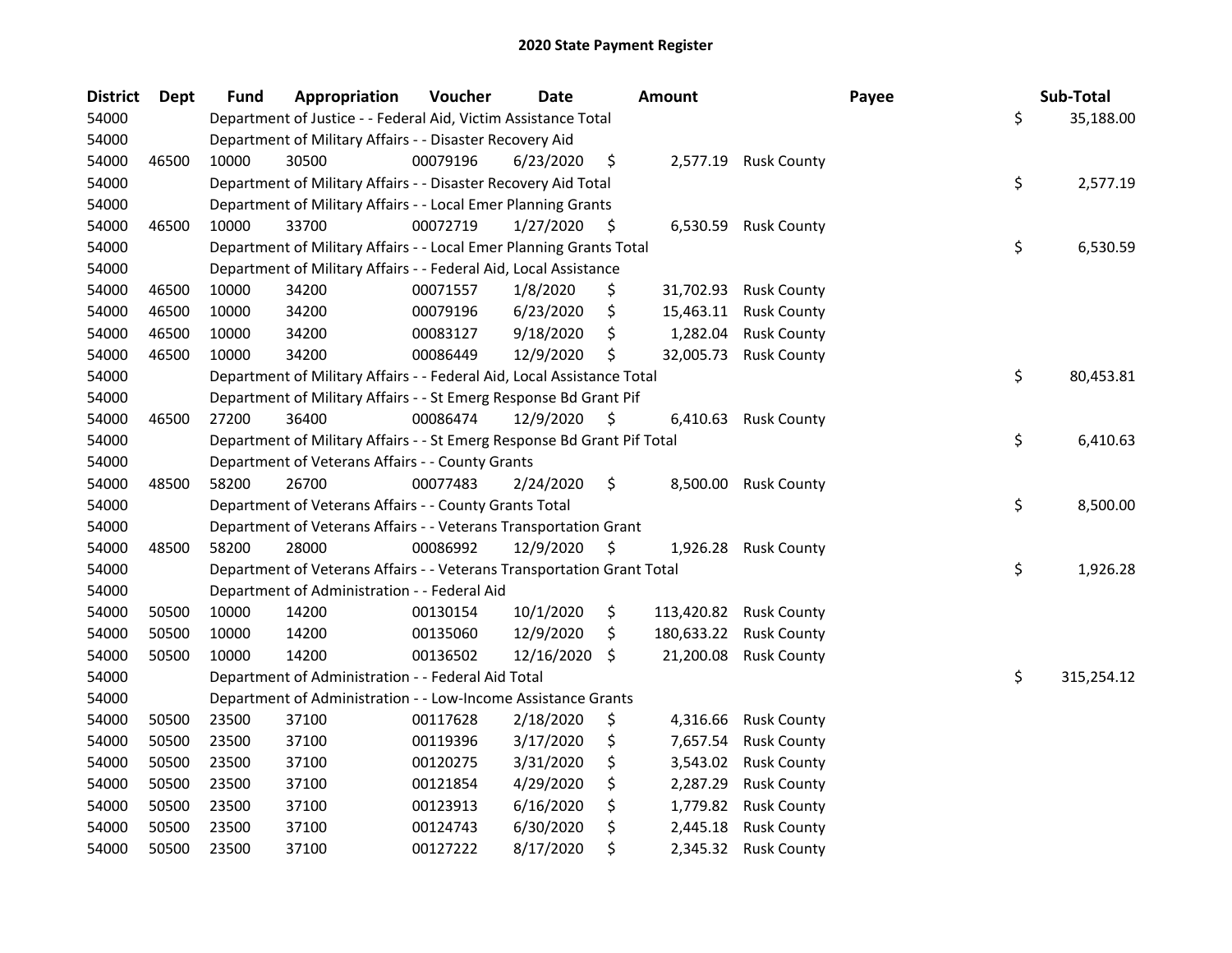# 2020 State Payment Register

| District | Dept | Fund | Appropriation | Voucher | Date | Amount | Payee | Sub-Total |
|---|---|---|---|---|---|---|---|---|
| 54000 | | Department of Justice - - Federal Aid, Victim Assistance Total | | | | | | $ 35,188.00 |
| 54000 | | Department of Military Affairs - - Disaster Recovery Aid | | | | | | |
| 54000 | 46500 | 10000 | 30500 | 00079196 | 6/23/2020 | $ 2,577.19 | Rusk County | |
| 54000 | | Department of Military Affairs - - Disaster Recovery Aid Total | | | | | | $ 2,577.19 |
| 54000 | | Department of Military Affairs - - Local Emer Planning Grants | | | | | | |
| 54000 | 46500 | 10000 | 33700 | 00072719 | 1/27/2020 | $ 6,530.59 | Rusk County | |
| 54000 | | Department of Military Affairs - - Local Emer Planning Grants Total | | | | | | $ 6,530.59 |
| 54000 | | Department of Military Affairs - - Federal Aid, Local Assistance | | | | | | |
| 54000 | 46500 | 10000 | 34200 | 00071557 | 1/8/2020 | $ 31,702.93 | Rusk County | |
| 54000 | 46500 | 10000 | 34200 | 00079196 | 6/23/2020 | $ 15,463.11 | Rusk County | |
| 54000 | 46500 | 10000 | 34200 | 00083127 | 9/18/2020 | $ 1,282.04 | Rusk County | |
| 54000 | 46500 | 10000 | 34200 | 00086449 | 12/9/2020 | $ 32,005.73 | Rusk County | |
| 54000 | | Department of Military Affairs - - Federal Aid, Local Assistance Total | | | | | | $ 80,453.81 |
| 54000 | | Department of Military Affairs - - St Emerg Response Bd Grant Pif | | | | | | |
| 54000 | 46500 | 27200 | 36400 | 00086474 | 12/9/2020 | $ 6,410.63 | Rusk County | |
| 54000 | | Department of Military Affairs - - St Emerg Response Bd Grant Pif Total | | | | | | $ 6,410.63 |
| 54000 | | Department of Veterans Affairs - - County Grants | | | | | | |
| 54000 | 48500 | 58200 | 26700 | 00077483 | 2/24/2020 | $ 8,500.00 | Rusk County | |
| 54000 | | Department of Veterans Affairs - - County Grants Total | | | | | | $ 8,500.00 |
| 54000 | | Department of Veterans Affairs - - Veterans Transportation Grant | | | | | | |
| 54000 | 48500 | 58200 | 28000 | 00086992 | 12/9/2020 | $ 1,926.28 | Rusk County | |
| 54000 | | Department of Veterans Affairs - - Veterans Transportation Grant Total | | | | | | $ 1,926.28 |
| 54000 | | Department of Administration - - Federal Aid | | | | | | |
| 54000 | 50500 | 10000 | 14200 | 00130154 | 10/1/2020 | $ 113,420.82 | Rusk County | |
| 54000 | 50500 | 10000 | 14200 | 00135060 | 12/9/2020 | $ 180,633.22 | Rusk County | |
| 54000 | 50500 | 10000 | 14200 | 00136502 | 12/16/2020 | $ 21,200.08 | Rusk County | |
| 54000 | | Department of Administration - - Federal Aid Total | | | | | | $ 315,254.12 |
| 54000 | | Department of Administration - - Low-Income Assistance Grants | | | | | | |
| 54000 | 50500 | 23500 | 37100 | 00117628 | 2/18/2020 | $ 4,316.66 | Rusk County | |
| 54000 | 50500 | 23500 | 37100 | 00119396 | 3/17/2020 | $ 7,657.54 | Rusk County | |
| 54000 | 50500 | 23500 | 37100 | 00120275 | 3/31/2020 | $ 3,543.02 | Rusk County | |
| 54000 | 50500 | 23500 | 37100 | 00121854 | 4/29/2020 | $ 2,287.29 | Rusk County | |
| 54000 | 50500 | 23500 | 37100 | 00123913 | 6/16/2020 | $ 1,779.82 | Rusk County | |
| 54000 | 50500 | 23500 | 37100 | 00124743 | 6/30/2020 | $ 2,445.18 | Rusk County | |
| 54000 | 50500 | 23500 | 37100 | 00127222 | 8/17/2020 | $ 2,345.32 | Rusk County | |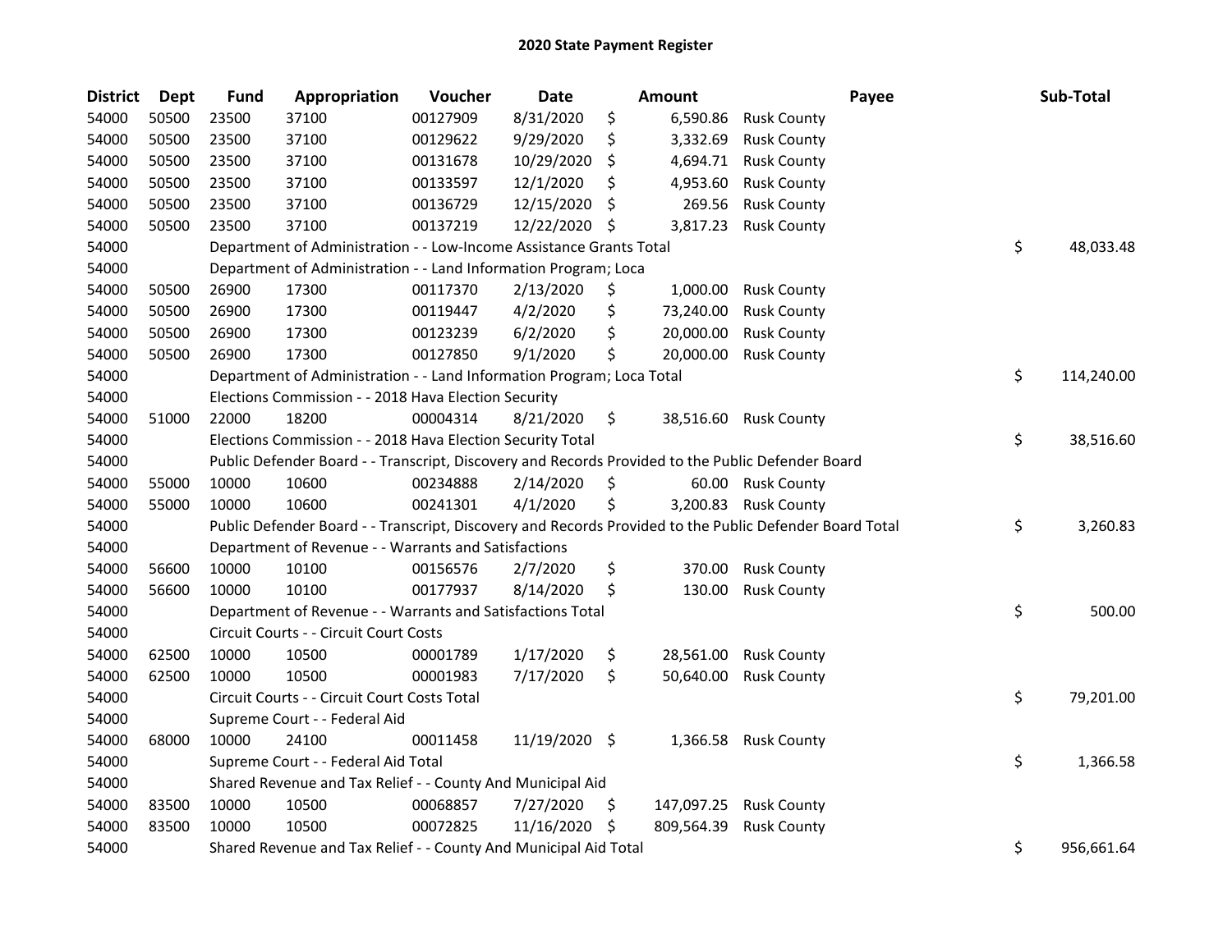# 2020 State Payment Register

| District | Dept | Fund | Appropriation | Voucher | Date | Amount | Payee | Sub-Total |
|---|---|---|---|---|---|---|---|---|
| 54000 | 50500 | 23500 | 37100 | 00127909 | 8/31/2020 | $ 6,590.86 | Rusk County | |
| 54000 | 50500 | 23500 | 37100 | 00129622 | 9/29/2020 | $ 3,332.69 | Rusk County | |
| 54000 | 50500 | 23500 | 37100 | 00131678 | 10/29/2020 | $ 4,694.71 | Rusk County | |
| 54000 | 50500 | 23500 | 37100 | 00133597 | 12/1/2020 | $ 4,953.60 | Rusk County | |
| 54000 | 50500 | 23500 | 37100 | 00136729 | 12/15/2020 | $ 269.56 | Rusk County | |
| 54000 | 50500 | 23500 | 37100 | 00137219 | 12/22/2020 | $ 3,817.23 | Rusk County | |
| 54000 | | Department of Administration - - Low-Income Assistance Grants Total | | | | | | $ 48,033.48 |
| 54000 | | Department of Administration - - Land Information Program; Loca | | | | | | |
| 54000 | 50500 | 26900 | 17300 | 00117370 | 2/13/2020 | $ 1,000.00 | Rusk County | |
| 54000 | 50500 | 26900 | 17300 | 00119447 | 4/2/2020 | $ 73,240.00 | Rusk County | |
| 54000 | 50500 | 26900 | 17300 | 00123239 | 6/2/2020 | $ 20,000.00 | Rusk County | |
| 54000 | 50500 | 26900 | 17300 | 00127850 | 9/1/2020 | $ 20,000.00 | Rusk County | |
| 54000 | | Department of Administration - - Land Information Program; Loca Total | | | | | | $ 114,240.00 |
| 54000 | | Elections Commission - - 2018 Hava Election Security | | | | | | |
| 54000 | 51000 | 22000 | 18200 | 00004314 | 8/21/2020 | $ 38,516.60 | Rusk County | |
| 54000 | | Elections Commission - - 2018 Hava Election Security Total | | | | | | $ 38,516.60 |
| 54000 | | Public Defender Board - - Transcript, Discovery and Records Provided to the Public Defender Board | | | | | | |
| 54000 | 55000 | 10000 | 10600 | 00234888 | 2/14/2020 | $ 60.00 | Rusk County | |
| 54000 | 55000 | 10000 | 10600 | 00241301 | 4/1/2020 | $ 3,200.83 | Rusk County | |
| 54000 | | Public Defender Board - - Transcript, Discovery and Records Provided to the Public Defender Board Total | | | | | | $ 3,260.83 |
| 54000 | | Department of Revenue - - Warrants and Satisfactions | | | | | | |
| 54000 | 56600 | 10000 | 10100 | 00156576 | 2/7/2020 | $ 370.00 | Rusk County | |
| 54000 | 56600 | 10000 | 10100 | 00177937 | 8/14/2020 | $ 130.00 | Rusk County | |
| 54000 | | Department of Revenue - - Warrants and Satisfactions Total | | | | | | $ 500.00 |
| 54000 | | Circuit Courts - - Circuit Court Costs | | | | | | |
| 54000 | 62500 | 10000 | 10500 | 00001789 | 1/17/2020 | $ 28,561.00 | Rusk County | |
| 54000 | 62500 | 10000 | 10500 | 00001983 | 7/17/2020 | $ 50,640.00 | Rusk County | |
| 54000 | | Circuit Courts - - Circuit Court Costs Total | | | | | | $ 79,201.00 |
| 54000 | | Supreme Court - - Federal Aid | | | | | | |
| 54000 | 68000 | 10000 | 24100 | 00011458 | 11/19/2020 | $ 1,366.58 | Rusk County | |
| 54000 | | Supreme Court - - Federal Aid Total | | | | | | $ 1,366.58 |
| 54000 | | Shared Revenue and Tax Relief - - County And Municipal Aid | | | | | | |
| 54000 | 83500 | 10000 | 10500 | 00068857 | 7/27/2020 | $ 147,097.25 | Rusk County | |
| 54000 | 83500 | 10000 | 10500 | 00072825 | 11/16/2020 | $ 809,564.39 | Rusk County | |
| 54000 | | Shared Revenue and Tax Relief - - County And Municipal Aid Total | | | | | | $ 956,661.64 |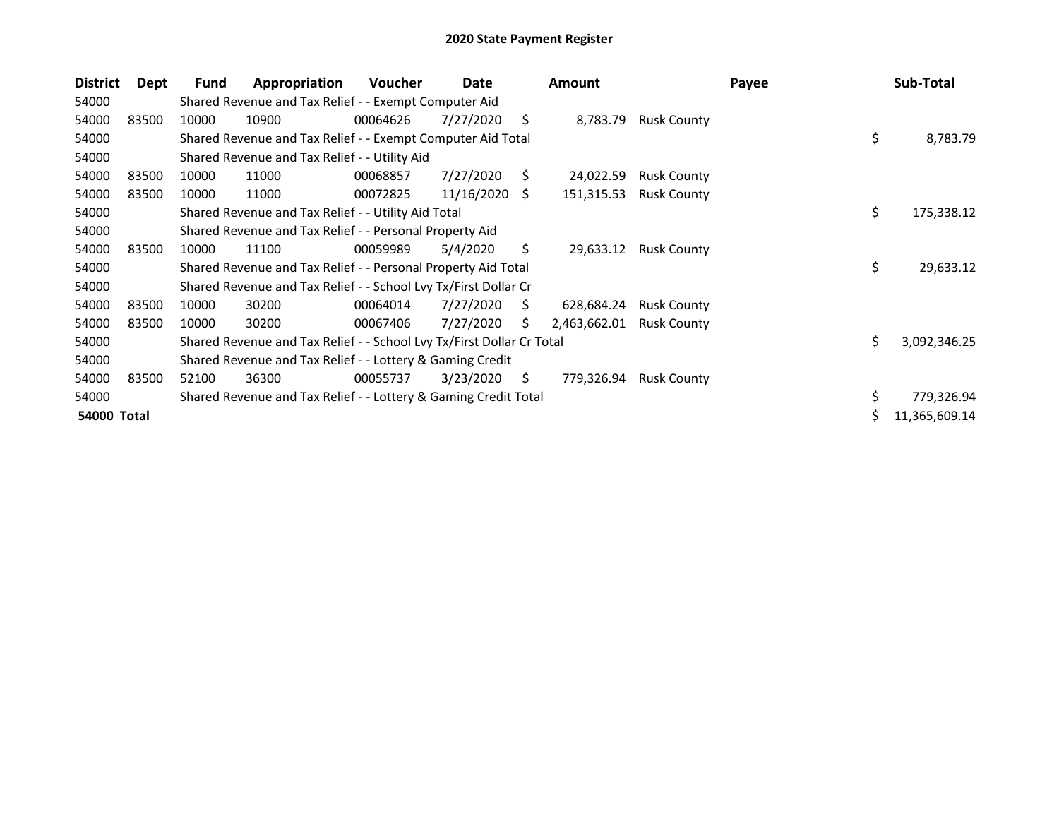## 2020 State Payment Register

| District | Dept | Fund | Appropriation | Voucher | Date | Amount | Payee | Sub-Total |
|---|---|---|---|---|---|---|---|---|
| 54000 | | Shared Revenue and Tax Relief - - Exempt Computer Aid | | | | | | |
| 54000 | 83500 | 10000 | 10900 | 00064626 | 7/27/2020 | $ 8,783.79 | Rusk County | |
| 54000 | | Shared Revenue and Tax Relief - - Exempt Computer Aid Total | | | | | | $ 8,783.79 |
| 54000 | | Shared Revenue and Tax Relief - - Utility Aid | | | | | | |
| 54000 | 83500 | 10000 | 11000 | 00068857 | 7/27/2020 | $ 24,022.59 | Rusk County | |
| 54000 | 83500 | 10000 | 11000 | 00072825 | 11/16/2020 | $ 151,315.53 | Rusk County | |
| 54000 | | Shared Revenue and Tax Relief - - Utility Aid Total | | | | | | $ 175,338.12 |
| 54000 | | Shared Revenue and Tax Relief - - Personal Property Aid | | | | | | |
| 54000 | 83500 | 10000 | 11100 | 00059989 | 5/4/2020 | $ 29,633.12 | Rusk County | |
| 54000 | | Shared Revenue and Tax Relief - - Personal Property Aid Total | | | | | | $ 29,633.12 |
| 54000 | | Shared Revenue and Tax Relief - - School Lvy Tx/First Dollar Cr | | | | | | |
| 54000 | 83500 | 10000 | 30200 | 00064014 | 7/27/2020 | $ 628,684.24 | Rusk County | |
| 54000 | 83500 | 10000 | 30200 | 00067406 | 7/27/2020 | $ 2,463,662.01 | Rusk County | |
| 54000 | | Shared Revenue and Tax Relief - - School Lvy Tx/First Dollar Cr Total | | | | | | $ 3,092,346.25 |
| 54000 | | Shared Revenue and Tax Relief - - Lottery & Gaming Credit | | | | | | |
| 54000 | 83500 | 52100 | 36300 | 00055737 | 3/23/2020 | $ 779,326.94 | Rusk County | |
| 54000 | | Shared Revenue and Tax Relief - - Lottery & Gaming Credit Total | | | | | | $ 779,326.94 |
| **54000 Total** | | | | | | | | $ 11,365,609.14 |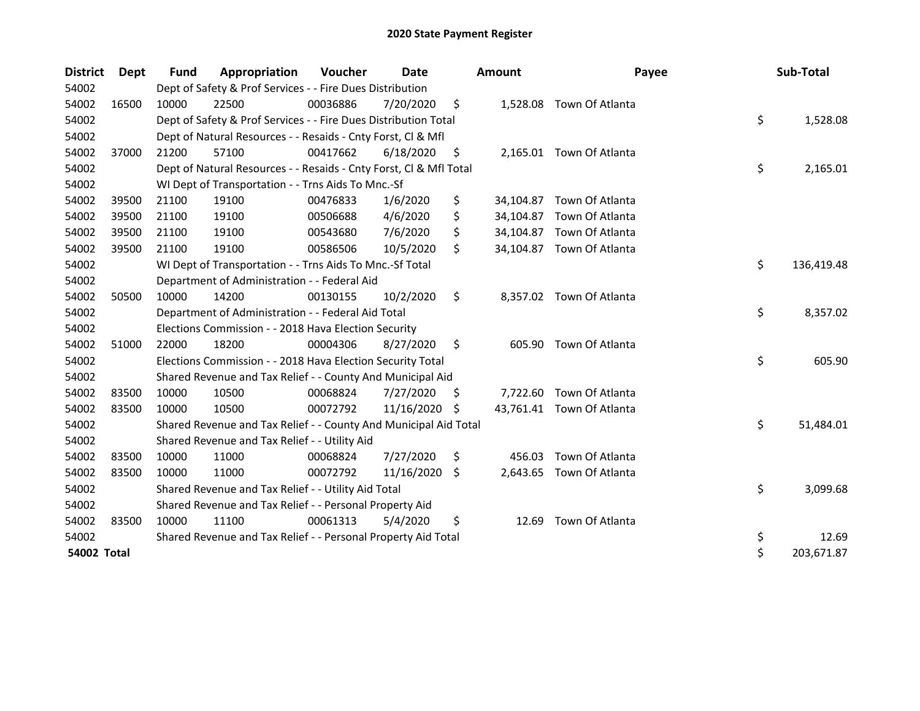# 2020 State Payment Register

| District | Dept | Fund | Appropriation | Voucher | Date | Amount | Payee | Sub-Total |
|---|---|---|---|---|---|---|---|---|
| 54002 | | Dept of Safety & Prof Services - - Fire Dues Distribution | | | | | | |
| 54002 | 16500 | 10000 | 22500 | 00036886 | 7/20/2020 | $ 1,528.08 | Town Of Atlanta | |
| 54002 | | Dept of Safety & Prof Services - - Fire Dues Distribution Total | | | | | | $ 1,528.08 |
| 54002 | | Dept of Natural Resources - - Resaids - Cnty Forst, Cl & Mfl | | | | | | |
| 54002 | 37000 | 21200 | 57100 | 00417662 | 6/18/2020 | $ 2,165.01 | Town Of Atlanta | |
| 54002 | | Dept of Natural Resources - - Resaids - Cnty Forst, Cl & Mfl Total | | | | | | $ 2,165.01 |
| 54002 | | WI Dept of Transportation - - Trns Aids To Mnc.-Sf | | | | | | |
| 54002 | 39500 | 21100 | 19100 | 00476833 | 1/6/2020 | $ 34,104.87 | Town Of Atlanta | |
| 54002 | 39500 | 21100 | 19100 | 00506688 | 4/6/2020 | $ 34,104.87 | Town Of Atlanta | |
| 54002 | 39500 | 21100 | 19100 | 00543680 | 7/6/2020 | $ 34,104.87 | Town Of Atlanta | |
| 54002 | 39500 | 21100 | 19100 | 00586506 | 10/5/2020 | $ 34,104.87 | Town Of Atlanta | |
| 54002 | | WI Dept of Transportation - - Trns Aids To Mnc.-Sf Total | | | | | | $ 136,419.48 |
| 54002 | | Department of Administration - - Federal Aid | | | | | | |
| 54002 | 50500 | 10000 | 14200 | 00130155 | 10/2/2020 | $ 8,357.02 | Town Of Atlanta | |
| 54002 | | Department of Administration - - Federal Aid Total | | | | | | $ 8,357.02 |
| 54002 | | Elections Commission - - 2018 Hava Election Security | | | | | | |
| 54002 | 51000 | 22000 | 18200 | 00004306 | 8/27/2020 | $ 605.90 | Town Of Atlanta | |
| 54002 | | Elections Commission - - 2018 Hava Election Security Total | | | | | | $ 605.90 |
| 54002 | | Shared Revenue and Tax Relief - - County And Municipal Aid | | | | | | |
| 54002 | 83500 | 10000 | 10500 | 00068824 | 7/27/2020 | $ 7,722.60 | Town Of Atlanta | |
| 54002 | 83500 | 10000 | 10500 | 00072792 | 11/16/2020 | $ 43,761.41 | Town Of Atlanta | |
| 54002 | | Shared Revenue and Tax Relief - - County And Municipal Aid Total | | | | | | $ 51,484.01 |
| 54002 | | Shared Revenue and Tax Relief - - Utility Aid | | | | | | |
| 54002 | 83500 | 10000 | 11000 | 00068824 | 7/27/2020 | $ 456.03 | Town Of Atlanta | |
| 54002 | 83500 | 10000 | 11000 | 00072792 | 11/16/2020 | $ 2,643.65 | Town Of Atlanta | |
| 54002 | | Shared Revenue and Tax Relief - - Utility Aid Total | | | | | | $ 3,099.68 |
| 54002 | | Shared Revenue and Tax Relief - - Personal Property Aid | | | | | | |
| 54002 | 83500 | 10000 | 11100 | 00061313 | 5/4/2020 | $ 12.69 | Town Of Atlanta | |
| 54002 | | Shared Revenue and Tax Relief - - Personal Property Aid Total | | | | | | $ 12.69 |
| **54002 Total** | | | | | | | | $ 203,671.87 |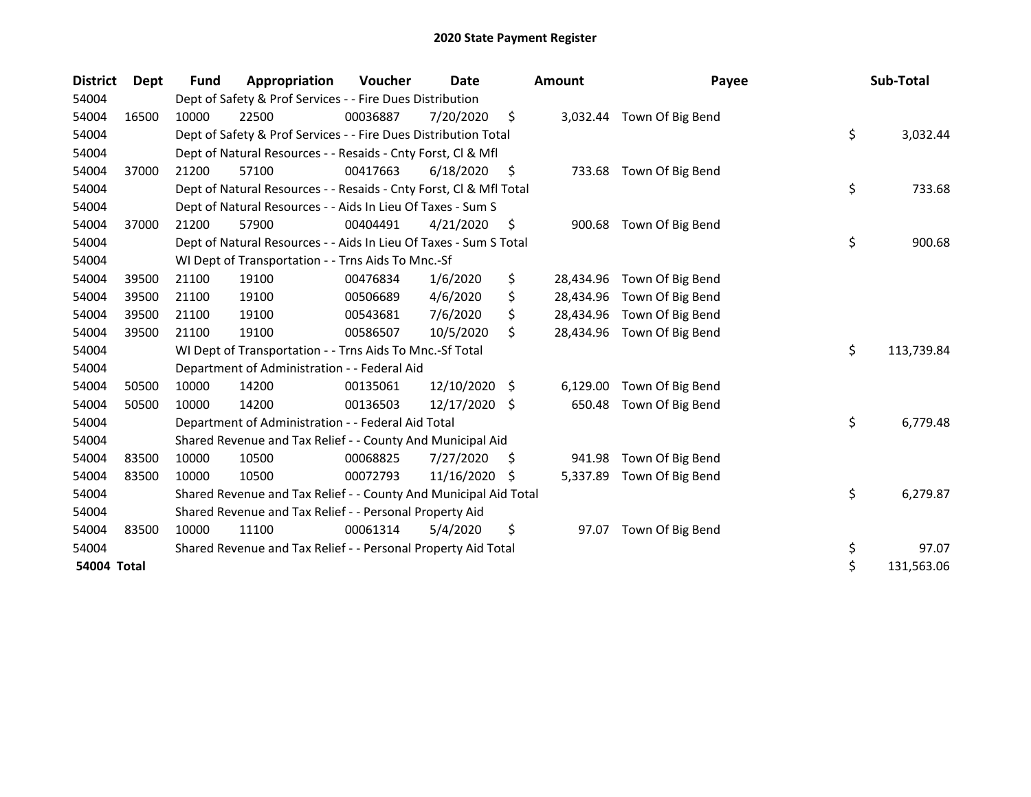# 2020 State Payment Register

| District | Dept | Fund | Appropriation | Voucher | Date | Amount | Payee | Sub-Total |
|---|---|---|---|---|---|---|---|---|
| 54004 | | Dept of Safety & Prof Services - - Fire Dues Distribution | | | | | | |
| 54004 | 16500 | 10000 | 22500 | 00036887 | 7/20/2020 | $ 3,032.44 | Town Of Big Bend | |
| 54004 | | Dept of Safety & Prof Services - - Fire Dues Distribution Total | | | | | | $ 3,032.44 |
| 54004 | | Dept of Natural Resources - - Resaids - Cnty Forst, Cl & Mfl | | | | | | |
| 54004 | 37000 | 21200 | 57100 | 00417663 | 6/18/2020 | $ 733.68 | Town Of Big Bend | |
| 54004 | | Dept of Natural Resources - - Resaids - Cnty Forst, Cl & Mfl Total | | | | | | $ 733.68 |
| 54004 | | Dept of Natural Resources - - Aids In Lieu Of Taxes - Sum S | | | | | | |
| 54004 | 37000 | 21200 | 57900 | 00404491 | 4/21/2020 | $ 900.68 | Town Of Big Bend | |
| 54004 | | Dept of Natural Resources - - Aids In Lieu Of Taxes - Sum S Total | | | | | | $ 900.68 |
| 54004 | | WI Dept of Transportation - - Trns Aids To Mnc.-Sf | | | | | | |
| 54004 | 39500 | 21100 | 19100 | 00476834 | 1/6/2020 | $ 28,434.96 | Town Of Big Bend | |
| 54004 | 39500 | 21100 | 19100 | 00506689 | 4/6/2020 | $ 28,434.96 | Town Of Big Bend | |
| 54004 | 39500 | 21100 | 19100 | 00543681 | 7/6/2020 | $ 28,434.96 | Town Of Big Bend | |
| 54004 | 39500 | 21100 | 19100 | 00586507 | 10/5/2020 | $ 28,434.96 | Town Of Big Bend | |
| 54004 | | WI Dept of Transportation - - Trns Aids To Mnc.-Sf Total | | | | | | $ 113,739.84 |
| 54004 | | Department of Administration - - Federal Aid | | | | | | |
| 54004 | 50500 | 10000 | 14200 | 00135061 | 12/10/2020 | $ 6,129.00 | Town Of Big Bend | |
| 54004 | 50500 | 10000 | 14200 | 00136503 | 12/17/2020 | $ 650.48 | Town Of Big Bend | |
| 54004 | | Department of Administration - - Federal Aid Total | | | | | | $ 6,779.48 |
| 54004 | | Shared Revenue and Tax Relief - - County And Municipal Aid | | | | | | |
| 54004 | 83500 | 10000 | 10500 | 00068825 | 7/27/2020 | $ 941.98 | Town Of Big Bend | |
| 54004 | 83500 | 10000 | 10500 | 00072793 | 11/16/2020 | $ 5,337.89 | Town Of Big Bend | |
| 54004 | | Shared Revenue and Tax Relief - - County And Municipal Aid Total | | | | | | $ 6,279.87 |
| 54004 | | Shared Revenue and Tax Relief - - Personal Property Aid | | | | | | |
| 54004 | 83500 | 10000 | 11100 | 00061314 | 5/4/2020 | $ 97.07 | Town Of Big Bend | |
| 54004 | | Shared Revenue and Tax Relief - - Personal Property Aid Total | | | | | | $ 97.07 |
| **54004 Total** | | | | | | | | $ 131,563.06 |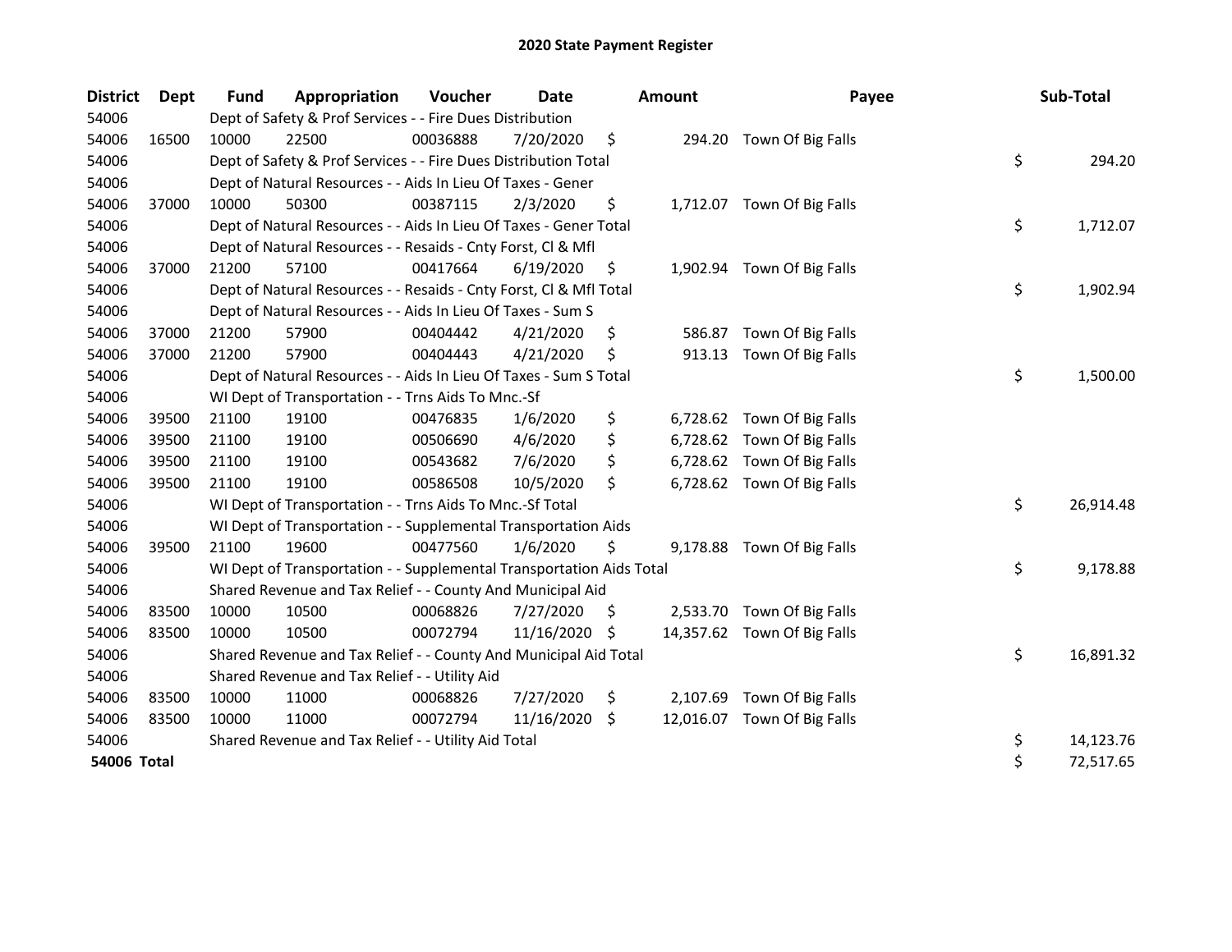# 2020 State Payment Register

| District | Dept | Fund | Appropriation | Voucher | Date | Amount | Payee | Sub-Total |
|---|---|---|---|---|---|---|---|---|
| 54006 | | Dept of Safety & Prof Services - - Fire Dues Distribution | | | | | | |
| 54006 | 16500 | 10000 | 22500 | 00036888 | 7/20/2020 | $ 294.20 | Town Of Big Falls | |
| 54006 | | Dept of Safety & Prof Services - - Fire Dues Distribution Total | | | | | | $ 294.20 |
| 54006 | | Dept of Natural Resources - - Aids In Lieu Of Taxes - Gener | | | | | | |
| 54006 | 37000 | 10000 | 50300 | 00387115 | 2/3/2020 | $ 1,712.07 | Town Of Big Falls | |
| 54006 | | Dept of Natural Resources - - Aids In Lieu Of Taxes - Gener Total | | | | | | $ 1,712.07 |
| 54006 | | Dept of Natural Resources - - Resaids - Cnty Forst, Cl & Mfl | | | | | | |
| 54006 | 37000 | 21200 | 57100 | 00417664 | 6/19/2020 | $ 1,902.94 | Town Of Big Falls | |
| 54006 | | Dept of Natural Resources - - Resaids - Cnty Forst, Cl & Mfl Total | | | | | | $ 1,902.94 |
| 54006 | | Dept of Natural Resources - - Aids In Lieu Of Taxes - Sum S | | | | | | |
| 54006 | 37000 | 21200 | 57900 | 00404442 | 4/21/2020 | $ 586.87 | Town Of Big Falls | |
| 54006 | 37000 | 21200 | 57900 | 00404443 | 4/21/2020 | $ 913.13 | Town Of Big Falls | |
| 54006 | | Dept of Natural Resources - - Aids In Lieu Of Taxes - Sum S Total | | | | | | $ 1,500.00 |
| 54006 | | WI Dept of Transportation - - Trns Aids To Mnc.-Sf | | | | | | |
| 54006 | 39500 | 21100 | 19100 | 00476835 | 1/6/2020 | $ 6,728.62 | Town Of Big Falls | |
| 54006 | 39500 | 21100 | 19100 | 00506690 | 4/6/2020 | $ 6,728.62 | Town Of Big Falls | |
| 54006 | 39500 | 21100 | 19100 | 00543682 | 7/6/2020 | $ 6,728.62 | Town Of Big Falls | |
| 54006 | 39500 | 21100 | 19100 | 00586508 | 10/5/2020 | $ 6,728.62 | Town Of Big Falls | |
| 54006 | | WI Dept of Transportation - - Trns Aids To Mnc.-Sf Total | | | | | | $ 26,914.48 |
| 54006 | | WI Dept of Transportation - - Supplemental Transportation Aids | | | | | | |
| 54006 | 39500 | 21100 | 19600 | 00477560 | 1/6/2020 | $ 9,178.88 | Town Of Big Falls | |
| 54006 | | WI Dept of Transportation - - Supplemental Transportation Aids Total | | | | | | $ 9,178.88 |
| 54006 | | Shared Revenue and Tax Relief - - County And Municipal Aid | | | | | | |
| 54006 | 83500 | 10000 | 10500 | 00068826 | 7/27/2020 | $ 2,533.70 | Town Of Big Falls | |
| 54006 | 83500 | 10000 | 10500 | 00072794 | 11/16/2020 | $ 14,357.62 | Town Of Big Falls | |
| 54006 | | Shared Revenue and Tax Relief - - County And Municipal Aid Total | | | | | | $ 16,891.32 |
| 54006 | | Shared Revenue and Tax Relief - - Utility Aid | | | | | | |
| 54006 | 83500 | 10000 | 11000 | 00068826 | 7/27/2020 | $ 2,107.69 | Town Of Big Falls | |
| 54006 | 83500 | 10000 | 11000 | 00072794 | 11/16/2020 | $ 12,016.07 | Town Of Big Falls | |
| 54006 | | Shared Revenue and Tax Relief - - Utility Aid Total | | | | | | $ 14,123.76 |
| **54006 Total** | | | | | | | | $ 72,517.65 |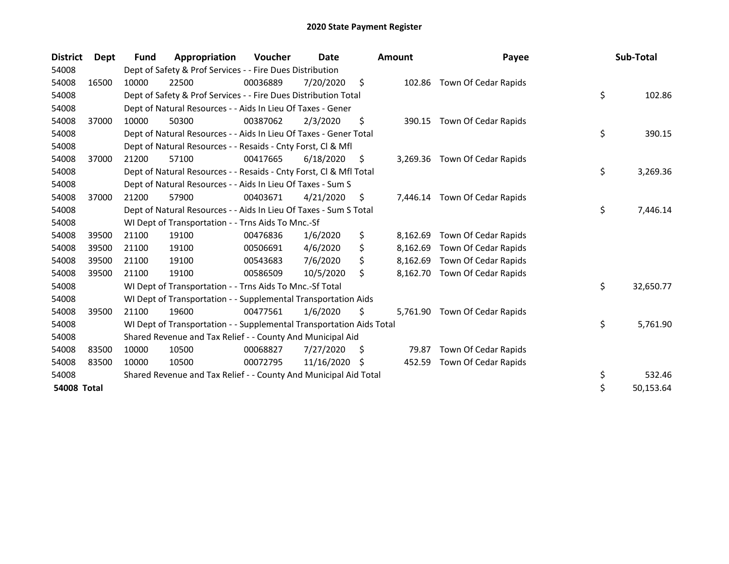# 2020 State Payment Register

| District | Dept | Fund | Appropriation | Voucher | Date | Amount | Payee | Sub-Total |
|---|---|---|---|---|---|---|---|---|
| 54008 | | Dept of Safety & Prof Services - - Fire Dues Distribution | | | | | | |
| 54008 | 16500 | 10000 | 22500 | 00036889 | 7/20/2020 | $ 102.86 | Town Of Cedar Rapids | |
| 54008 | | Dept of Safety & Prof Services - - Fire Dues Distribution Total | | | | | | $ 102.86 |
| 54008 | | Dept of Natural Resources - - Aids In Lieu Of Taxes - Gener | | | | | | |
| 54008 | 37000 | 10000 | 50300 | 00387062 | 2/3/2020 | $ 390.15 | Town Of Cedar Rapids | |
| 54008 | | Dept of Natural Resources - - Aids In Lieu Of Taxes - Gener Total | | | | | | $ 390.15 |
| 54008 | | Dept of Natural Resources - - Resaids - Cnty Forst, Cl & Mfl | | | | | | |
| 54008 | 37000 | 21200 | 57100 | 00417665 | 6/18/2020 | $ 3,269.36 | Town Of Cedar Rapids | |
| 54008 | | Dept of Natural Resources - - Resaids - Cnty Forst, Cl & Mfl Total | | | | | | $ 3,269.36 |
| 54008 | | Dept of Natural Resources - - Aids In Lieu Of Taxes - Sum S | | | | | | |
| 54008 | 37000 | 21200 | 57900 | 00403671 | 4/21/2020 | $ 7,446.14 | Town Of Cedar Rapids | |
| 54008 | | Dept of Natural Resources - - Aids In Lieu Of Taxes - Sum S Total | | | | | | $ 7,446.14 |
| 54008 | | WI Dept of Transportation - - Trns Aids To Mnc.-Sf | | | | | | |
| 54008 | 39500 | 21100 | 19100 | 00476836 | 1/6/2020 | $ 8,162.69 | Town Of Cedar Rapids | |
| 54008 | 39500 | 21100 | 19100 | 00506691 | 4/6/2020 | $ 8,162.69 | Town Of Cedar Rapids | |
| 54008 | 39500 | 21100 | 19100 | 00543683 | 7/6/2020 | $ 8,162.69 | Town Of Cedar Rapids | |
| 54008 | 39500 | 21100 | 19100 | 00586509 | 10/5/2020 | $ 8,162.70 | Town Of Cedar Rapids | |
| 54008 | | WI Dept of Transportation - - Trns Aids To Mnc.-Sf Total | | | | | | $ 32,650.77 |
| 54008 | | WI Dept of Transportation - - Supplemental Transportation Aids | | | | | | |
| 54008 | 39500 | 21100 | 19600 | 00477561 | 1/6/2020 | $ 5,761.90 | Town Of Cedar Rapids | |
| 54008 | | WI Dept of Transportation - - Supplemental Transportation Aids Total | | | | | | $ 5,761.90 |
| 54008 | | Shared Revenue and Tax Relief - - County And Municipal Aid | | | | | | |
| 54008 | 83500 | 10000 | 10500 | 00068827 | 7/27/2020 | $ 79.87 | Town Of Cedar Rapids | |
| 54008 | 83500 | 10000 | 10500 | 00072795 | 11/16/2020 | $ 452.59 | Town Of Cedar Rapids | |
| 54008 | | Shared Revenue and Tax Relief - - County And Municipal Aid Total | | | | | | $ 532.46 |
| **54008 Total** | | | | | | | | $ 50,153.64 |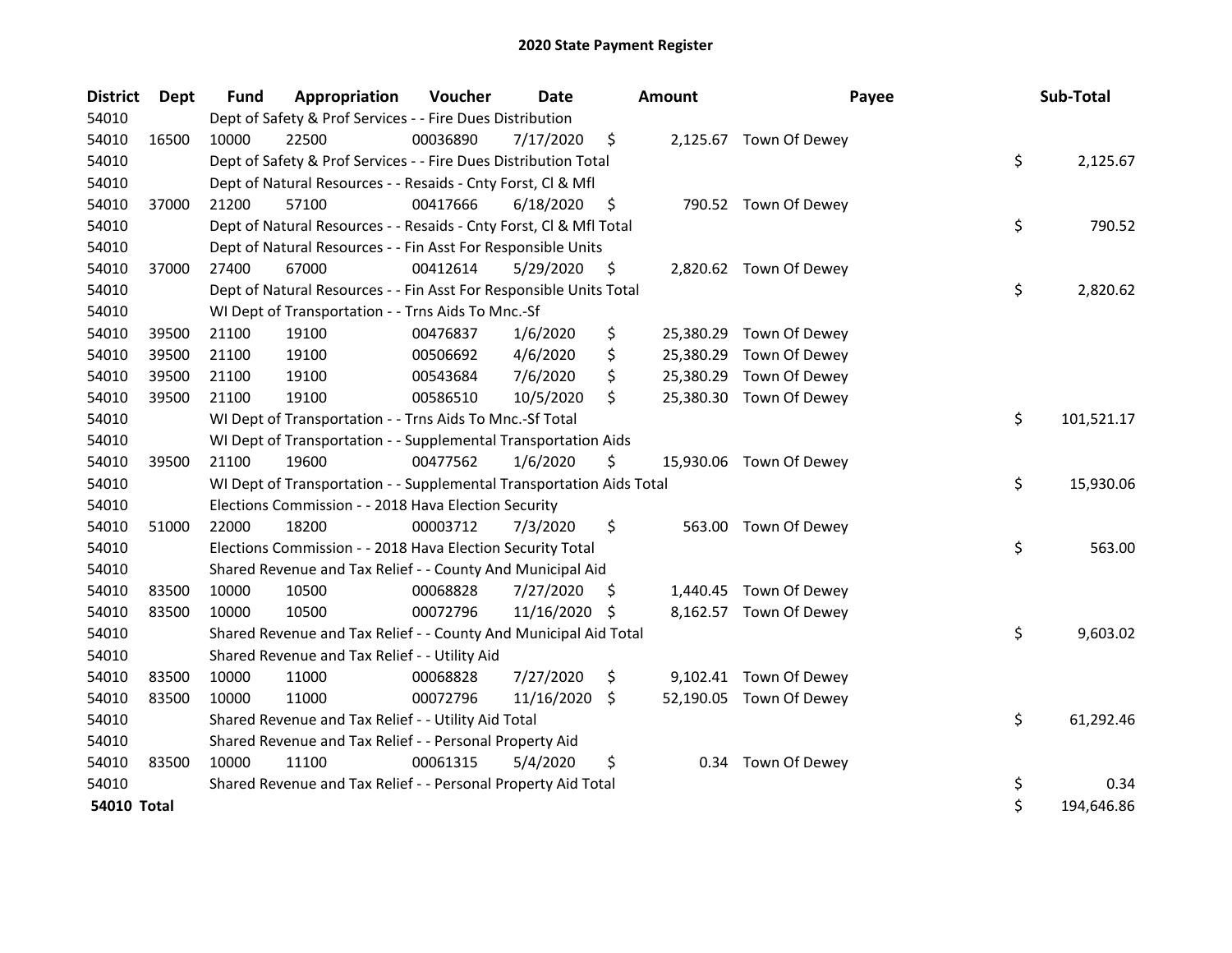# 2020 State Payment Register

| District | Dept | Fund | Appropriation | Voucher | Date | Amount | Payee | Sub-Total |
|---|---|---|---|---|---|---|---|---|
| 54010 | | Dept of Safety & Prof Services - - Fire Dues Distribution | | | | | | |
| 54010 | 16500 | 10000 | 22500 | 00036890 | 7/17/2020 | $ 2,125.67 | Town Of Dewey | |
| 54010 | | Dept of Safety & Prof Services - - Fire Dues Distribution Total | | | | | | $ 2,125.67 |
| 54010 | | Dept of Natural Resources - - Resaids - Cnty Forst, Cl & Mfl | | | | | | |
| 54010 | 37000 | 21200 | 57100 | 00417666 | 6/18/2020 | $ 790.52 | Town Of Dewey | |
| 54010 | | Dept of Natural Resources - - Resaids - Cnty Forst, Cl & Mfl Total | | | | | | $ 790.52 |
| 54010 | | Dept of Natural Resources - - Fin Asst For Responsible Units | | | | | | |
| 54010 | 37000 | 27400 | 67000 | 00412614 | 5/29/2020 | $ 2,820.62 | Town Of Dewey | |
| 54010 | | Dept of Natural Resources - - Fin Asst For Responsible Units Total | | | | | | $ 2,820.62 |
| 54010 | | WI Dept of Transportation - - Trns Aids To Mnc.-Sf | | | | | | |
| 54010 | 39500 | 21100 | 19100 | 00476837 | 1/6/2020 | $ 25,380.29 | Town Of Dewey | |
| 54010 | 39500 | 21100 | 19100 | 00506692 | 4/6/2020 | $ 25,380.29 | Town Of Dewey | |
| 54010 | 39500 | 21100 | 19100 | 00543684 | 7/6/2020 | $ 25,380.29 | Town Of Dewey | |
| 54010 | 39500 | 21100 | 19100 | 00586510 | 10/5/2020 | $ 25,380.30 | Town Of Dewey | |
| 54010 | | WI Dept of Transportation - - Trns Aids To Mnc.-Sf Total | | | | | | $ 101,521.17 |
| 54010 | | WI Dept of Transportation - - Supplemental Transportation Aids | | | | | | |
| 54010 | 39500 | 21100 | 19600 | 00477562 | 1/6/2020 | $ 15,930.06 | Town Of Dewey | |
| 54010 | | WI Dept of Transportation - - Supplemental Transportation Aids Total | | | | | | $ 15,930.06 |
| 54010 | | Elections Commission - - 2018 Hava Election Security | | | | | | |
| 54010 | 51000 | 22000 | 18200 | 00003712 | 7/3/2020 | $ 563.00 | Town Of Dewey | |
| 54010 | | Elections Commission - - 2018 Hava Election Security Total | | | | | | $ 563.00 |
| 54010 | | Shared Revenue and Tax Relief - - County And Municipal Aid | | | | | | |
| 54010 | 83500 | 10000 | 10500 | 00068828 | 7/27/2020 | $ 1,440.45 | Town Of Dewey | |
| 54010 | 83500 | 10000 | 10500 | 00072796 | 11/16/2020 | $ 8,162.57 | Town Of Dewey | |
| 54010 | | Shared Revenue and Tax Relief - - County And Municipal Aid Total | | | | | | $ 9,603.02 |
| 54010 | | Shared Revenue and Tax Relief - - Utility Aid | | | | | | |
| 54010 | 83500 | 10000 | 11000 | 00068828 | 7/27/2020 | $ 9,102.41 | Town Of Dewey | |
| 54010 | 83500 | 10000 | 11000 | 00072796 | 11/16/2020 | $ 52,190.05 | Town Of Dewey | |
| 54010 | | Shared Revenue and Tax Relief - - Utility Aid Total | | | | | | $ 61,292.46 |
| 54010 | | Shared Revenue and Tax Relief - - Personal Property Aid | | | | | | |
| 54010 | 83500 | 10000 | 11100 | 00061315 | 5/4/2020 | $ 0.34 | Town Of Dewey | |
| 54010 | | Shared Revenue and Tax Relief - - Personal Property Aid Total | | | | | | $ 0.34 |
| **54010 Total** | | | | | | | | $ 194,646.86 |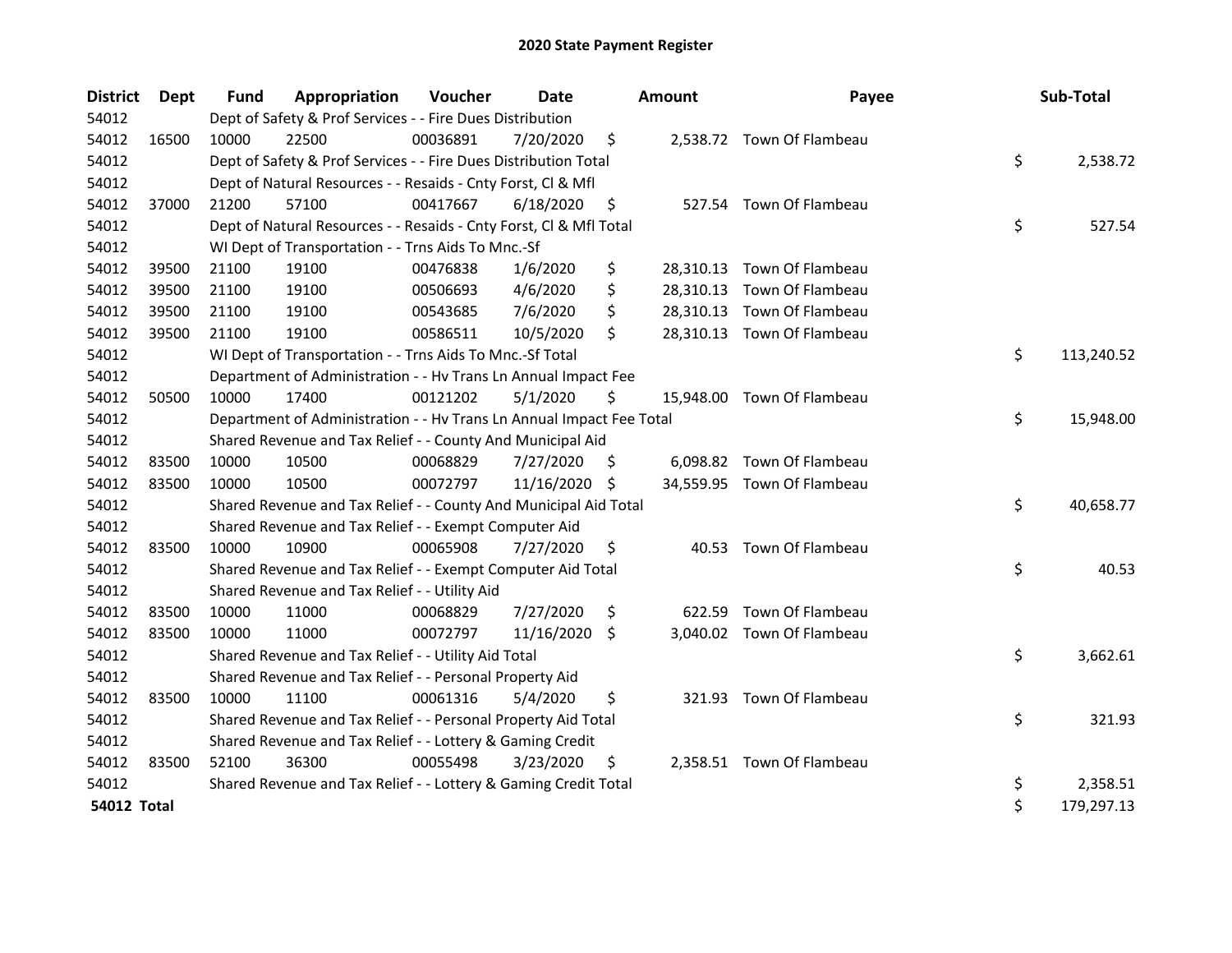# 2020 State Payment Register

| District | Dept | Fund | Appropriation | Voucher | Date | Amount | Payee | Sub-Total |
|---|---|---|---|---|---|---|---|---|
| 54012 | | Dept of Safety & Prof Services - - Fire Dues Distribution | | | | | | |
| 54012 | 16500 | 10000 | 22500 | 00036891 | 7/20/2020 | $ 2,538.72 | Town Of Flambeau | |
| 54012 | | Dept of Safety & Prof Services - - Fire Dues Distribution Total | | | | | | $ 2,538.72 |
| 54012 | | Dept of Natural Resources - - Resaids - Cnty Forst, Cl & Mfl | | | | | | |
| 54012 | 37000 | 21200 | 57100 | 00417667 | 6/18/2020 | $ 527.54 | Town Of Flambeau | |
| 54012 | | Dept of Natural Resources - - Resaids - Cnty Forst, Cl & Mfl Total | | | | | | $ 527.54 |
| 54012 | | WI Dept of Transportation - - Trns Aids To Mnc.-Sf | | | | | | |
| 54012 | 39500 | 21100 | 19100 | 00476838 | 1/6/2020 | $ 28,310.13 | Town Of Flambeau | |
| 54012 | 39500 | 21100 | 19100 | 00506693 | 4/6/2020 | $ 28,310.13 | Town Of Flambeau | |
| 54012 | 39500 | 21100 | 19100 | 00543685 | 7/6/2020 | $ 28,310.13 | Town Of Flambeau | |
| 54012 | 39500 | 21100 | 19100 | 00586511 | 10/5/2020 | $ 28,310.13 | Town Of Flambeau | |
| 54012 | | WI Dept of Transportation - - Trns Aids To Mnc.-Sf Total | | | | | | $ 113,240.52 |
| 54012 | | Department of Administration - - Hv Trans Ln Annual Impact Fee | | | | | | |
| 54012 | 50500 | 10000 | 17400 | 00121202 | 5/1/2020 | $ 15,948.00 | Town Of Flambeau | |
| 54012 | | Department of Administration - - Hv Trans Ln Annual Impact Fee Total | | | | | | $ 15,948.00 |
| 54012 | | Shared Revenue and Tax Relief - - County And Municipal Aid | | | | | | |
| 54012 | 83500 | 10000 | 10500 | 00068829 | 7/27/2020 | $ 6,098.82 | Town Of Flambeau | |
| 54012 | 83500 | 10000 | 10500 | 00072797 | 11/16/2020 | $ 34,559.95 | Town Of Flambeau | |
| 54012 | | Shared Revenue and Tax Relief - - County And Municipal Aid Total | | | | | | $ 40,658.77 |
| 54012 | | Shared Revenue and Tax Relief - - Exempt Computer Aid | | | | | | |
| 54012 | 83500 | 10000 | 10900 | 00065908 | 7/27/2020 | $ 40.53 | Town Of Flambeau | |
| 54012 | | Shared Revenue and Tax Relief - - Exempt Computer Aid Total | | | | | | $ 40.53 |
| 54012 | | Shared Revenue and Tax Relief - - Utility Aid | | | | | | |
| 54012 | 83500 | 10000 | 11000 | 00068829 | 7/27/2020 | $ 622.59 | Town Of Flambeau | |
| 54012 | 83500 | 10000 | 11000 | 00072797 | 11/16/2020 | $ 3,040.02 | Town Of Flambeau | |
| 54012 | | Shared Revenue and Tax Relief - - Utility Aid Total | | | | | | $ 3,662.61 |
| 54012 | | Shared Revenue and Tax Relief - - Personal Property Aid | | | | | | |
| 54012 | 83500 | 10000 | 11100 | 00061316 | 5/4/2020 | $ 321.93 | Town Of Flambeau | |
| 54012 | | Shared Revenue and Tax Relief - - Personal Property Aid Total | | | | | | $ 321.93 |
| 54012 | | Shared Revenue and Tax Relief - - Lottery & Gaming Credit | | | | | | |
| 54012 | 83500 | 52100 | 36300 | 00055498 | 3/23/2020 | $ 2,358.51 | Town Of Flambeau | |
| 54012 | | Shared Revenue and Tax Relief - - Lottery & Gaming Credit Total | | | | | | $ 2,358.51 |
| **54012 Total** | | | | | | | | $ 179,297.13 |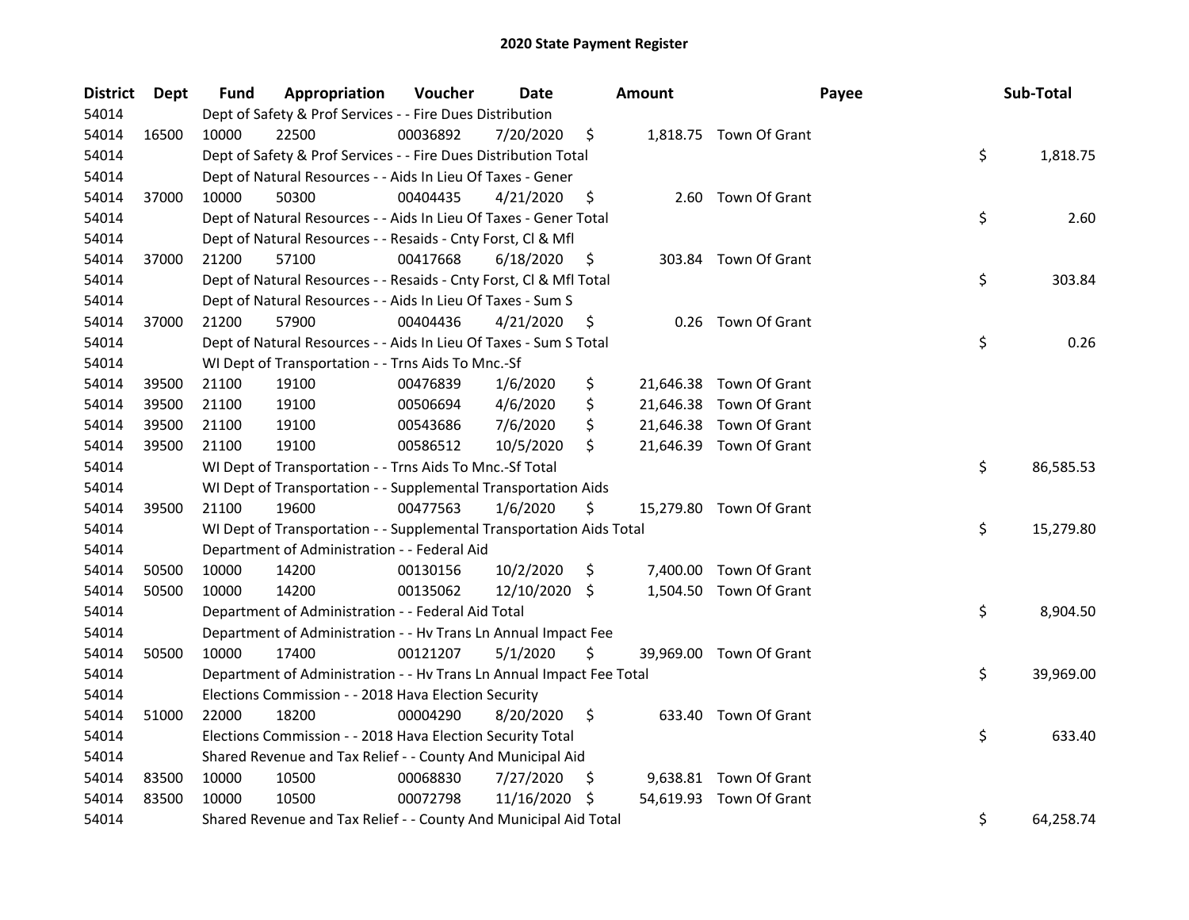# 2020 State Payment Register

| District | Dept | Fund | Appropriation | Voucher | Date | Amount | Payee | Sub-Total |
|---|---|---|---|---|---|---|---|---|
| 54014 | | Dept of Safety & Prof Services - - Fire Dues Distribution | | | | | | |
| 54014 | 16500 | 10000 | 22500 | 00036892 | 7/20/2020 | $ 1,818.75 | Town Of Grant | |
| 54014 | | Dept of Safety & Prof Services - - Fire Dues Distribution Total | | | | | | $ 1,818.75 |
| 54014 | | Dept of Natural Resources - - Aids In Lieu Of Taxes - Gener | | | | | | |
| 54014 | 37000 | 10000 | 50300 | 00404435 | 4/21/2020 | $ 2.60 | Town Of Grant | |
| 54014 | | Dept of Natural Resources - - Aids In Lieu Of Taxes - Gener Total | | | | | | $ 2.60 |
| 54014 | | Dept of Natural Resources - - Resaids - Cnty Forst, Cl & Mfl | | | | | | |
| 54014 | 37000 | 21200 | 57100 | 00417668 | 6/18/2020 | $ 303.84 | Town Of Grant | |
| 54014 | | Dept of Natural Resources - - Resaids - Cnty Forst, Cl & Mfl Total | | | | | | $ 303.84 |
| 54014 | | Dept of Natural Resources - - Aids In Lieu Of Taxes - Sum S | | | | | | |
| 54014 | 37000 | 21200 | 57900 | 00404436 | 4/21/2020 | $ 0.26 | Town Of Grant | |
| 54014 | | Dept of Natural Resources - - Aids In Lieu Of Taxes - Sum S Total | | | | | | $ 0.26 |
| 54014 | | WI Dept of Transportation - - Trns Aids To Mnc.-Sf | | | | | | |
| 54014 | 39500 | 21100 | 19100 | 00476839 | 1/6/2020 | $ 21,646.38 | Town Of Grant | |
| 54014 | 39500 | 21100 | 19100 | 00506694 | 4/6/2020 | $ 21,646.38 | Town Of Grant | |
| 54014 | 39500 | 21100 | 19100 | 00543686 | 7/6/2020 | $ 21,646.38 | Town Of Grant | |
| 54014 | 39500 | 21100 | 19100 | 00586512 | 10/5/2020 | $ 21,646.39 | Town Of Grant | |
| 54014 | | WI Dept of Transportation - - Trns Aids To Mnc.-Sf Total | | | | | | $ 86,585.53 |
| 54014 | | WI Dept of Transportation - - Supplemental Transportation Aids | | | | | | |
| 54014 | 39500 | 21100 | 19600 | 00477563 | 1/6/2020 | $ 15,279.80 | Town Of Grant | |
| 54014 | | WI Dept of Transportation - - Supplemental Transportation Aids Total | | | | | | $ 15,279.80 |
| 54014 | | Department of Administration - - Federal Aid | | | | | | |
| 54014 | 50500 | 10000 | 14200 | 00130156 | 10/2/2020 | $ 7,400.00 | Town Of Grant | |
| 54014 | 50500 | 10000 | 14200 | 00135062 | 12/10/2020 | $ 1,504.50 | Town Of Grant | |
| 54014 | | Department of Administration - - Federal Aid Total | | | | | | $ 8,904.50 |
| 54014 | | Department of Administration - - Hv Trans Ln Annual Impact Fee | | | | | | |
| 54014 | 50500 | 10000 | 17400 | 00121207 | 5/1/2020 | $ 39,969.00 | Town Of Grant | |
| 54014 | | Department of Administration - - Hv Trans Ln Annual Impact Fee Total | | | | | | $ 39,969.00 |
| 54014 | | Elections Commission - - 2018 Hava Election Security | | | | | | |
| 54014 | 51000 | 22000 | 18200 | 00004290 | 8/20/2020 | $ 633.40 | Town Of Grant | |
| 54014 | | Elections Commission - - 2018 Hava Election Security Total | | | | | | $ 633.40 |
| 54014 | | Shared Revenue and Tax Relief - - County And Municipal Aid | | | | | | |
| 54014 | 83500 | 10000 | 10500 | 00068830 | 7/27/2020 | $ 9,638.81 | Town Of Grant | |
| 54014 | 83500 | 10000 | 10500 | 00072798 | 11/16/2020 | $ 54,619.93 | Town Of Grant | |
| 54014 | | Shared Revenue and Tax Relief - - County And Municipal Aid Total | | | | | | $ 64,258.74 |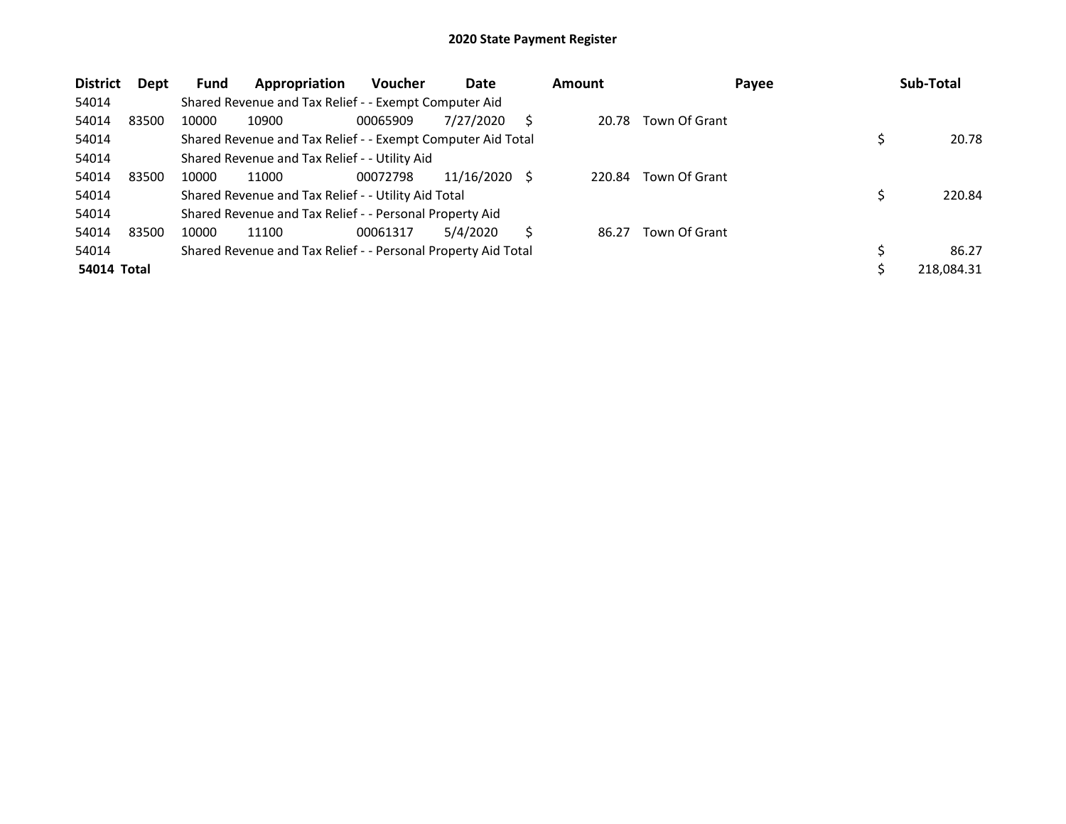# 2020 State Payment Register

| District | Dept | Fund | Appropriation | Voucher | Date | Amount | Payee | Sub-Total |
|---|---|---|---|---|---|---|---|---|
| 54014 | | Shared Revenue and Tax Relief - - Exempt Computer Aid | | | | | | |
| 54014 | 83500 | 10000 | 10900 | 00065909 | 7/27/2020 | $ 20.78 | Town Of Grant | |
| 54014 | | Shared Revenue and Tax Relief - - Exempt Computer Aid Total | | | | | | $ 20.78 |
| 54014 | | Shared Revenue and Tax Relief - - Utility Aid | | | | | | |
| 54014 | 83500 | 10000 | 11000 | 00072798 | 11/16/2020 | $ 220.84 | Town Of Grant | |
| 54014 | | Shared Revenue and Tax Relief - - Utility Aid Total | | | | | | $ 220.84 |
| 54014 | | Shared Revenue and Tax Relief - - Personal Property Aid | | | | | | |
| 54014 | 83500 | 10000 | 11100 | 00061317 | 5/4/2020 | $ 86.27 | Town Of Grant | |
| 54014 | | Shared Revenue and Tax Relief - - Personal Property Aid Total | | | | | | $ 86.27 |
| **54014 Total** | | | | | | | | $ 218,084.31 |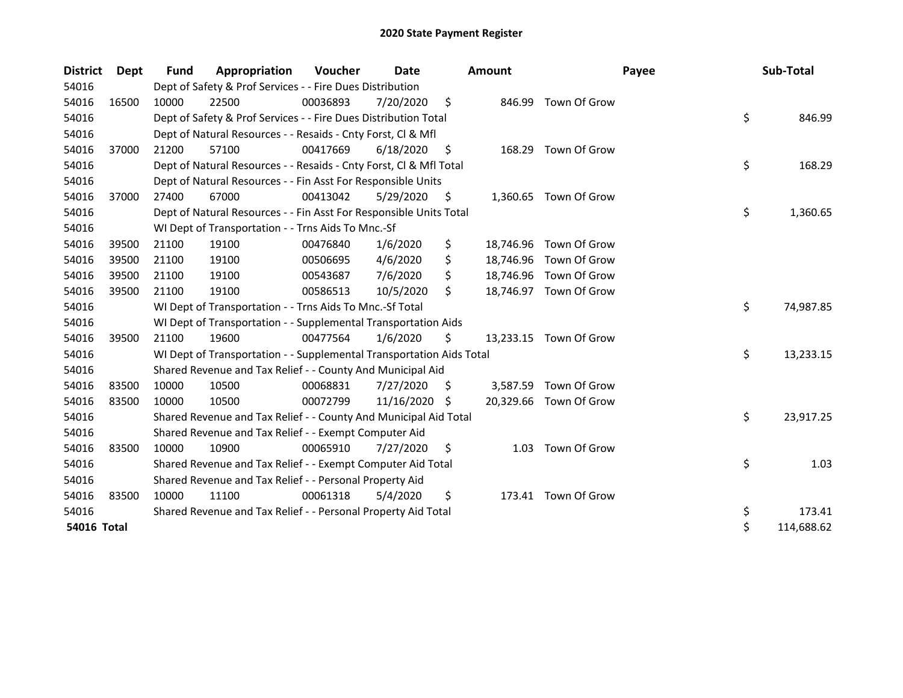# 2020 State Payment Register

| District | Dept | Fund | Appropriation | Voucher | Date | Amount | Payee | Sub-Total |
|---|---|---|---|---|---|---|---|---|
| 54016 | | Dept of Safety & Prof Services - - Fire Dues Distribution | | | | | | |
| 54016 | 16500 | 10000 | 22500 | 00036893 | 7/20/2020 | $ 846.99 | Town Of Grow | |
| 54016 | | Dept of Safety & Prof Services - - Fire Dues Distribution Total | | | | | | $ 846.99 |
| 54016 | | Dept of Natural Resources - - Resaids - Cnty Forst, Cl & Mfl | | | | | | |
| 54016 | 37000 | 21200 | 57100 | 00417669 | 6/18/2020 | $ 168.29 | Town Of Grow | |
| 54016 | | Dept of Natural Resources - - Resaids - Cnty Forst, Cl & Mfl Total | | | | | | $ 168.29 |
| 54016 | | Dept of Natural Resources - - Fin Asst For Responsible Units | | | | | | |
| 54016 | 37000 | 27400 | 67000 | 00413042 | 5/29/2020 | $ 1,360.65 | Town Of Grow | |
| 54016 | | Dept of Natural Resources - - Fin Asst For Responsible Units Total | | | | | | $ 1,360.65 |
| 54016 | | WI Dept of Transportation - - Trns Aids To Mnc.-Sf | | | | | | |
| 54016 | 39500 | 21100 | 19100 | 00476840 | 1/6/2020 | $ 18,746.96 | Town Of Grow | |
| 54016 | 39500 | 21100 | 19100 | 00506695 | 4/6/2020 | $ 18,746.96 | Town Of Grow | |
| 54016 | 39500 | 21100 | 19100 | 00543687 | 7/6/2020 | $ 18,746.96 | Town Of Grow | |
| 54016 | 39500 | 21100 | 19100 | 00586513 | 10/5/2020 | $ 18,746.97 | Town Of Grow | |
| 54016 | | WI Dept of Transportation - - Trns Aids To Mnc.-Sf Total | | | | | | $ 74,987.85 |
| 54016 | | WI Dept of Transportation - - Supplemental Transportation Aids | | | | | | |
| 54016 | 39500 | 21100 | 19600 | 00477564 | 1/6/2020 | $ 13,233.15 | Town Of Grow | |
| 54016 | | WI Dept of Transportation - - Supplemental Transportation Aids Total | | | | | | $ 13,233.15 |
| 54016 | | Shared Revenue and Tax Relief - - County And Municipal Aid | | | | | | |
| 54016 | 83500 | 10000 | 10500 | 00068831 | 7/27/2020 | $ 3,587.59 | Town Of Grow | |
| 54016 | 83500 | 10000 | 10500 | 00072799 | 11/16/2020 | $ 20,329.66 | Town Of Grow | |
| 54016 | | Shared Revenue and Tax Relief - - County And Municipal Aid Total | | | | | | $ 23,917.25 |
| 54016 | | Shared Revenue and Tax Relief - - Exempt Computer Aid | | | | | | |
| 54016 | 83500 | 10000 | 10900 | 00065910 | 7/27/2020 | $ 1.03 | Town Of Grow | |
| 54016 | | Shared Revenue and Tax Relief - - Exempt Computer Aid Total | | | | | | $ 1.03 |
| 54016 | | Shared Revenue and Tax Relief - - Personal Property Aid | | | | | | |
| 54016 | 83500 | 10000 | 11100 | 00061318 | 5/4/2020 | $ 173.41 | Town Of Grow | |
| 54016 | | Shared Revenue and Tax Relief - - Personal Property Aid Total | | | | | | $ 173.41 |
| **54016 Total** | | | | | | | | $ 114,688.62 |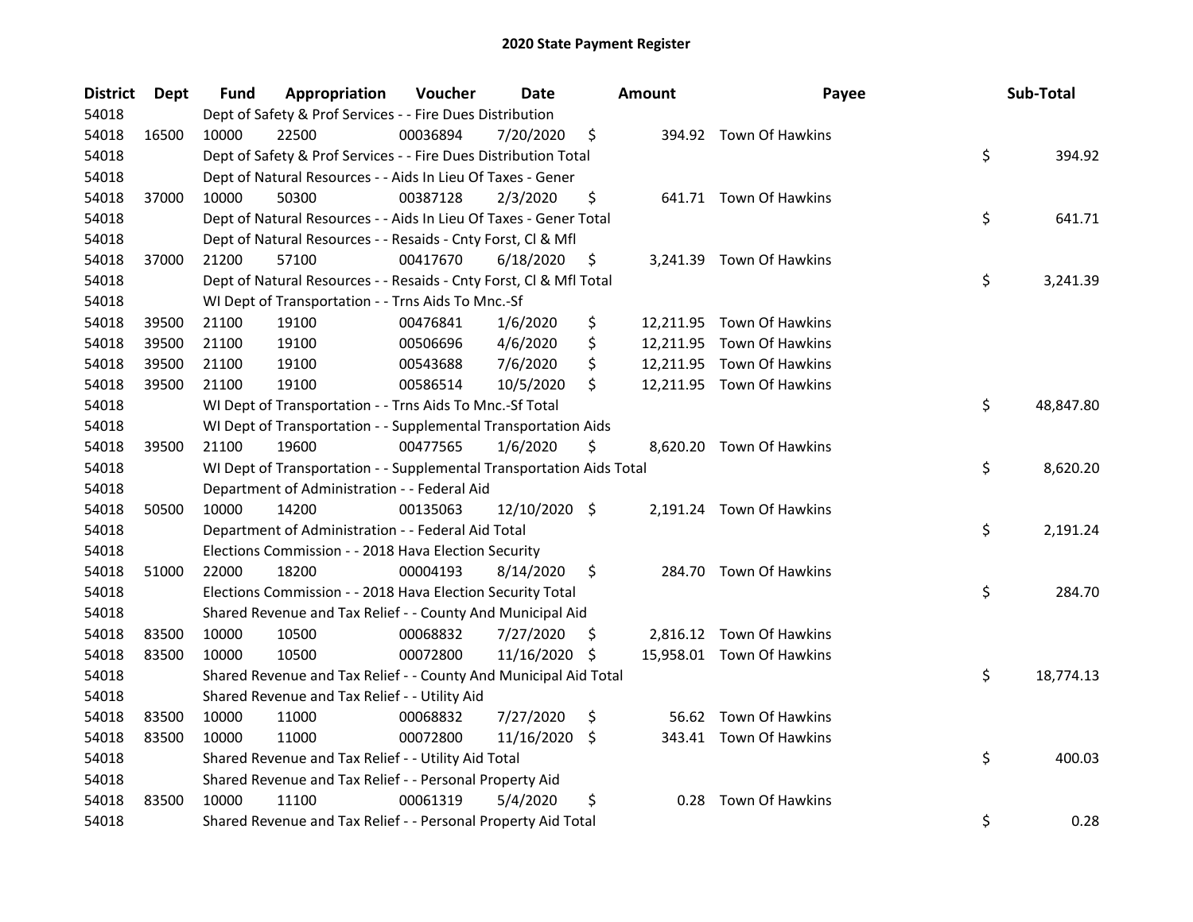# 2020 State Payment Register

| District | Dept | Fund | Appropriation | Voucher | Date | Amount | Payee | Sub-Total |
|---|---|---|---|---|---|---|---|---|
| 54018 | | Dept of Safety & Prof Services - - Fire Dues Distribution | | | | | | |
| 54018 | 16500 | 10000 | 22500 | 00036894 | 7/20/2020 | $ 394.92 | Town Of Hawkins | |
| 54018 | | Dept of Safety & Prof Services - - Fire Dues Distribution Total | | | | | | $ 394.92 |
| 54018 | | Dept of Natural Resources - - Aids In Lieu Of Taxes - Gener | | | | | | |
| 54018 | 37000 | 10000 | 50300 | 00387128 | 2/3/2020 | $ 641.71 | Town Of Hawkins | |
| 54018 | | Dept of Natural Resources - - Aids In Lieu Of Taxes - Gener Total | | | | | | $ 641.71 |
| 54018 | | Dept of Natural Resources - - Resaids - Cnty Forst, Cl & Mfl | | | | | | |
| 54018 | 37000 | 21200 | 57100 | 00417670 | 6/18/2020 | $ 3,241.39 | Town Of Hawkins | |
| 54018 | | Dept of Natural Resources - - Resaids - Cnty Forst, Cl & Mfl Total | | | | | | $ 3,241.39 |
| 54018 | | WI Dept of Transportation - - Trns Aids To Mnc.-Sf | | | | | | |
| 54018 | 39500 | 21100 | 19100 | 00476841 | 1/6/2020 | $ 12,211.95 | Town Of Hawkins | |
| 54018 | 39500 | 21100 | 19100 | 00506696 | 4/6/2020 | $ 12,211.95 | Town Of Hawkins | |
| 54018 | 39500 | 21100 | 19100 | 00543688 | 7/6/2020 | $ 12,211.95 | Town Of Hawkins | |
| 54018 | 39500 | 21100 | 19100 | 00586514 | 10/5/2020 | $ 12,211.95 | Town Of Hawkins | |
| 54018 | | WI Dept of Transportation - - Trns Aids To Mnc.-Sf Total | | | | | | $ 48,847.80 |
| 54018 | | WI Dept of Transportation - - Supplemental Transportation Aids | | | | | | |
| 54018 | 39500 | 21100 | 19600 | 00477565 | 1/6/2020 | $ 8,620.20 | Town Of Hawkins | |
| 54018 | | WI Dept of Transportation - - Supplemental Transportation Aids Total | | | | | | $ 8,620.20 |
| 54018 | | Department of Administration - - Federal Aid | | | | | | |
| 54018 | 50500 | 10000 | 14200 | 00135063 | 12/10/2020 | $ 2,191.24 | Town Of Hawkins | |
| 54018 | | Department of Administration - - Federal Aid Total | | | | | | $ 2,191.24 |
| 54018 | | Elections Commission - - 2018 Hava Election Security | | | | | | |
| 54018 | 51000 | 22000 | 18200 | 00004193 | 8/14/2020 | $ 284.70 | Town Of Hawkins | |
| 54018 | | Elections Commission - - 2018 Hava Election Security Total | | | | | | $ 284.70 |
| 54018 | | Shared Revenue and Tax Relief - - County And Municipal Aid | | | | | | |
| 54018 | 83500 | 10000 | 10500 | 00068832 | 7/27/2020 | $ 2,816.12 | Town Of Hawkins | |
| 54018 | 83500 | 10000 | 10500 | 00072800 | 11/16/2020 | $ 15,958.01 | Town Of Hawkins | |
| 54018 | | Shared Revenue and Tax Relief - - County And Municipal Aid Total | | | | | | $ 18,774.13 |
| 54018 | | Shared Revenue and Tax Relief - - Utility Aid | | | | | | |
| 54018 | 83500 | 10000 | 11000 | 00068832 | 7/27/2020 | $ 56.62 | Town Of Hawkins | |
| 54018 | 83500 | 10000 | 11000 | 00072800 | 11/16/2020 | $ 343.41 | Town Of Hawkins | |
| 54018 | | Shared Revenue and Tax Relief - - Utility Aid Total | | | | | | $ 400.03 |
| 54018 | | Shared Revenue and Tax Relief - - Personal Property Aid | | | | | | |
| 54018 | 83500 | 10000 | 11100 | 00061319 | 5/4/2020 | $ 0.28 | Town Of Hawkins | |
| 54018 | | Shared Revenue and Tax Relief - - Personal Property Aid Total | | | | | | $ 0.28 |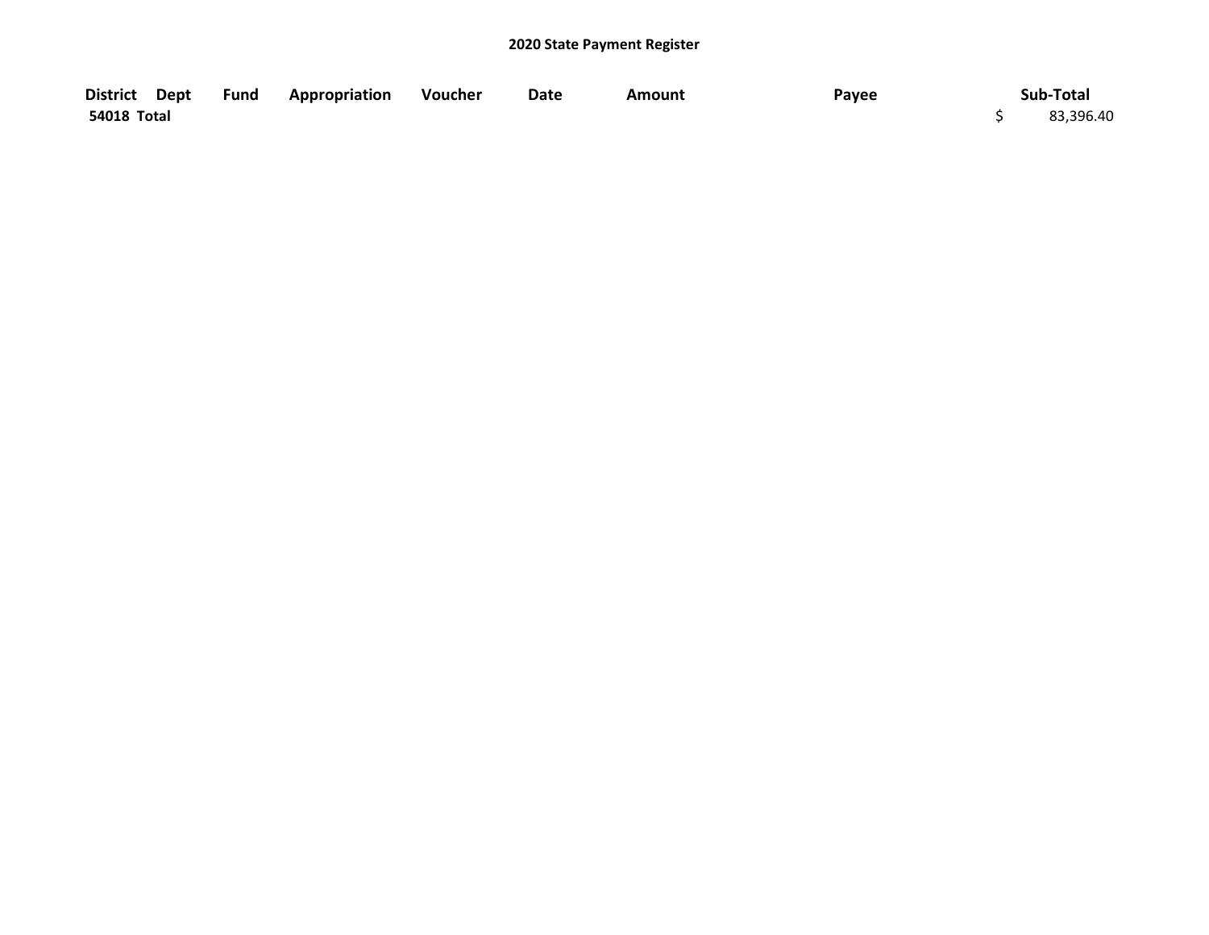**2020 State Payment Register**

| District | Dept | Fund | Appropriation | Voucher | Date | Amount | Payee | Sub-Total |
|---|---|---|---|---|---|---|---|---|
| **54018 Total** | | | | | | | | $ 83,396.40 |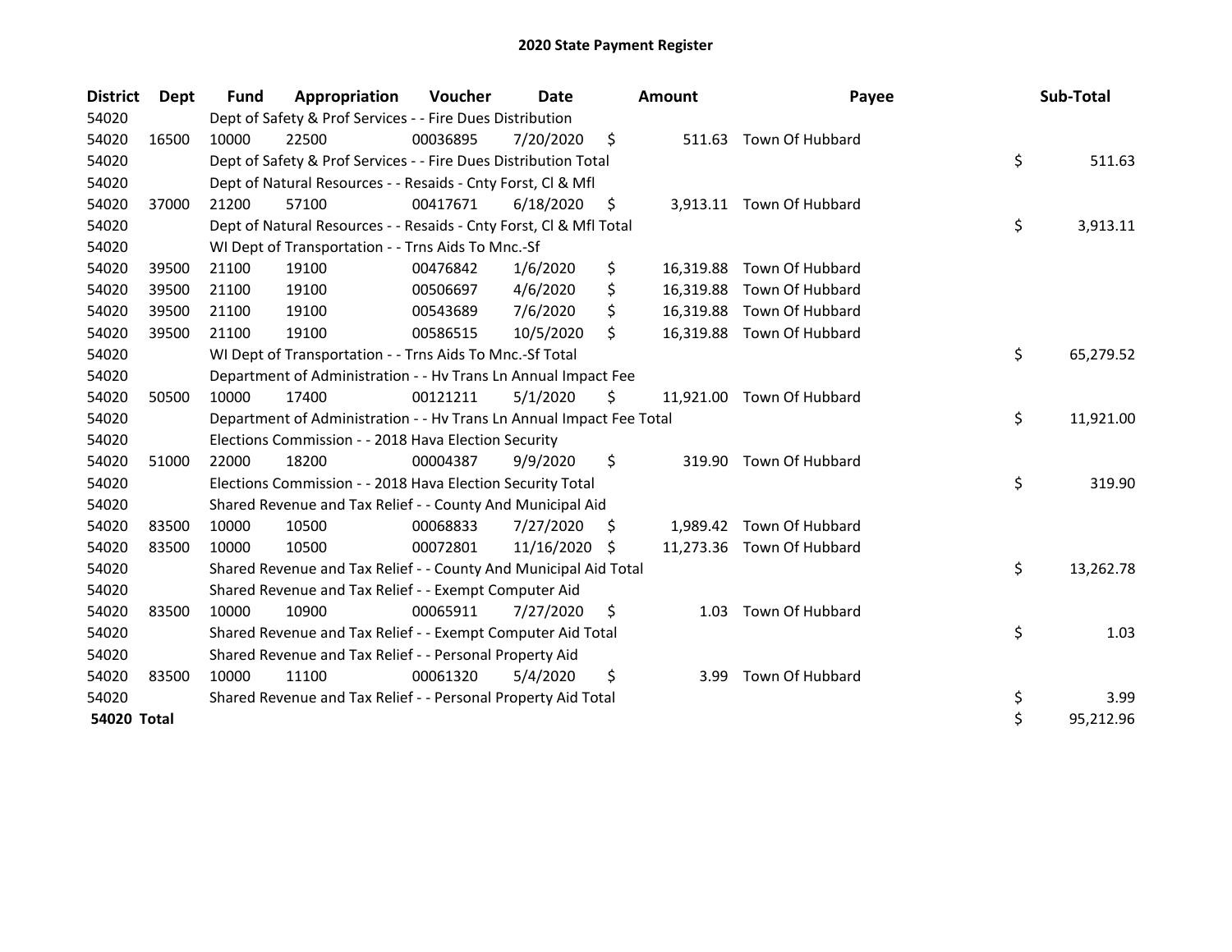## 2020 State Payment Register

| District | Dept | Fund | Appropriation | Voucher | Date | Amount | Payee | Sub-Total |
|---|---|---|---|---|---|---|---|---|
| 54020 | | Dept of Safety & Prof Services - - Fire Dues Distribution | | | | | | |
| 54020 | 16500 | 10000 | 22500 | 00036895 | 7/20/2020 | $ 511.63 | Town Of Hubbard | |
| 54020 | | Dept of Safety & Prof Services - - Fire Dues Distribution Total | | | | | | $ 511.63 |
| 54020 | | Dept of Natural Resources - - Resaids - Cnty Forst, Cl & Mfl | | | | | | |
| 54020 | 37000 | 21200 | 57100 | 00417671 | 6/18/2020 | $ 3,913.11 | Town Of Hubbard | |
| 54020 | | Dept of Natural Resources - - Resaids - Cnty Forst, Cl & Mfl Total | | | | | | $ 3,913.11 |
| 54020 | | WI Dept of Transportation - - Trns Aids To Mnc.-Sf | | | | | | |
| 54020 | 39500 | 21100 | 19100 | 00476842 | 1/6/2020 | $ 16,319.88 | Town Of Hubbard | |
| 54020 | 39500 | 21100 | 19100 | 00506697 | 4/6/2020 | $ 16,319.88 | Town Of Hubbard | |
| 54020 | 39500 | 21100 | 19100 | 00543689 | 7/6/2020 | $ 16,319.88 | Town Of Hubbard | |
| 54020 | 39500 | 21100 | 19100 | 00586515 | 10/5/2020 | $ 16,319.88 | Town Of Hubbard | |
| 54020 | | WI Dept of Transportation - - Trns Aids To Mnc.-Sf Total | | | | | | $ 65,279.52 |
| 54020 | | Department of Administration - - Hv Trans Ln Annual Impact Fee | | | | | | |
| 54020 | 50500 | 10000 | 17400 | 00121211 | 5/1/2020 | $ 11,921.00 | Town Of Hubbard | |
| 54020 | | Department of Administration - - Hv Trans Ln Annual Impact Fee Total | | | | | | $ 11,921.00 |
| 54020 | | Elections Commission - - 2018 Hava Election Security | | | | | | |
| 54020 | 51000 | 22000 | 18200 | 00004387 | 9/9/2020 | $ 319.90 | Town Of Hubbard | |
| 54020 | | Elections Commission - - 2018 Hava Election Security Total | | | | | | $ 319.90 |
| 54020 | | Shared Revenue and Tax Relief - - County And Municipal Aid | | | | | | |
| 54020 | 83500 | 10000 | 10500 | 00068833 | 7/27/2020 | $ 1,989.42 | Town Of Hubbard | |
| 54020 | 83500 | 10000 | 10500 | 00072801 | 11/16/2020 | $ 11,273.36 | Town Of Hubbard | |
| 54020 | | Shared Revenue and Tax Relief - - County And Municipal Aid Total | | | | | | $ 13,262.78 |
| 54020 | | Shared Revenue and Tax Relief - - Exempt Computer Aid | | | | | | |
| 54020 | 83500 | 10000 | 10900 | 00065911 | 7/27/2020 | $ 1.03 | Town Of Hubbard | |
| 54020 | | Shared Revenue and Tax Relief - - Exempt Computer Aid Total | | | | | | $ 1.03 |
| 54020 | | Shared Revenue and Tax Relief - - Personal Property Aid | | | | | | |
| 54020 | 83500 | 10000 | 11100 | 00061320 | 5/4/2020 | $ 3.99 | Town Of Hubbard | |
| 54020 | | Shared Revenue and Tax Relief - - Personal Property Aid Total | | | | | | $ 3.99 |
| **54020 Total** | | | | | | | | $ 95,212.96 |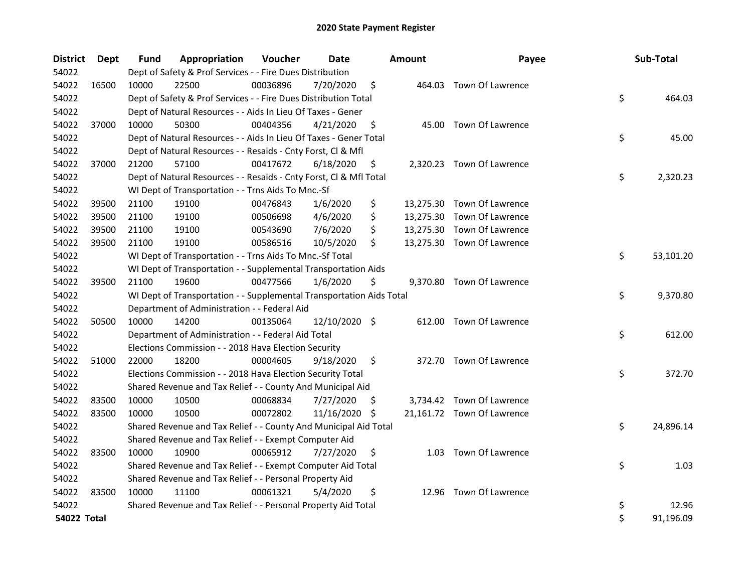# 2020 State Payment Register

| District | Dept | Fund | Appropriation | Voucher | Date | Amount | Payee | Sub-Total |
|---|---|---|---|---|---|---|---|---|
| 54022 | | Dept of Safety & Prof Services - - Fire Dues Distribution | | | | | | |
| 54022 | 16500 | 10000 | 22500 | 00036896 | 7/20/2020 | $ 464.03 | Town Of Lawrence | |
| 54022 | | Dept of Safety & Prof Services - - Fire Dues Distribution Total | | | | | | $ 464.03 |
| 54022 | | Dept of Natural Resources - - Aids In Lieu Of Taxes - Gener | | | | | | |
| 54022 | 37000 | 10000 | 50300 | 00404356 | 4/21/2020 | $ 45.00 | Town Of Lawrence | |
| 54022 | | Dept of Natural Resources - - Aids In Lieu Of Taxes - Gener Total | | | | | | $ 45.00 |
| 54022 | | Dept of Natural Resources - - Resaids - Cnty Forst, Cl & Mfl | | | | | | |
| 54022 | 37000 | 21200 | 57100 | 00417672 | 6/18/2020 | $ 2,320.23 | Town Of Lawrence | |
| 54022 | | Dept of Natural Resources - - Resaids - Cnty Forst, Cl & Mfl Total | | | | | | $ 2,320.23 |
| 54022 | | WI Dept of Transportation - - Trns Aids To Mnc.-Sf | | | | | | |
| 54022 | 39500 | 21100 | 19100 | 00476843 | 1/6/2020 | $ 13,275.30 | Town Of Lawrence | |
| 54022 | 39500 | 21100 | 19100 | 00506698 | 4/6/2020 | $ 13,275.30 | Town Of Lawrence | |
| 54022 | 39500 | 21100 | 19100 | 00543690 | 7/6/2020 | $ 13,275.30 | Town Of Lawrence | |
| 54022 | 39500 | 21100 | 19100 | 00586516 | 10/5/2020 | $ 13,275.30 | Town Of Lawrence | |
| 54022 | | WI Dept of Transportation - - Trns Aids To Mnc.-Sf Total | | | | | | $ 53,101.20 |
| 54022 | | WI Dept of Transportation - - Supplemental Transportation Aids | | | | | | |
| 54022 | 39500 | 21100 | 19600 | 00477566 | 1/6/2020 | $ 9,370.80 | Town Of Lawrence | |
| 54022 | | WI Dept of Transportation - - Supplemental Transportation Aids Total | | | | | | $ 9,370.80 |
| 54022 | | Department of Administration - - Federal Aid | | | | | | |
| 54022 | 50500 | 10000 | 14200 | 00135064 | 12/10/2020 | $ 612.00 | Town Of Lawrence | |
| 54022 | | Department of Administration - - Federal Aid Total | | | | | | $ 612.00 |
| 54022 | | Elections Commission - - 2018 Hava Election Security | | | | | | |
| 54022 | 51000 | 22000 | 18200 | 00004605 | 9/18/2020 | $ 372.70 | Town Of Lawrence | |
| 54022 | | Elections Commission - - 2018 Hava Election Security Total | | | | | | $ 372.70 |
| 54022 | | Shared Revenue and Tax Relief - - County And Municipal Aid | | | | | | |
| 54022 | 83500 | 10000 | 10500 | 00068834 | 7/27/2020 | $ 3,734.42 | Town Of Lawrence | |
| 54022 | 83500 | 10000 | 10500 | 00072802 | 11/16/2020 | $ 21,161.72 | Town Of Lawrence | |
| 54022 | | Shared Revenue and Tax Relief - - County And Municipal Aid Total | | | | | | $ 24,896.14 |
| 54022 | | Shared Revenue and Tax Relief - - Exempt Computer Aid | | | | | | |
| 54022 | 83500 | 10000 | 10900 | 00065912 | 7/27/2020 | $ 1.03 | Town Of Lawrence | |
| 54022 | | Shared Revenue and Tax Relief - - Exempt Computer Aid Total | | | | | | $ 1.03 |
| 54022 | | Shared Revenue and Tax Relief - - Personal Property Aid | | | | | | |
| 54022 | 83500 | 10000 | 11100 | 00061321 | 5/4/2020 | $ 12.96 | Town Of Lawrence | |
| 54022 | | Shared Revenue and Tax Relief - - Personal Property Aid Total | | | | | | $ 12.96 |
| **54022 Total** | | | | | | | | $ 91,196.09 |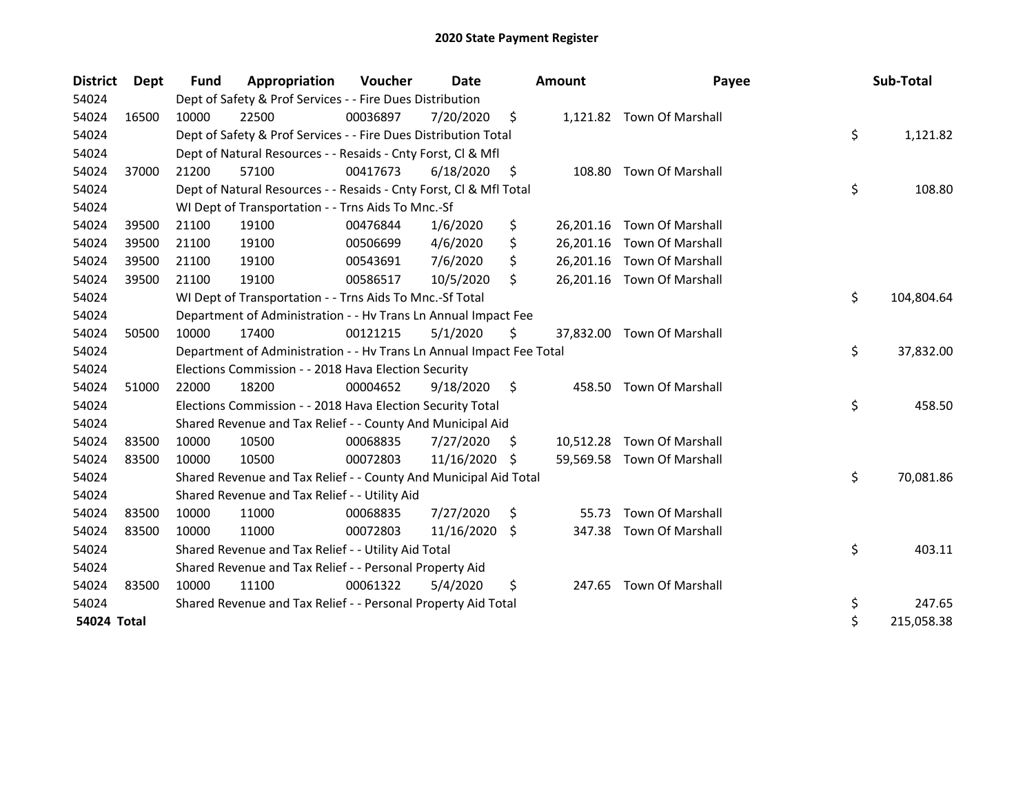# 2020 State Payment Register

| District | Dept | Fund | Appropriation | Voucher | Date | Amount | Payee | Sub-Total |
|---|---|---|---|---|---|---|---|---|
| 54024 | | Dept of Safety & Prof Services - - Fire Dues Distribution | | | | | | |
| 54024 | 16500 | 10000 | 22500 | 00036897 | 7/20/2020 | $ 1,121.82 | Town Of Marshall | |
| 54024 | | Dept of Safety & Prof Services - - Fire Dues Distribution Total | | | | | | $ 1,121.82 |
| 54024 | | Dept of Natural Resources - - Resaids - Cnty Forst, Cl & Mfl | | | | | | |
| 54024 | 37000 | 21200 | 57100 | 00417673 | 6/18/2020 | $ 108.80 | Town Of Marshall | |
| 54024 | | Dept of Natural Resources - - Resaids - Cnty Forst, Cl & Mfl Total | | | | | | $ 108.80 |
| 54024 | | WI Dept of Transportation - - Trns Aids To Mnc.-Sf | | | | | | |
| 54024 | 39500 | 21100 | 19100 | 00476844 | 1/6/2020 | $ 26,201.16 | Town Of Marshall | |
| 54024 | 39500 | 21100 | 19100 | 00506699 | 4/6/2020 | $ 26,201.16 | Town Of Marshall | |
| 54024 | 39500 | 21100 | 19100 | 00543691 | 7/6/2020 | $ 26,201.16 | Town Of Marshall | |
| 54024 | 39500 | 21100 | 19100 | 00586517 | 10/5/2020 | $ 26,201.16 | Town Of Marshall | |
| 54024 | | WI Dept of Transportation - - Trns Aids To Mnc.-Sf Total | | | | | | $ 104,804.64 |
| 54024 | | Department of Administration - - Hv Trans Ln Annual Impact Fee | | | | | | |
| 54024 | 50500 | 10000 | 17400 | 00121215 | 5/1/2020 | $ 37,832.00 | Town Of Marshall | |
| 54024 | | Department of Administration - - Hv Trans Ln Annual Impact Fee Total | | | | | | $ 37,832.00 |
| 54024 | | Elections Commission - - 2018 Hava Election Security | | | | | | |
| 54024 | 51000 | 22000 | 18200 | 00004652 | 9/18/2020 | $ 458.50 | Town Of Marshall | |
| 54024 | | Elections Commission - - 2018 Hava Election Security Total | | | | | | $ 458.50 |
| 54024 | | Shared Revenue and Tax Relief - - County And Municipal Aid | | | | | | |
| 54024 | 83500 | 10000 | 10500 | 00068835 | 7/27/2020 | $ 10,512.28 | Town Of Marshall | |
| 54024 | 83500 | 10000 | 10500 | 00072803 | 11/16/2020 | $ 59,569.58 | Town Of Marshall | |
| 54024 | | Shared Revenue and Tax Relief - - County And Municipal Aid Total | | | | | | $ 70,081.86 |
| 54024 | | Shared Revenue and Tax Relief - - Utility Aid | | | | | | |
| 54024 | 83500 | 10000 | 11000 | 00068835 | 7/27/2020 | $ 55.73 | Town Of Marshall | |
| 54024 | 83500 | 10000 | 11000 | 00072803 | 11/16/2020 | $ 347.38 | Town Of Marshall | |
| 54024 | | Shared Revenue and Tax Relief - - Utility Aid Total | | | | | | $ 403.11 |
| 54024 | | Shared Revenue and Tax Relief - - Personal Property Aid | | | | | | |
| 54024 | 83500 | 10000 | 11100 | 00061322 | 5/4/2020 | $ 247.65 | Town Of Marshall | |
| 54024 | | Shared Revenue and Tax Relief - - Personal Property Aid Total | | | | | | $ 247.65 |
| **54024 Total** | | | | | | | | $ 215,058.38 |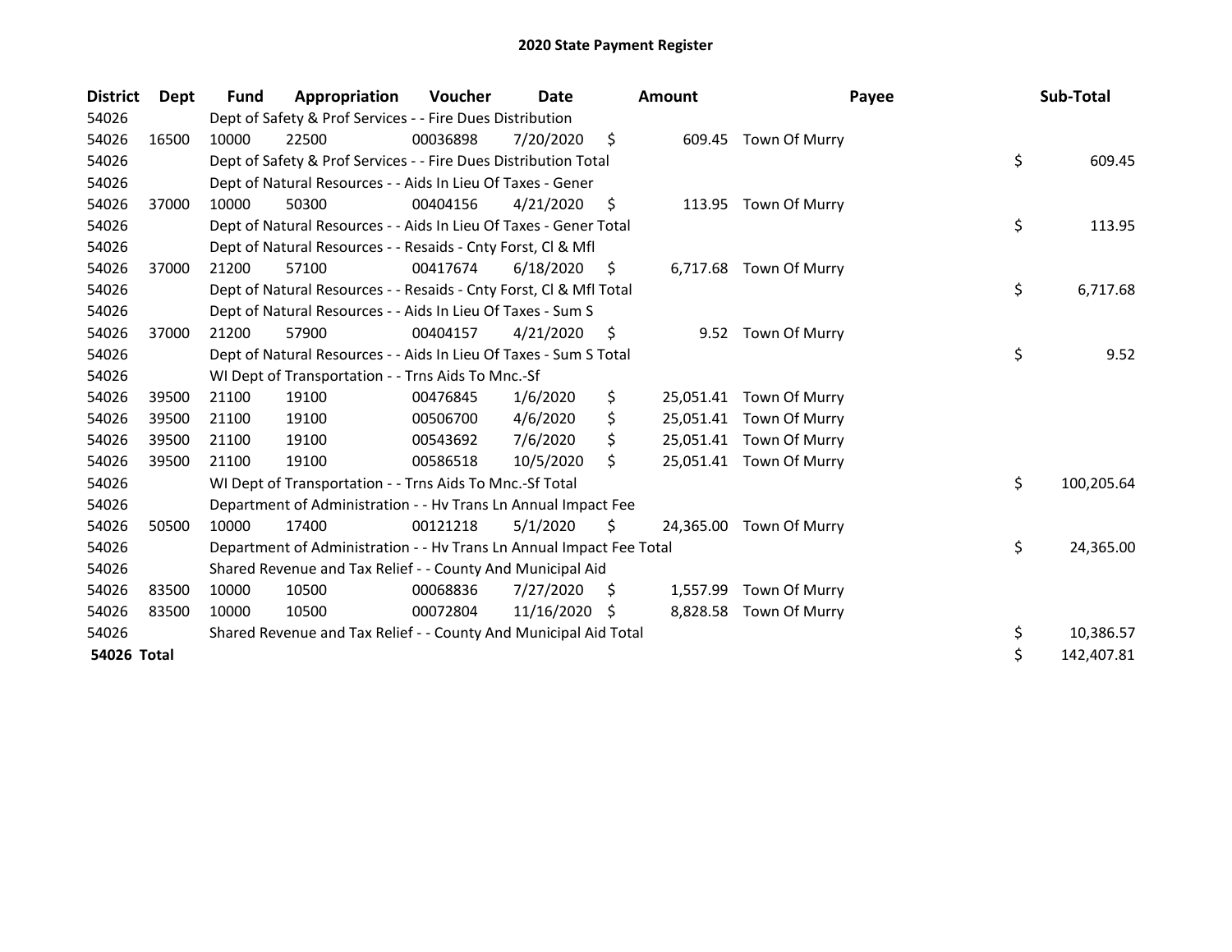# 2020 State Payment Register

| District | Dept | Fund | Appropriation | Voucher | Date | Amount | Payee | Sub-Total |
|---|---|---|---|---|---|---|---|---|
| 54026 | | Dept of Safety & Prof Services - - Fire Dues Distribution | | | | | | |
| 54026 | 16500 | 10000 | 22500 | 00036898 | 7/20/2020 | $ 609.45 | Town Of Murry | |
| 54026 | | Dept of Safety & Prof Services - - Fire Dues Distribution Total | | | | | | $ 609.45 |
| 54026 | | Dept of Natural Resources - - Aids In Lieu Of Taxes - Gener | | | | | | |
| 54026 | 37000 | 10000 | 50300 | 00404156 | 4/21/2020 | $ 113.95 | Town Of Murry | |
| 54026 | | Dept of Natural Resources - - Aids In Lieu Of Taxes - Gener Total | | | | | | $ 113.95 |
| 54026 | | Dept of Natural Resources - - Resaids - Cnty Forst, Cl & Mfl | | | | | | |
| 54026 | 37000 | 21200 | 57100 | 00417674 | 6/18/2020 | $ 6,717.68 | Town Of Murry | |
| 54026 | | Dept of Natural Resources - - Resaids - Cnty Forst, Cl & Mfl Total | | | | | | $ 6,717.68 |
| 54026 | | Dept of Natural Resources - - Aids In Lieu Of Taxes - Sum S | | | | | | |
| 54026 | 37000 | 21200 | 57900 | 00404157 | 4/21/2020 | $ 9.52 | Town Of Murry | |
| 54026 | | Dept of Natural Resources - - Aids In Lieu Of Taxes - Sum S Total | | | | | | $ 9.52 |
| 54026 | | WI Dept of Transportation - - Trns Aids To Mnc.-Sf | | | | | | |
| 54026 | 39500 | 21100 | 19100 | 00476845 | 1/6/2020 | $ 25,051.41 | Town Of Murry | |
| 54026 | 39500 | 21100 | 19100 | 00506700 | 4/6/2020 | $ 25,051.41 | Town Of Murry | |
| 54026 | 39500 | 21100 | 19100 | 00543692 | 7/6/2020 | $ 25,051.41 | Town Of Murry | |
| 54026 | 39500 | 21100 | 19100 | 00586518 | 10/5/2020 | $ 25,051.41 | Town Of Murry | |
| 54026 | | WI Dept of Transportation - - Trns Aids To Mnc.-Sf Total | | | | | | $ 100,205.64 |
| 54026 | | Department of Administration - - Hv Trans Ln Annual Impact Fee | | | | | | |
| 54026 | 50500 | 10000 | 17400 | 00121218 | 5/1/2020 | $ 24,365.00 | Town Of Murry | |
| 54026 | | Department of Administration - - Hv Trans Ln Annual Impact Fee Total | | | | | | $ 24,365.00 |
| 54026 | | Shared Revenue and Tax Relief - - County And Municipal Aid | | | | | | |
| 54026 | 83500 | 10000 | 10500 | 00068836 | 7/27/2020 | $ 1,557.99 | Town Of Murry | |
| 54026 | 83500 | 10000 | 10500 | 00072804 | 11/16/2020 | $ 8,828.58 | Town Of Murry | |
| 54026 | | Shared Revenue and Tax Relief - - County And Municipal Aid Total | | | | | | $ 10,386.57 |
| **54026 Total** | | | | | | | | $ 142,407.81 |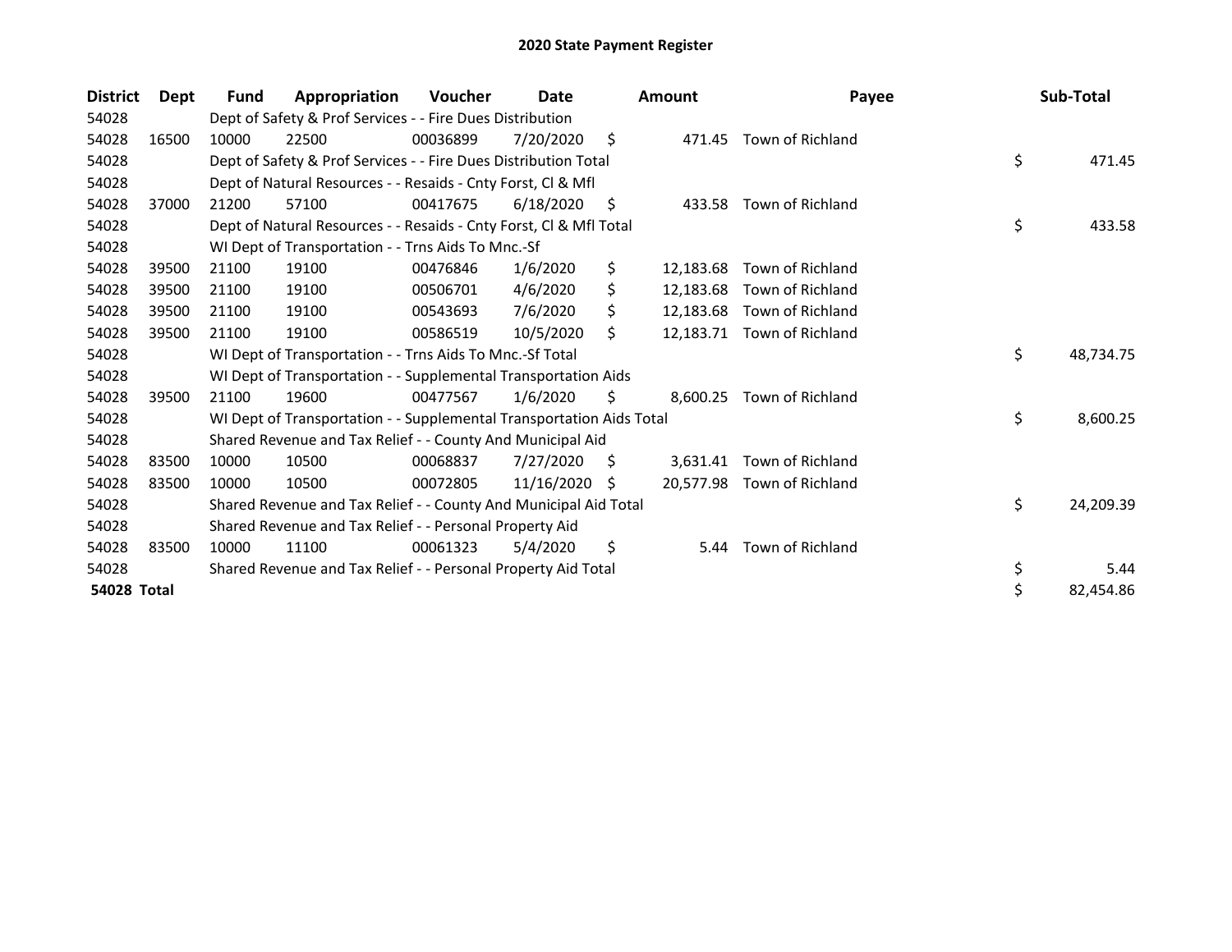# 2020 State Payment Register

| District | Dept | Fund | Appropriation | Voucher | Date | Amount | Payee | Sub-Total |
|---|---|---|---|---|---|---|---|---|
| 54028 | | Dept of Safety & Prof Services - - Fire Dues Distribution | | | | | | |
| 54028 | 16500 | 10000 | 22500 | 00036899 | 7/20/2020 | $ 471.45 | Town of Richland | |
| 54028 | | Dept of Safety & Prof Services - - Fire Dues Distribution Total | | | | | | $ 471.45 |
| 54028 | | Dept of Natural Resources - - Resaids - Cnty Forst, Cl & Mfl | | | | | | |
| 54028 | 37000 | 21200 | 57100 | 00417675 | 6/18/2020 | $ 433.58 | Town of Richland | |
| 54028 | | Dept of Natural Resources - - Resaids - Cnty Forst, Cl & Mfl Total | | | | | | $ 433.58 |
| 54028 | | WI Dept of Transportation - - Trns Aids To Mnc.-Sf | | | | | | |
| 54028 | 39500 | 21100 | 19100 | 00476846 | 1/6/2020 | $ 12,183.68 | Town of Richland | |
| 54028 | 39500 | 21100 | 19100 | 00506701 | 4/6/2020 | $ 12,183.68 | Town of Richland | |
| 54028 | 39500 | 21100 | 19100 | 00543693 | 7/6/2020 | $ 12,183.68 | Town of Richland | |
| 54028 | 39500 | 21100 | 19100 | 00586519 | 10/5/2020 | $ 12,183.71 | Town of Richland | |
| 54028 | | WI Dept of Transportation - - Trns Aids To Mnc.-Sf Total | | | | | | $ 48,734.75 |
| 54028 | | WI Dept of Transportation - - Supplemental Transportation Aids | | | | | | |
| 54028 | 39500 | 21100 | 19600 | 00477567 | 1/6/2020 | $ 8,600.25 | Town of Richland | |
| 54028 | | WI Dept of Transportation - - Supplemental Transportation Aids Total | | | | | | $ 8,600.25 |
| 54028 | | Shared Revenue and Tax Relief - - County And Municipal Aid | | | | | | |
| 54028 | 83500 | 10000 | 10500 | 00068837 | 7/27/2020 | $ 3,631.41 | Town of Richland | |
| 54028 | 83500 | 10000 | 10500 | 00072805 | 11/16/2020 | $ 20,577.98 | Town of Richland | |
| 54028 | | Shared Revenue and Tax Relief - - County And Municipal Aid Total | | | | | | $ 24,209.39 |
| 54028 | | Shared Revenue and Tax Relief - - Personal Property Aid | | | | | | |
| 54028 | 83500 | 10000 | 11100 | 00061323 | 5/4/2020 | $ 5.44 | Town of Richland | |
| 54028 | | Shared Revenue and Tax Relief - - Personal Property Aid Total | | | | | | $ 5.44 |
| **54028 Total** | | | | | | | | $ 82,454.86 |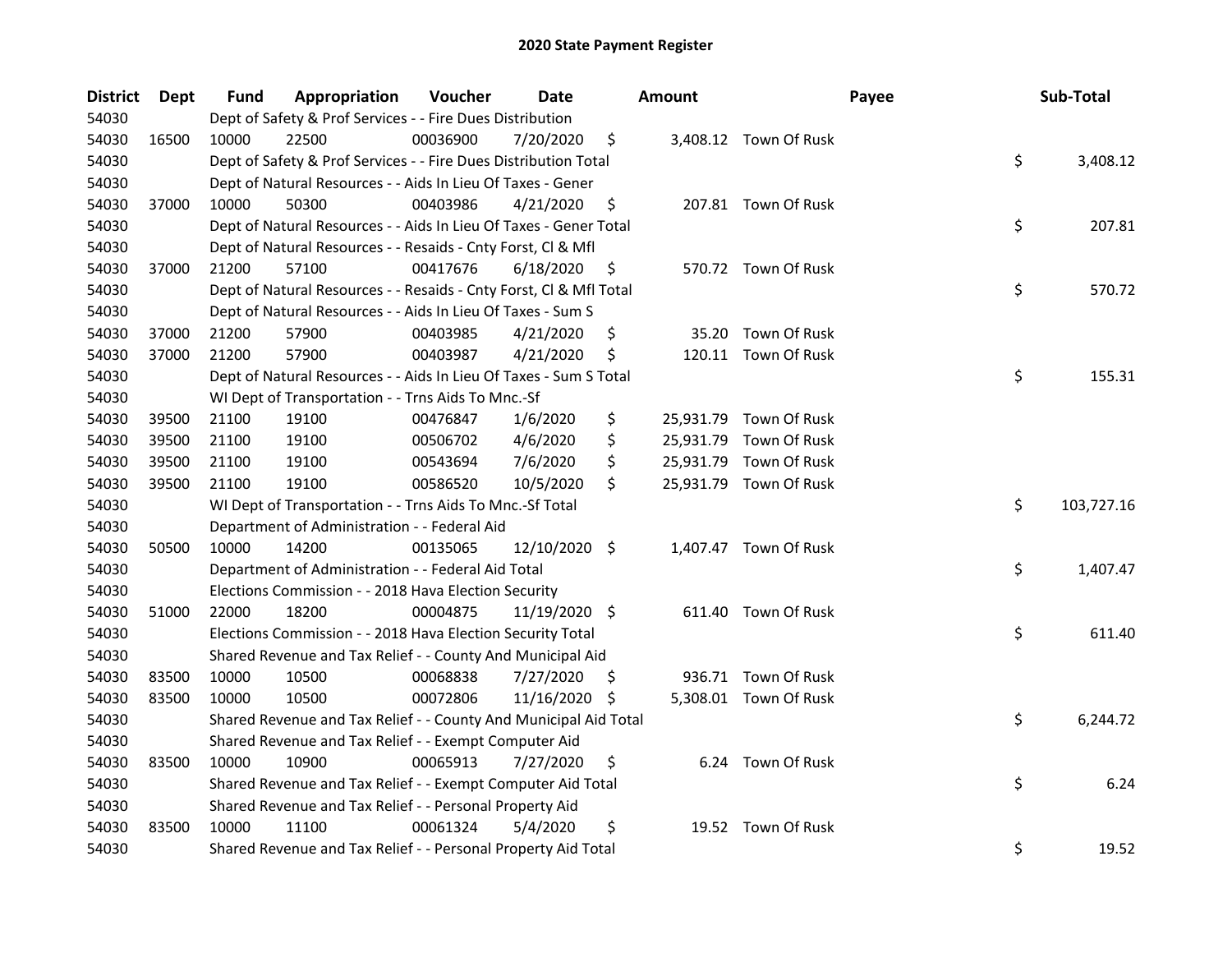# 2020 State Payment Register

| District | Dept | Fund | Appropriation | Voucher | Date | Amount | Payee | Sub-Total |
|---|---|---|---|---|---|---|---|---|
| 54030 | | Dept of Safety & Prof Services - - Fire Dues Distribution | | | | | | |
| 54030 | 16500 | 10000 | 22500 | 00036900 | 7/20/2020 | $ 3,408.12 | Town Of Rusk | |
| 54030 | | Dept of Safety & Prof Services - - Fire Dues Distribution Total | | | | | | $ 3,408.12 |
| 54030 | | Dept of Natural Resources - - Aids In Lieu Of Taxes - Gener | | | | | | |
| 54030 | 37000 | 10000 | 50300 | 00403986 | 4/21/2020 | $ 207.81 | Town Of Rusk | |
| 54030 | | Dept of Natural Resources - - Aids In Lieu Of Taxes - Gener Total | | | | | | $ 207.81 |
| 54030 | | Dept of Natural Resources - - Resaids - Cnty Forst, Cl & Mfl | | | | | | |
| 54030 | 37000 | 21200 | 57100 | 00417676 | 6/18/2020 | $ 570.72 | Town Of Rusk | |
| 54030 | | Dept of Natural Resources - - Resaids - Cnty Forst, Cl & Mfl Total | | | | | | $ 570.72 |
| 54030 | | Dept of Natural Resources - - Aids In Lieu Of Taxes - Sum S | | | | | | |
| 54030 | 37000 | 21200 | 57900 | 00403985 | 4/21/2020 | $ 35.20 | Town Of Rusk | |
| 54030 | 37000 | 21200 | 57900 | 00403987 | 4/21/2020 | $ 120.11 | Town Of Rusk | |
| 54030 | | Dept of Natural Resources - - Aids In Lieu Of Taxes - Sum S Total | | | | | | $ 155.31 |
| 54030 | | WI Dept of Transportation - - Trns Aids To Mnc.-Sf | | | | | | |
| 54030 | 39500 | 21100 | 19100 | 00476847 | 1/6/2020 | $ 25,931.79 | Town Of Rusk | |
| 54030 | 39500 | 21100 | 19100 | 00506702 | 4/6/2020 | $ 25,931.79 | Town Of Rusk | |
| 54030 | 39500 | 21100 | 19100 | 00543694 | 7/6/2020 | $ 25,931.79 | Town Of Rusk | |
| 54030 | 39500 | 21100 | 19100 | 00586520 | 10/5/2020 | $ 25,931.79 | Town Of Rusk | |
| 54030 | | WI Dept of Transportation - - Trns Aids To Mnc.-Sf Total | | | | | | $ 103,727.16 |
| 54030 | | Department of Administration - - Federal Aid | | | | | | |
| 54030 | 50500 | 10000 | 14200 | 00135065 | 12/10/2020 | $ 1,407.47 | Town Of Rusk | |
| 54030 | | Department of Administration - - Federal Aid Total | | | | | | $ 1,407.47 |
| 54030 | | Elections Commission - - 2018 Hava Election Security | | | | | | |
| 54030 | 51000 | 22000 | 18200 | 00004875 | 11/19/2020 | $ 611.40 | Town Of Rusk | |
| 54030 | | Elections Commission - - 2018 Hava Election Security Total | | | | | | $ 611.40 |
| 54030 | | Shared Revenue and Tax Relief - - County And Municipal Aid | | | | | | |
| 54030 | 83500 | 10000 | 10500 | 00068838 | 7/27/2020 | $ 936.71 | Town Of Rusk | |
| 54030 | 83500 | 10000 | 10500 | 00072806 | 11/16/2020 | $ 5,308.01 | Town Of Rusk | |
| 54030 | | Shared Revenue and Tax Relief - - County And Municipal Aid Total | | | | | | $ 6,244.72 |
| 54030 | | Shared Revenue and Tax Relief - - Exempt Computer Aid | | | | | | |
| 54030 | 83500 | 10000 | 10900 | 00065913 | 7/27/2020 | $ 6.24 | Town Of Rusk | |
| 54030 | | Shared Revenue and Tax Relief - - Exempt Computer Aid Total | | | | | | $ 6.24 |
| 54030 | | Shared Revenue and Tax Relief - - Personal Property Aid | | | | | | |
| 54030 | 83500 | 10000 | 11100 | 00061324 | 5/4/2020 | $ 19.52 | Town Of Rusk | |
| 54030 | | Shared Revenue and Tax Relief - - Personal Property Aid Total | | | | | | $ 19.52 |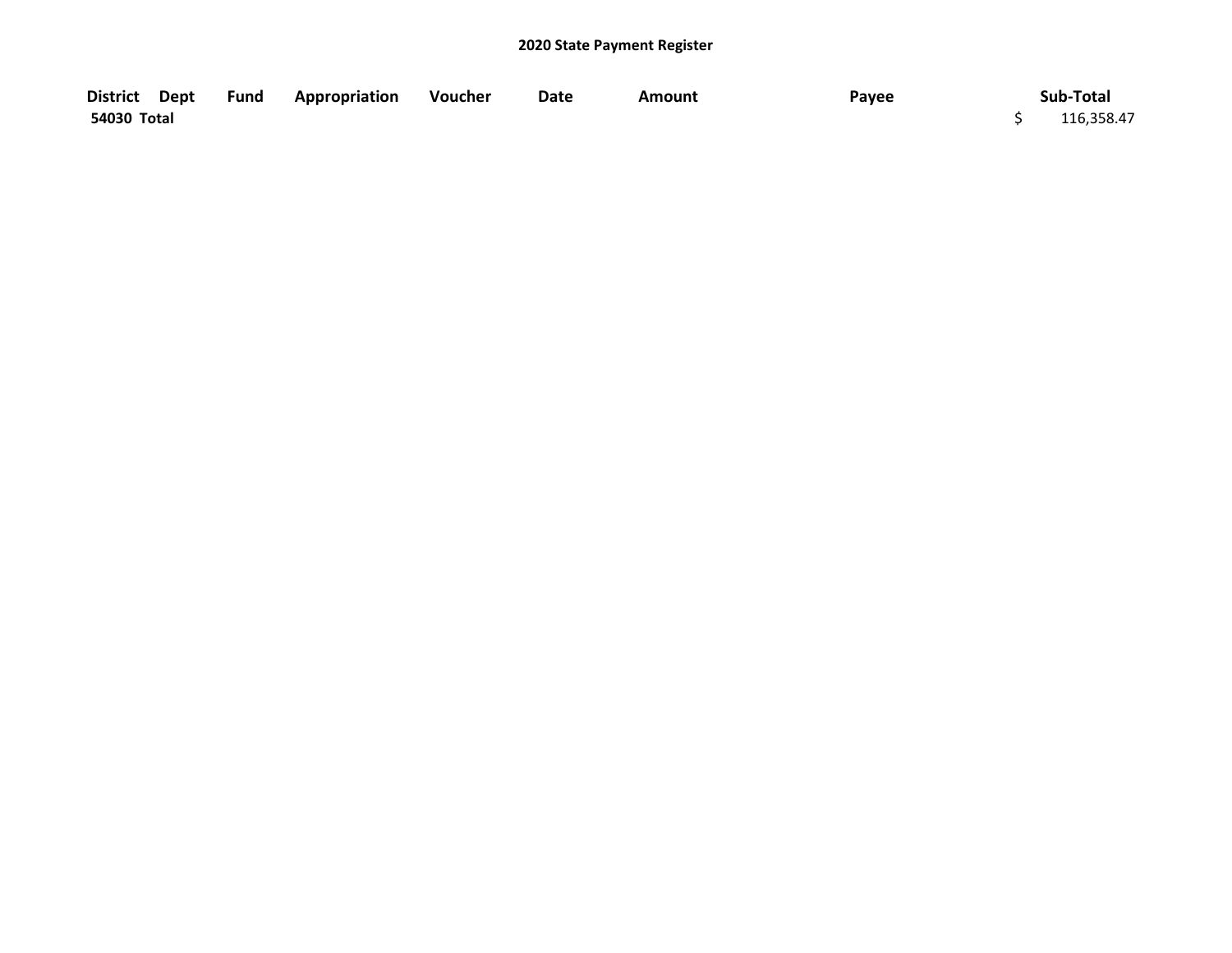**2020 State Payment Register**

| District | Dept | Fund | Appropriation | Voucher | Date | Amount | Payee | Sub-Total |
|---|---|---|---|---|---|---|---|---|
| 54030 Total | | | | | | | | $ 116,358.47 |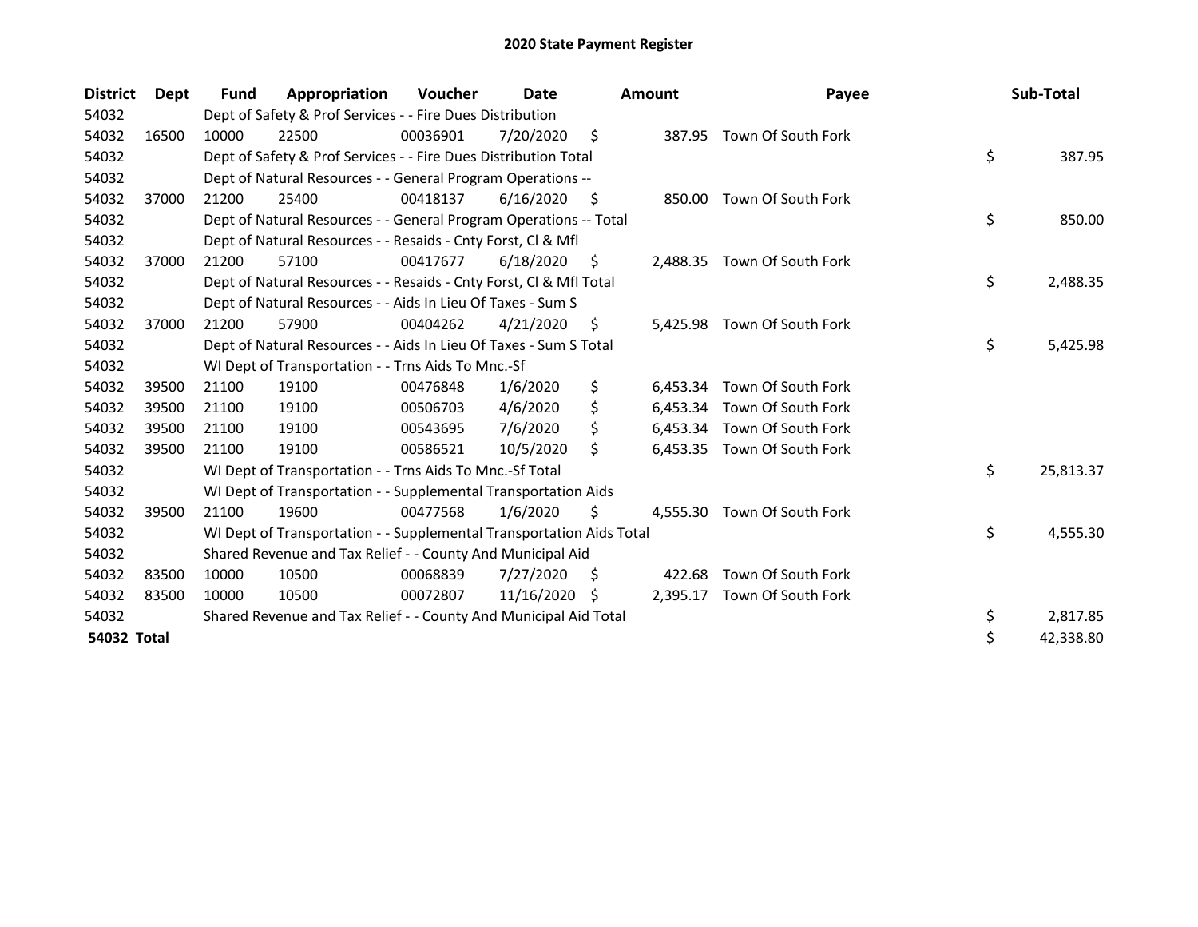# 2020 State Payment Register

| District | Dept | Fund | Appropriation | Voucher | Date | Amount | Payee | Sub-Total |
|---|---|---|---|---|---|---|---|---|
| 54032 | | Dept of Safety & Prof Services - - Fire Dues Distribution | | | | | | |
| 54032 | 16500 | 10000 | 22500 | 00036901 | 7/20/2020 | $ 387.95 | Town Of South Fork | |
| 54032 | | Dept of Safety & Prof Services - - Fire Dues Distribution Total | | | | | | $ 387.95 |
| 54032 | | Dept of Natural Resources - - General Program Operations -- | | | | | | |
| 54032 | 37000 | 21200 | 25400 | 00418137 | 6/16/2020 | $ 850.00 | Town Of South Fork | |
| 54032 | | Dept of Natural Resources - - General Program Operations -- Total | | | | | | $ 850.00 |
| 54032 | | Dept of Natural Resources - - Resaids - Cnty Forst, Cl & Mfl | | | | | | |
| 54032 | 37000 | 21200 | 57100 | 00417677 | 6/18/2020 | $ 2,488.35 | Town Of South Fork | |
| 54032 | | Dept of Natural Resources - - Resaids - Cnty Forst, Cl & Mfl Total | | | | | | $ 2,488.35 |
| 54032 | | Dept of Natural Resources - - Aids In Lieu Of Taxes - Sum S | | | | | | |
| 54032 | 37000 | 21200 | 57900 | 00404262 | 4/21/2020 | $ 5,425.98 | Town Of South Fork | |
| 54032 | | Dept of Natural Resources - - Aids In Lieu Of Taxes - Sum S Total | | | | | | $ 5,425.98 |
| 54032 | | WI Dept of Transportation - - Trns Aids To Mnc.-Sf | | | | | | |
| 54032 | 39500 | 21100 | 19100 | 00476848 | 1/6/2020 | $ 6,453.34 | Town Of South Fork | |
| 54032 | 39500 | 21100 | 19100 | 00506703 | 4/6/2020 | $ 6,453.34 | Town Of South Fork | |
| 54032 | 39500 | 21100 | 19100 | 00543695 | 7/6/2020 | $ 6,453.34 | Town Of South Fork | |
| 54032 | 39500 | 21100 | 19100 | 00586521 | 10/5/2020 | $ 6,453.35 | Town Of South Fork | |
| 54032 | | WI Dept of Transportation - - Trns Aids To Mnc.-Sf Total | | | | | | $ 25,813.37 |
| 54032 | | WI Dept of Transportation - - Supplemental Transportation Aids | | | | | | |
| 54032 | 39500 | 21100 | 19600 | 00477568 | 1/6/2020 | $ 4,555.30 | Town Of South Fork | |
| 54032 | | WI Dept of Transportation - - Supplemental Transportation Aids Total | | | | | | $ 4,555.30 |
| 54032 | | Shared Revenue and Tax Relief - - County And Municipal Aid | | | | | | |
| 54032 | 83500 | 10000 | 10500 | 00068839 | 7/27/2020 | $ 422.68 | Town Of South Fork | |
| 54032 | 83500 | 10000 | 10500 | 00072807 | 11/16/2020 | $ 2,395.17 | Town Of South Fork | |
| 54032 | | Shared Revenue and Tax Relief - - County And Municipal Aid Total | | | | | | $ 2,817.85 |
| **54032 Total** | | | | | | | | $ 42,338.80 |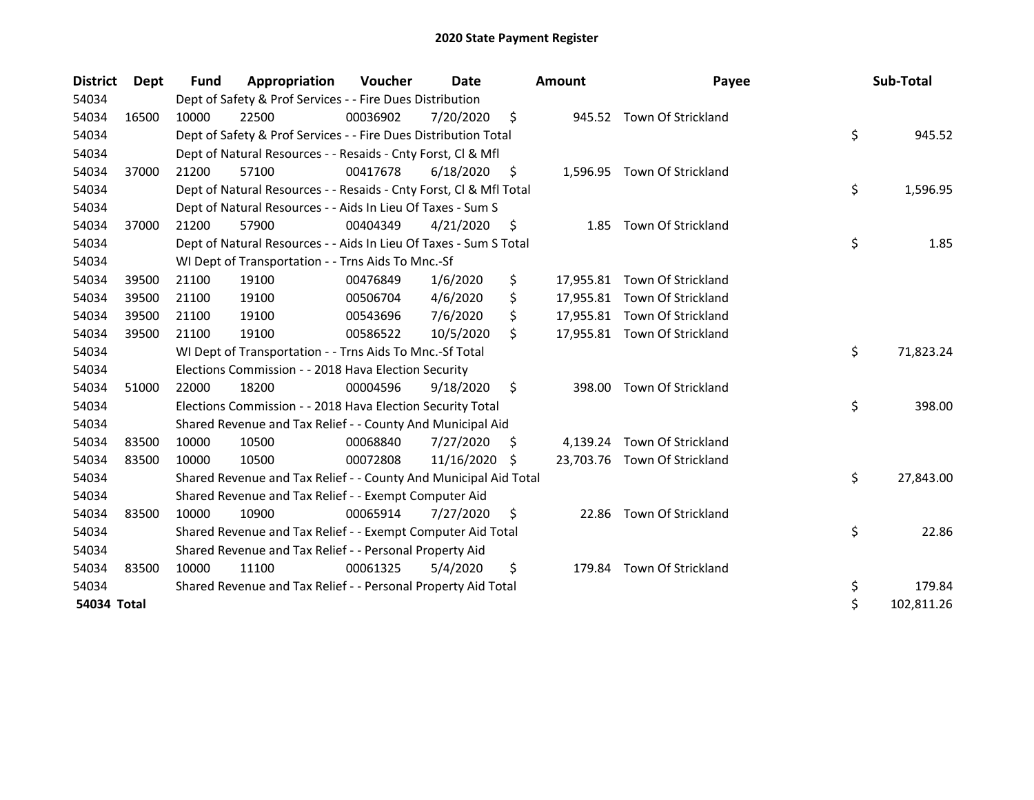# 2020 State Payment Register

| District | Dept | Fund | Appropriation | Voucher | Date | Amount | Payee | Sub-Total |
|---|---|---|---|---|---|---|---|---|
| 54034 | | Dept of Safety & Prof Services - - Fire Dues Distribution | | | | | | |
| 54034 | 16500 | 10000 | 22500 | 00036902 | 7/20/2020 | $ 945.52 | Town Of Strickland | |
| 54034 | | Dept of Safety & Prof Services - - Fire Dues Distribution Total | | | | | | $ 945.52 |
| 54034 | | Dept of Natural Resources - - Resaids - Cnty Forst, Cl & Mfl | | | | | | |
| 54034 | 37000 | 21200 | 57100 | 00417678 | 6/18/2020 | $ 1,596.95 | Town Of Strickland | |
| 54034 | | Dept of Natural Resources - - Resaids - Cnty Forst, Cl & Mfl Total | | | | | | $ 1,596.95 |
| 54034 | | Dept of Natural Resources - - Aids In Lieu Of Taxes - Sum S | | | | | | |
| 54034 | 37000 | 21200 | 57900 | 00404349 | 4/21/2020 | $ 1.85 | Town Of Strickland | |
| 54034 | | Dept of Natural Resources - - Aids In Lieu Of Taxes - Sum S Total | | | | | | $ 1.85 |
| 54034 | | WI Dept of Transportation - - Trns Aids To Mnc.-Sf | | | | | | |
| 54034 | 39500 | 21100 | 19100 | 00476849 | 1/6/2020 | $ 17,955.81 | Town Of Strickland | |
| 54034 | 39500 | 21100 | 19100 | 00506704 | 4/6/2020 | $ 17,955.81 | Town Of Strickland | |
| 54034 | 39500 | 21100 | 19100 | 00543696 | 7/6/2020 | $ 17,955.81 | Town Of Strickland | |
| 54034 | 39500 | 21100 | 19100 | 00586522 | 10/5/2020 | $ 17,955.81 | Town Of Strickland | |
| 54034 | | WI Dept of Transportation - - Trns Aids To Mnc.-Sf Total | | | | | | $ 71,823.24 |
| 54034 | | Elections Commission - - 2018 Hava Election Security | | | | | | |
| 54034 | 51000 | 22000 | 18200 | 00004596 | 9/18/2020 | $ 398.00 | Town Of Strickland | |
| 54034 | | Elections Commission - - 2018 Hava Election Security Total | | | | | | $ 398.00 |
| 54034 | | Shared Revenue and Tax Relief - - County And Municipal Aid | | | | | | |
| 54034 | 83500 | 10000 | 10500 | 00068840 | 7/27/2020 | $ 4,139.24 | Town Of Strickland | |
| 54034 | 83500 | 10000 | 10500 | 00072808 | 11/16/2020 | $ 23,703.76 | Town Of Strickland | |
| 54034 | | Shared Revenue and Tax Relief - - County And Municipal Aid Total | | | | | | $ 27,843.00 |
| 54034 | | Shared Revenue and Tax Relief - - Exempt Computer Aid | | | | | | |
| 54034 | 83500 | 10000 | 10900 | 00065914 | 7/27/2020 | $ 22.86 | Town Of Strickland | |
| 54034 | | Shared Revenue and Tax Relief - - Exempt Computer Aid Total | | | | | | $ 22.86 |
| 54034 | | Shared Revenue and Tax Relief - - Personal Property Aid | | | | | | |
| 54034 | 83500 | 10000 | 11100 | 00061325 | 5/4/2020 | $ 179.84 | Town Of Strickland | |
| 54034 | | Shared Revenue and Tax Relief - - Personal Property Aid Total | | | | | | $ 179.84 |
| **54034 Total** | | | | | | | | $ 102,811.26 |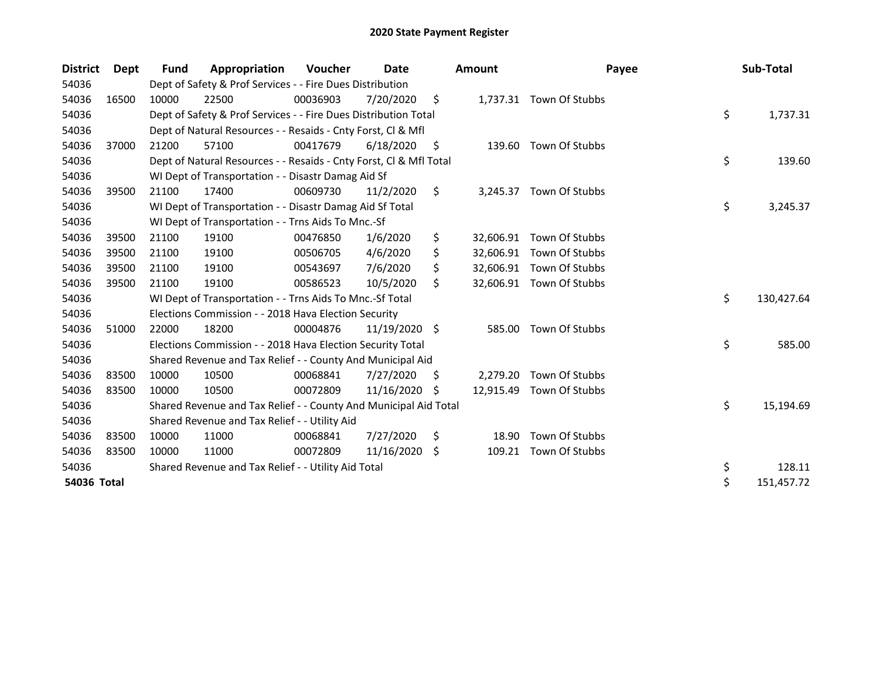# 2020 State Payment Register

| District | Dept | Fund | Appropriation | Voucher | Date | Amount | Payee | Sub-Total |
|---|---|---|---|---|---|---|---|---|
| 54036 | | Dept of Safety & Prof Services - - Fire Dues Distribution | | | | | | |
| 54036 | 16500 | 10000 | 22500 | 00036903 | 7/20/2020 | $ 1,737.31 | Town Of Stubbs | |
| 54036 | | Dept of Safety & Prof Services - - Fire Dues Distribution Total | | | | | | $ 1,737.31 |
| 54036 | | Dept of Natural Resources - - Resaids - Cnty Forst, Cl & Mfl | | | | | | |
| 54036 | 37000 | 21200 | 57100 | 00417679 | 6/18/2020 | $ 139.60 | Town Of Stubbs | |
| 54036 | | Dept of Natural Resources - - Resaids - Cnty Forst, Cl & Mfl Total | | | | | | $ 139.60 |
| 54036 | | WI Dept of Transportation - - Disastr Damag Aid Sf | | | | | | |
| 54036 | 39500 | 21100 | 17400 | 00609730 | 11/2/2020 | $ 3,245.37 | Town Of Stubbs | |
| 54036 | | WI Dept of Transportation - - Disastr Damag Aid Sf Total | | | | | | $ 3,245.37 |
| 54036 | | WI Dept of Transportation - - Trns Aids To Mnc.-Sf | | | | | | |
| 54036 | 39500 | 21100 | 19100 | 00476850 | 1/6/2020 | $ 32,606.91 | Town Of Stubbs | |
| 54036 | 39500 | 21100 | 19100 | 00506705 | 4/6/2020 | $ 32,606.91 | Town Of Stubbs | |
| 54036 | 39500 | 21100 | 19100 | 00543697 | 7/6/2020 | $ 32,606.91 | Town Of Stubbs | |
| 54036 | 39500 | 21100 | 19100 | 00586523 | 10/5/2020 | $ 32,606.91 | Town Of Stubbs | |
| 54036 | | WI Dept of Transportation - - Trns Aids To Mnc.-Sf Total | | | | | | $ 130,427.64 |
| 54036 | | Elections Commission - - 2018 Hava Election Security | | | | | | |
| 54036 | 51000 | 22000 | 18200 | 00004876 | 11/19/2020 | $ 585.00 | Town Of Stubbs | |
| 54036 | | Elections Commission - - 2018 Hava Election Security Total | | | | | | $ 585.00 |
| 54036 | | Shared Revenue and Tax Relief - - County And Municipal Aid | | | | | | |
| 54036 | 83500 | 10000 | 10500 | 00068841 | 7/27/2020 | $ 2,279.20 | Town Of Stubbs | |
| 54036 | 83500 | 10000 | 10500 | 00072809 | 11/16/2020 | $ 12,915.49 | Town Of Stubbs | |
| 54036 | | Shared Revenue and Tax Relief - - County And Municipal Aid Total | | | | | | $ 15,194.69 |
| 54036 | | Shared Revenue and Tax Relief - - Utility Aid | | | | | | |
| 54036 | 83500 | 10000 | 11000 | 00068841 | 7/27/2020 | $ 18.90 | Town Of Stubbs | |
| 54036 | 83500 | 10000 | 11000 | 00072809 | 11/16/2020 | $ 109.21 | Town Of Stubbs | |
| 54036 | | Shared Revenue and Tax Relief - - Utility Aid Total | | | | | | $ 128.11 |
| **54036 Total** | | | | | | | | $ 151,457.72 |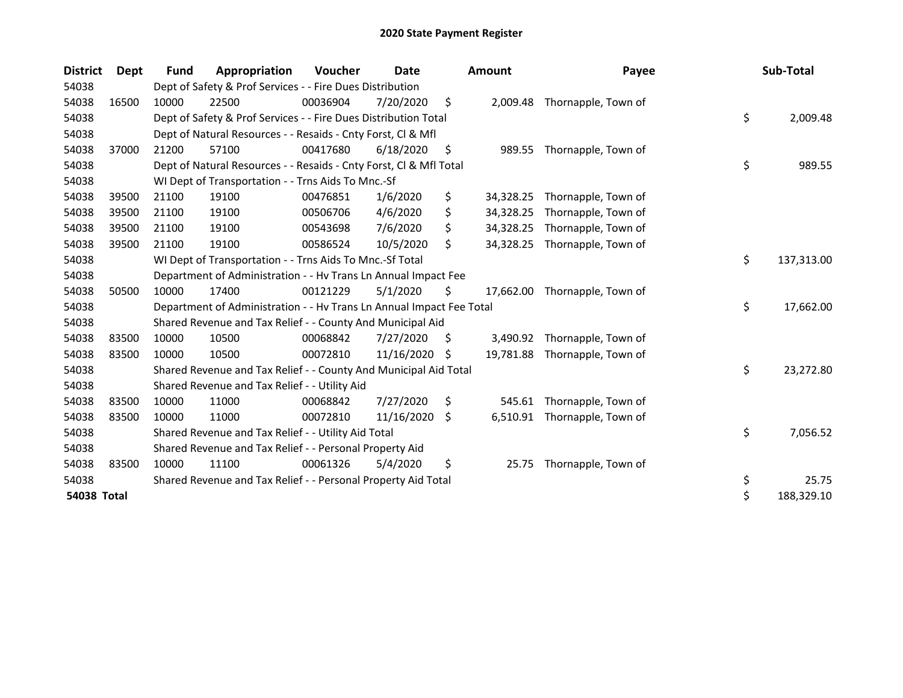# 2020 State Payment Register

| District | Dept | Fund | Appropriation | Voucher | Date | Amount | Payee | Sub-Total |
|---|---|---|---|---|---|---|---|---|
| 54038 | | Dept of Safety & Prof Services - - Fire Dues Distribution | | | | | | |
| 54038 | 16500 | 10000 | 22500 | 00036904 | 7/20/2020 | $ 2,009.48 | Thornapple, Town of | |
| 54038 | | Dept of Safety & Prof Services - - Fire Dues Distribution Total | | | | | | $ 2,009.48 |
| 54038 | | Dept of Natural Resources - - Resaids - Cnty Forst, Cl & Mfl | | | | | | |
| 54038 | 37000 | 21200 | 57100 | 00417680 | 6/18/2020 | $ 989.55 | Thornapple, Town of | |
| 54038 | | Dept of Natural Resources - - Resaids - Cnty Forst, Cl & Mfl Total | | | | | | $ 989.55 |
| 54038 | | WI Dept of Transportation - - Trns Aids To Mnc.-Sf | | | | | | |
| 54038 | 39500 | 21100 | 19100 | 00476851 | 1/6/2020 | $ 34,328.25 | Thornapple, Town of | |
| 54038 | 39500 | 21100 | 19100 | 00506706 | 4/6/2020 | $ 34,328.25 | Thornapple, Town of | |
| 54038 | 39500 | 21100 | 19100 | 00543698 | 7/6/2020 | $ 34,328.25 | Thornapple, Town of | |
| 54038 | 39500 | 21100 | 19100 | 00586524 | 10/5/2020 | $ 34,328.25 | Thornapple, Town of | |
| 54038 | | WI Dept of Transportation - - Trns Aids To Mnc.-Sf Total | | | | | | $ 137,313.00 |
| 54038 | | Department of Administration - - Hv Trans Ln Annual Impact Fee | | | | | | |
| 54038 | 50500 | 10000 | 17400 | 00121229 | 5/1/2020 | $ 17,662.00 | Thornapple, Town of | |
| 54038 | | Department of Administration - - Hv Trans Ln Annual Impact Fee Total | | | | | | $ 17,662.00 |
| 54038 | | Shared Revenue and Tax Relief - - County And Municipal Aid | | | | | | |
| 54038 | 83500 | 10000 | 10500 | 00068842 | 7/27/2020 | $ 3,490.92 | Thornapple, Town of | |
| 54038 | 83500 | 10000 | 10500 | 00072810 | 11/16/2020 | $ 19,781.88 | Thornapple, Town of | |
| 54038 | | Shared Revenue and Tax Relief - - County And Municipal Aid Total | | | | | | $ 23,272.80 |
| 54038 | | Shared Revenue and Tax Relief - - Utility Aid | | | | | | |
| 54038 | 83500 | 10000 | 11000 | 00068842 | 7/27/2020 | $ 545.61 | Thornapple, Town of | |
| 54038 | 83500 | 10000 | 11000 | 00072810 | 11/16/2020 | $ 6,510.91 | Thornapple, Town of | |
| 54038 | | Shared Revenue and Tax Relief - - Utility Aid Total | | | | | | $ 7,056.52 |
| 54038 | | Shared Revenue and Tax Relief - - Personal Property Aid | | | | | | |
| 54038 | 83500 | 10000 | 11100 | 00061326 | 5/4/2020 | $ 25.75 | Thornapple, Town of | |
| 54038 | | Shared Revenue and Tax Relief - - Personal Property Aid Total | | | | | | $ 25.75 |
| **54038 Total** | | | | | | | | $ 188,329.10 |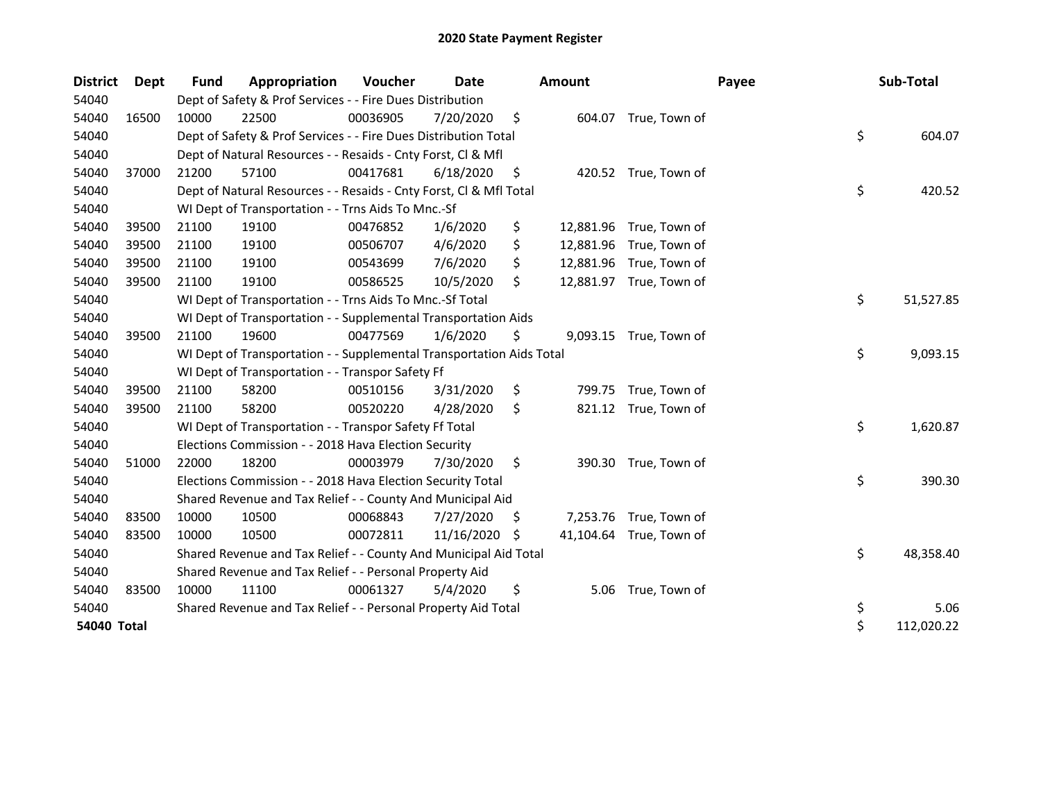# 2020 State Payment Register

| District | Dept | Fund | Appropriation | Voucher | Date | Amount | Payee | Sub-Total |
|---|---|---|---|---|---|---|---|---|
| 54040 | | Dept of Safety & Prof Services - - Fire Dues Distribution | | | | | | |
| 54040 | 16500 | 10000 | 22500 | 00036905 | 7/20/2020 | $ 604.07 | True, Town of | |
| 54040 | | Dept of Safety & Prof Services - - Fire Dues Distribution Total | | | | | | $ 604.07 |
| 54040 | | Dept of Natural Resources - - Resaids - Cnty Forst, Cl & Mfl | | | | | | |
| 54040 | 37000 | 21200 | 57100 | 00417681 | 6/18/2020 | $ 420.52 | True, Town of | |
| 54040 | | Dept of Natural Resources - - Resaids - Cnty Forst, Cl & Mfl Total | | | | | | $ 420.52 |
| 54040 | | WI Dept of Transportation - - Trns Aids To Mnc.-Sf | | | | | | |
| 54040 | 39500 | 21100 | 19100 | 00476852 | 1/6/2020 | $ 12,881.96 | True, Town of | |
| 54040 | 39500 | 21100 | 19100 | 00506707 | 4/6/2020 | $ 12,881.96 | True, Town of | |
| 54040 | 39500 | 21100 | 19100 | 00543699 | 7/6/2020 | $ 12,881.96 | True, Town of | |
| 54040 | 39500 | 21100 | 19100 | 00586525 | 10/5/2020 | $ 12,881.97 | True, Town of | |
| 54040 | | WI Dept of Transportation - - Trns Aids To Mnc.-Sf Total | | | | | | $ 51,527.85 |
| 54040 | | WI Dept of Transportation - - Supplemental Transportation Aids | | | | | | |
| 54040 | 39500 | 21100 | 19600 | 00477569 | 1/6/2020 | $ 9,093.15 | True, Town of | |
| 54040 | | WI Dept of Transportation - - Supplemental Transportation Aids Total | | | | | | $ 9,093.15 |
| 54040 | | WI Dept of Transportation - - Transpor Safety Ff | | | | | | |
| 54040 | 39500 | 21100 | 58200 | 00510156 | 3/31/2020 | $ 799.75 | True, Town of | |
| 54040 | 39500 | 21100 | 58200 | 00520220 | 4/28/2020 | $ 821.12 | True, Town of | |
| 54040 | | WI Dept of Transportation - - Transpor Safety Ff Total | | | | | | $ 1,620.87 |
| 54040 | | Elections Commission - - 2018 Hava Election Security | | | | | | |
| 54040 | 51000 | 22000 | 18200 | 00003979 | 7/30/2020 | $ 390.30 | True, Town of | |
| 54040 | | Elections Commission - - 2018 Hava Election Security Total | | | | | | $ 390.30 |
| 54040 | | Shared Revenue and Tax Relief - - County And Municipal Aid | | | | | | |
| 54040 | 83500 | 10000 | 10500 | 00068843 | 7/27/2020 | $ 7,253.76 | True, Town of | |
| 54040 | 83500 | 10000 | 10500 | 00072811 | 11/16/2020 | $ 41,104.64 | True, Town of | |
| 54040 | | Shared Revenue and Tax Relief - - County And Municipal Aid Total | | | | | | $ 48,358.40 |
| 54040 | | Shared Revenue and Tax Relief - - Personal Property Aid | | | | | | |
| 54040 | 83500 | 10000 | 11100 | 00061327 | 5/4/2020 | $ 5.06 | True, Town of | |
| 54040 | | Shared Revenue and Tax Relief - - Personal Property Aid Total | | | | | | $ 5.06 |
| **54040 Total** | | | | | | | | $ 112,020.22 |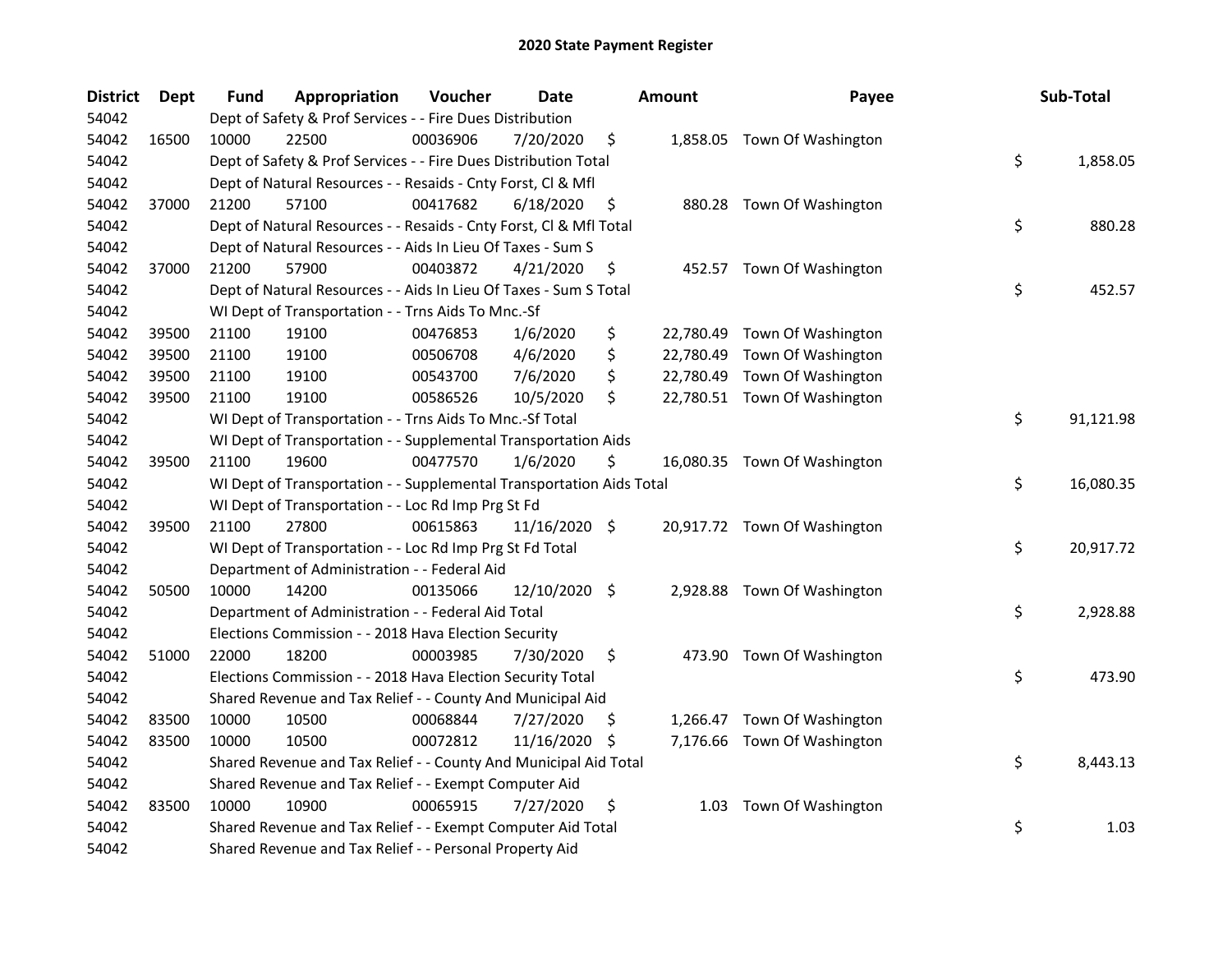# 2020 State Payment Register

| District | Dept | Fund | Appropriation | Voucher | Date | Amount | Payee | Sub-Total |
|---|---|---|---|---|---|---|---|---|
| 54042 | | Dept of Safety & Prof Services - - Fire Dues Distribution | | | | | | |
| 54042 | 16500 | 10000 | 22500 | 00036906 | 7/20/2020 | $ 1,858.05 | Town Of Washington | |
| 54042 | | Dept of Safety & Prof Services - - Fire Dues Distribution Total | | | | | | $ 1,858.05 |
| 54042 | | Dept of Natural Resources - - Resaids - Cnty Forst, Cl & Mfl | | | | | | |
| 54042 | 37000 | 21200 | 57100 | 00417682 | 6/18/2020 | $ 880.28 | Town Of Washington | |
| 54042 | | Dept of Natural Resources - - Resaids - Cnty Forst, Cl & Mfl Total | | | | | | $ 880.28 |
| 54042 | | Dept of Natural Resources - - Aids In Lieu Of Taxes - Sum S | | | | | | |
| 54042 | 37000 | 21200 | 57900 | 00403872 | 4/21/2020 | $ 452.57 | Town Of Washington | |
| 54042 | | Dept of Natural Resources - - Aids In Lieu Of Taxes - Sum S Total | | | | | | $ 452.57 |
| 54042 | | WI Dept of Transportation - - Trns Aids To Mnc.-Sf | | | | | | |
| 54042 | 39500 | 21100 | 19100 | 00476853 | 1/6/2020 | $ 22,780.49 | Town Of Washington | |
| 54042 | 39500 | 21100 | 19100 | 00506708 | 4/6/2020 | $ 22,780.49 | Town Of Washington | |
| 54042 | 39500 | 21100 | 19100 | 00543700 | 7/6/2020 | $ 22,780.49 | Town Of Washington | |
| 54042 | 39500 | 21100 | 19100 | 00586526 | 10/5/2020 | $ 22,780.51 | Town Of Washington | |
| 54042 | | WI Dept of Transportation - - Trns Aids To Mnc.-Sf Total | | | | | | $ 91,121.98 |
| 54042 | | WI Dept of Transportation - - Supplemental Transportation Aids | | | | | | |
| 54042 | 39500 | 21100 | 19600 | 00477570 | 1/6/2020 | $ 16,080.35 | Town Of Washington | |
| 54042 | | WI Dept of Transportation - - Supplemental Transportation Aids Total | | | | | | $ 16,080.35 |
| 54042 | | WI Dept of Transportation - - Loc Rd Imp Prg St Fd | | | | | | |
| 54042 | 39500 | 21100 | 27800 | 00615863 | 11/16/2020 | $ 20,917.72 | Town Of Washington | |
| 54042 | | WI Dept of Transportation - - Loc Rd Imp Prg St Fd Total | | | | | | $ 20,917.72 |
| 54042 | | Department of Administration - - Federal Aid | | | | | | |
| 54042 | 50500 | 10000 | 14200 | 00135066 | 12/10/2020 | $ 2,928.88 | Town Of Washington | |
| 54042 | | Department of Administration - - Federal Aid Total | | | | | | $ 2,928.88 |
| 54042 | | Elections Commission - - 2018 Hava Election Security | | | | | | |
| 54042 | 51000 | 22000 | 18200 | 00003985 | 7/30/2020 | $ 473.90 | Town Of Washington | |
| 54042 | | Elections Commission - - 2018 Hava Election Security Total | | | | | | $ 473.90 |
| 54042 | | Shared Revenue and Tax Relief - - County And Municipal Aid | | | | | | |
| 54042 | 83500 | 10000 | 10500 | 00068844 | 7/27/2020 | $ 1,266.47 | Town Of Washington | |
| 54042 | 83500 | 10000 | 10500 | 00072812 | 11/16/2020 | $ 7,176.66 | Town Of Washington | |
| 54042 | | Shared Revenue and Tax Relief - - County And Municipal Aid Total | | | | | | $ 8,443.13 |
| 54042 | | Shared Revenue and Tax Relief - - Exempt Computer Aid | | | | | | |
| 54042 | 83500 | 10000 | 10900 | 00065915 | 7/27/2020 | $ 1.03 | Town Of Washington | |
| 54042 | | Shared Revenue and Tax Relief - - Exempt Computer Aid Total | | | | | | $ 1.03 |
| 54042 | | Shared Revenue and Tax Relief - - Personal Property Aid | | | | | | |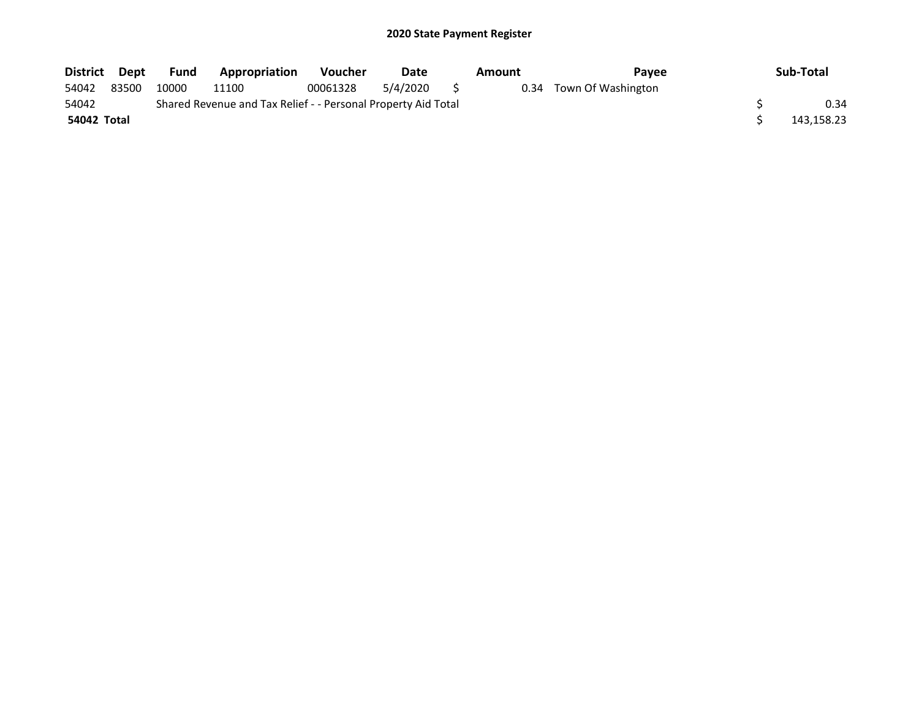## 2020 State Payment Register

| District | Dept | Fund | Appropriation | Voucher | Date | Amount | Payee | Sub-Total |
|---|---|---|---|---|---|---|---|---|
| 54042 | 83500 | 10000 | 11100 | 00061328 | 5/4/2020 | $ 0.34 | Town Of Washington | |
| 54042 | | Shared Revenue and Tax Relief - - Personal Property Aid Total | | | | | | $ 0.34 |
| **54042 Total** | | | | | | | | $ 143,158.23 |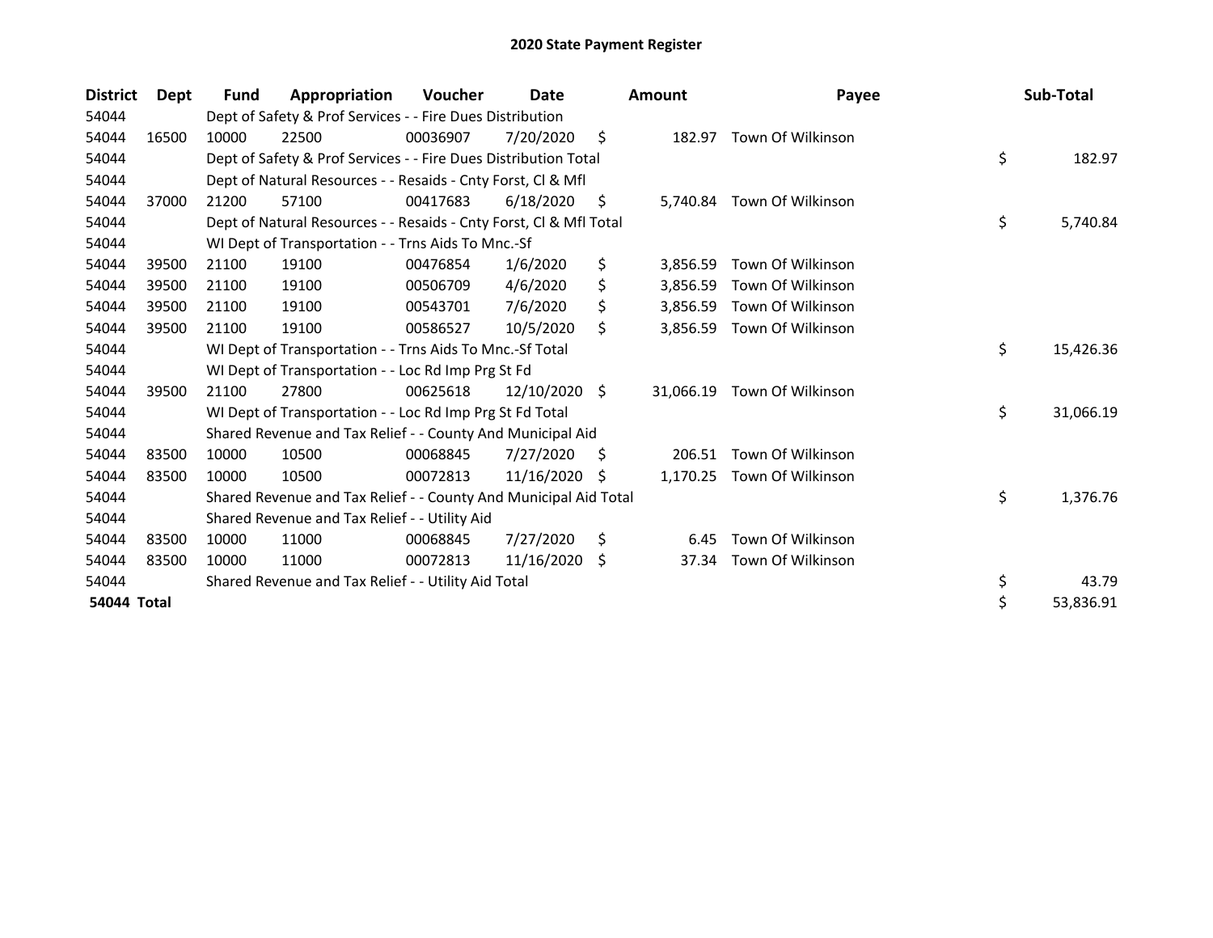# 2020 State Payment Register

| District | Dept | Fund | Appropriation | Voucher | Date | Amount | Payee | Sub-Total |
|---|---|---|---|---|---|---|---|---|
| 54044 | | Dept of Safety & Prof Services - - Fire Dues Distribution | | | | | | |
| 54044 | 16500 | 10000 | 22500 | 00036907 | 7/20/2020 | $ 182.97 | Town Of Wilkinson | |
| 54044 | | Dept of Safety & Prof Services - - Fire Dues Distribution Total | | | | | | $ 182.97 |
| 54044 | | Dept of Natural Resources - - Resaids - Cnty Forst, Cl & Mfl | | | | | | |
| 54044 | 37000 | 21200 | 57100 | 00417683 | 6/18/2020 | $ 5,740.84 | Town Of Wilkinson | |
| 54044 | | Dept of Natural Resources - - Resaids - Cnty Forst, Cl & Mfl Total | | | | | | $ 5,740.84 |
| 54044 | | WI Dept of Transportation - - Trns Aids To Mnc.-Sf | | | | | | |
| 54044 | 39500 | 21100 | 19100 | 00476854 | 1/6/2020 | $ 3,856.59 | Town Of Wilkinson | |
| 54044 | 39500 | 21100 | 19100 | 00506709 | 4/6/2020 | $ 3,856.59 | Town Of Wilkinson | |
| 54044 | 39500 | 21100 | 19100 | 00543701 | 7/6/2020 | $ 3,856.59 | Town Of Wilkinson | |
| 54044 | 39500 | 21100 | 19100 | 00586527 | 10/5/2020 | $ 3,856.59 | Town Of Wilkinson | |
| 54044 | | WI Dept of Transportation - - Trns Aids To Mnc.-Sf Total | | | | | | $ 15,426.36 |
| 54044 | | WI Dept of Transportation - - Loc Rd Imp Prg St Fd | | | | | | |
| 54044 | 39500 | 21100 | 27800 | 00625618 | 12/10/2020 | $ 31,066.19 | Town Of Wilkinson | |
| 54044 | | WI Dept of Transportation - - Loc Rd Imp Prg St Fd Total | | | | | | $ 31,066.19 |
| 54044 | | Shared Revenue and Tax Relief - - County And Municipal Aid | | | | | | |
| 54044 | 83500 | 10000 | 10500 | 00068845 | 7/27/2020 | $ 206.51 | Town Of Wilkinson | |
| 54044 | 83500 | 10000 | 10500 | 00072813 | 11/16/2020 | $ 1,170.25 | Town Of Wilkinson | |
| 54044 | | Shared Revenue and Tax Relief - - County And Municipal Aid Total | | | | | | $ 1,376.76 |
| 54044 | | Shared Revenue and Tax Relief - - Utility Aid | | | | | | |
| 54044 | 83500 | 10000 | 11000 | 00068845 | 7/27/2020 | $ 6.45 | Town Of Wilkinson | |
| 54044 | 83500 | 10000 | 11000 | 00072813 | 11/16/2020 | $ 37.34 | Town Of Wilkinson | |
| 54044 | | Shared Revenue and Tax Relief - - Utility Aid Total | | | | | | $ 43.79 |
| **54044 Total** | | | | | | | | $ 53,836.91 |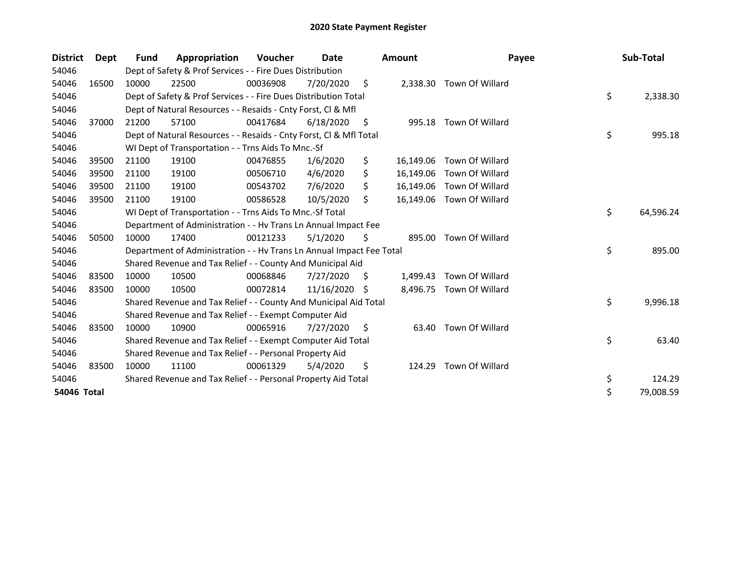# 2020 State Payment Register

| District | Dept | Fund | Appropriation | Voucher | Date | Amount | Payee | Sub-Total |
|---|---|---|---|---|---|---|---|---|
| 54046 | | Dept of Safety & Prof Services - - Fire Dues Distribution | | | | | | |
| 54046 | 16500 | 10000 | 22500 | 00036908 | 7/20/2020 | $ 2,338.30 | Town Of Willard | |
| 54046 | | Dept of Safety & Prof Services - - Fire Dues Distribution Total | | | | | | $ 2,338.30 |
| 54046 | | Dept of Natural Resources - - Resaids - Cnty Forst, Cl & Mfl | | | | | | |
| 54046 | 37000 | 21200 | 57100 | 00417684 | 6/18/2020 | $ 995.18 | Town Of Willard | |
| 54046 | | Dept of Natural Resources - - Resaids - Cnty Forst, Cl & Mfl Total | | | | | | $ 995.18 |
| 54046 | | WI Dept of Transportation - - Trns Aids To Mnc.-Sf | | | | | | |
| 54046 | 39500 | 21100 | 19100 | 00476855 | 1/6/2020 | $ 16,149.06 | Town Of Willard | |
| 54046 | 39500 | 21100 | 19100 | 00506710 | 4/6/2020 | $ 16,149.06 | Town Of Willard | |
| 54046 | 39500 | 21100 | 19100 | 00543702 | 7/6/2020 | $ 16,149.06 | Town Of Willard | |
| 54046 | 39500 | 21100 | 19100 | 00586528 | 10/5/2020 | $ 16,149.06 | Town Of Willard | |
| 54046 | | WI Dept of Transportation - - Trns Aids To Mnc.-Sf Total | | | | | | $ 64,596.24 |
| 54046 | | Department of Administration - - Hv Trans Ln Annual Impact Fee | | | | | | |
| 54046 | 50500 | 10000 | 17400 | 00121233 | 5/1/2020 | $ 895.00 | Town Of Willard | |
| 54046 | | Department of Administration - - Hv Trans Ln Annual Impact Fee Total | | | | | | $ 895.00 |
| 54046 | | Shared Revenue and Tax Relief - - County And Municipal Aid | | | | | | |
| 54046 | 83500 | 10000 | 10500 | 00068846 | 7/27/2020 | $ 1,499.43 | Town Of Willard | |
| 54046 | 83500 | 10000 | 10500 | 00072814 | 11/16/2020 | $ 8,496.75 | Town Of Willard | |
| 54046 | | Shared Revenue and Tax Relief - - County And Municipal Aid Total | | | | | | $ 9,996.18 |
| 54046 | | Shared Revenue and Tax Relief - - Exempt Computer Aid | | | | | | |
| 54046 | 83500 | 10000 | 10900 | 00065916 | 7/27/2020 | $ 63.40 | Town Of Willard | |
| 54046 | | Shared Revenue and Tax Relief - - Exempt Computer Aid Total | | | | | | $ 63.40 |
| 54046 | | Shared Revenue and Tax Relief - - Personal Property Aid | | | | | | |
| 54046 | 83500 | 10000 | 11100 | 00061329 | 5/4/2020 | $ 124.29 | Town Of Willard | |
| 54046 | | Shared Revenue and Tax Relief - - Personal Property Aid Total | | | | | | $ 124.29 |
| **54046 Total** | | | | | | | | $ 79,008.59 |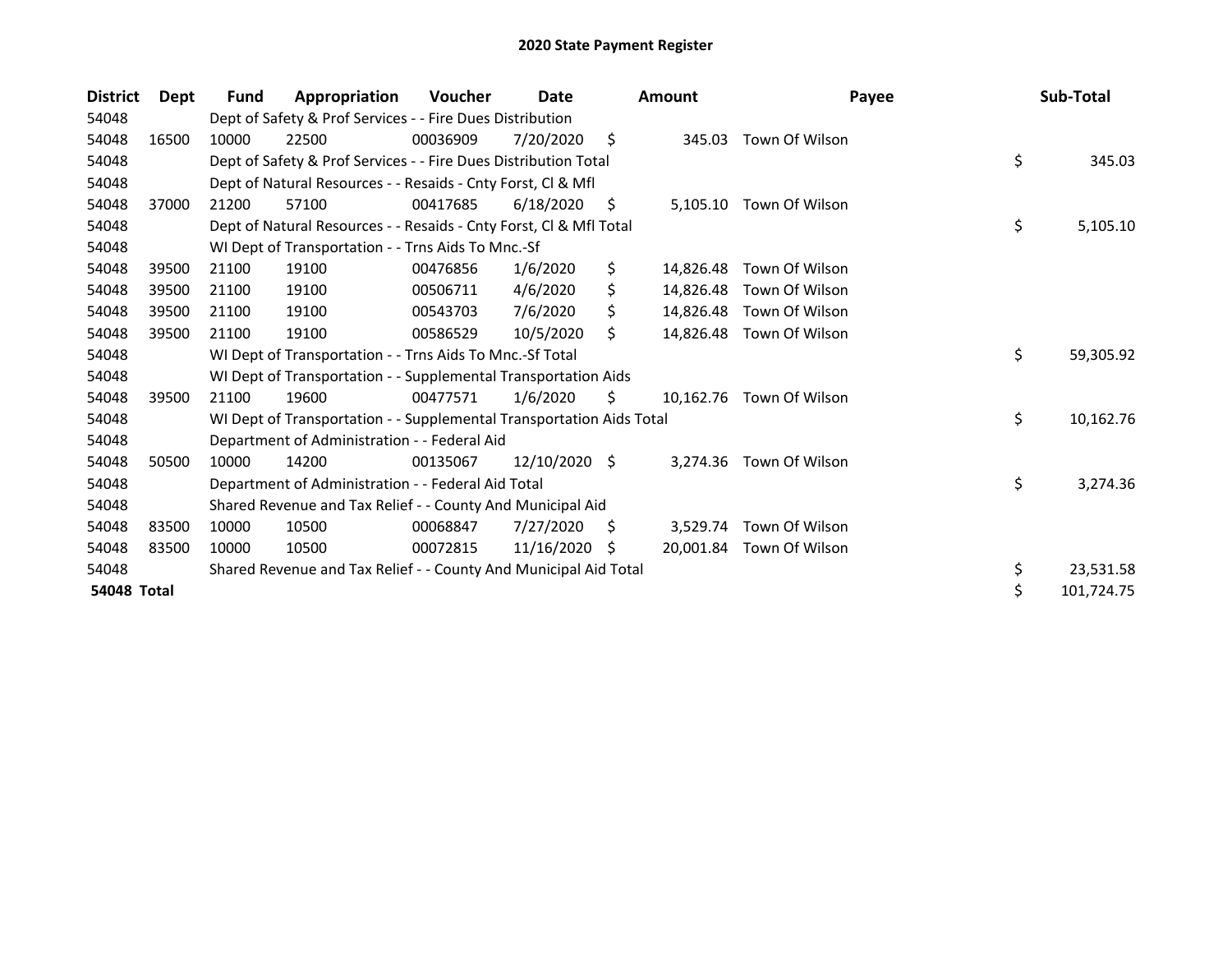## 2020 State Payment Register

| District | Dept | Fund | Appropriation | Voucher | Date | Amount | Payee | Sub-Total |
|---|---|---|---|---|---|---|---|---|
| 54048 | | Dept of Safety & Prof Services - - Fire Dues Distribution | | | | | | |
| 54048 | 16500 | 10000 | 22500 | 00036909 | 7/20/2020 | $ 345.03 | Town Of Wilson | |
| 54048 | | Dept of Safety & Prof Services - - Fire Dues Distribution Total | | | | | | $ 345.03 |
| 54048 | | Dept of Natural Resources - - Resaids - Cnty Forst, Cl & Mfl | | | | | | |
| 54048 | 37000 | 21200 | 57100 | 00417685 | 6/18/2020 | $ 5,105.10 | Town Of Wilson | |
| 54048 | | Dept of Natural Resources - - Resaids - Cnty Forst, Cl & Mfl Total | | | | | | $ 5,105.10 |
| 54048 | | WI Dept of Transportation - - Trns Aids To Mnc.-Sf | | | | | | |
| 54048 | 39500 | 21100 | 19100 | 00476856 | 1/6/2020 | $ 14,826.48 | Town Of Wilson | |
| 54048 | 39500 | 21100 | 19100 | 00506711 | 4/6/2020 | $ 14,826.48 | Town Of Wilson | |
| 54048 | 39500 | 21100 | 19100 | 00543703 | 7/6/2020 | $ 14,826.48 | Town Of Wilson | |
| 54048 | 39500 | 21100 | 19100 | 00586529 | 10/5/2020 | $ 14,826.48 | Town Of Wilson | |
| 54048 | | WI Dept of Transportation - - Trns Aids To Mnc.-Sf Total | | | | | | $ 59,305.92 |
| 54048 | | WI Dept of Transportation - - Supplemental Transportation Aids | | | | | | |
| 54048 | 39500 | 21100 | 19600 | 00477571 | 1/6/2020 | $ 10,162.76 | Town Of Wilson | |
| 54048 | | WI Dept of Transportation - - Supplemental Transportation Aids Total | | | | | | $ 10,162.76 |
| 54048 | | Department of Administration - - Federal Aid | | | | | | |
| 54048 | 50500 | 10000 | 14200 | 00135067 | 12/10/2020 | $ 3,274.36 | Town Of Wilson | |
| 54048 | | Department of Administration - - Federal Aid Total | | | | | | $ 3,274.36 |
| 54048 | | Shared Revenue and Tax Relief - - County And Municipal Aid | | | | | | |
| 54048 | 83500 | 10000 | 10500 | 00068847 | 7/27/2020 | $ 3,529.74 | Town Of Wilson | |
| 54048 | 83500 | 10000 | 10500 | 00072815 | 11/16/2020 | $ 20,001.84 | Town Of Wilson | |
| 54048 | | Shared Revenue and Tax Relief - - County And Municipal Aid Total | | | | | | $ 23,531.58 |
| **54048 Total** | | | | | | | | $ 101,724.75 |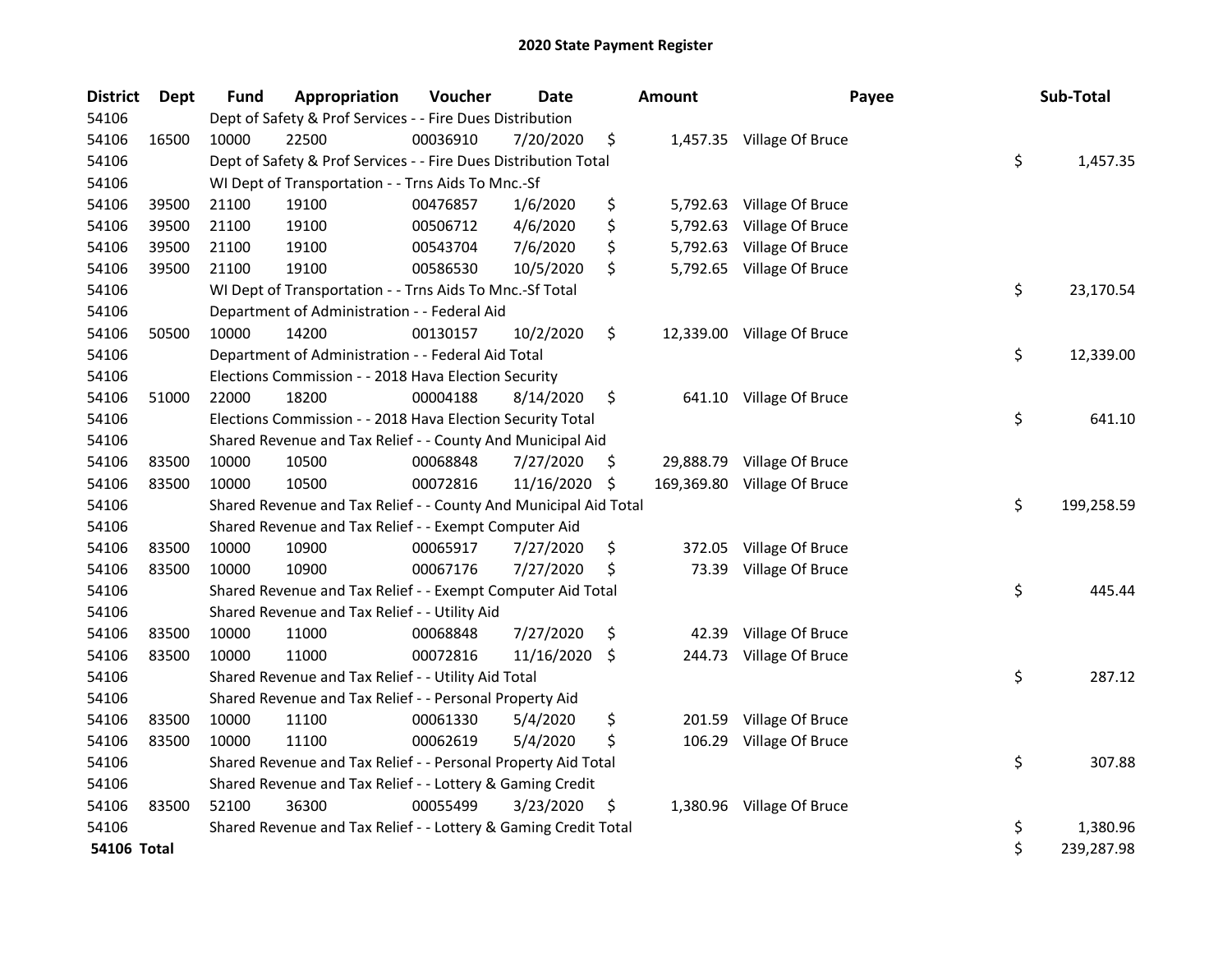# 2020 State Payment Register

| District | Dept | Fund | Appropriation | Voucher | Date | Amount | Payee | Sub-Total |
|---|---|---|---|---|---|---|---|---|
| 54106 | | Dept of Safety & Prof Services - - Fire Dues Distribution | | | | | | |
| 54106 | 16500 | 10000 | 22500 | 00036910 | 7/20/2020 | $ 1,457.35 | Village Of Bruce | |
| 54106 | | Dept of Safety & Prof Services - - Fire Dues Distribution Total | | | | | | $ 1,457.35 |
| 54106 | | WI Dept of Transportation - - Trns Aids To Mnc.-Sf | | | | | | |
| 54106 | 39500 | 21100 | 19100 | 00476857 | 1/6/2020 | $ 5,792.63 | Village Of Bruce | |
| 54106 | 39500 | 21100 | 19100 | 00506712 | 4/6/2020 | $ 5,792.63 | Village Of Bruce | |
| 54106 | 39500 | 21100 | 19100 | 00543704 | 7/6/2020 | $ 5,792.63 | Village Of Bruce | |
| 54106 | 39500 | 21100 | 19100 | 00586530 | 10/5/2020 | $ 5,792.65 | Village Of Bruce | |
| 54106 | | WI Dept of Transportation - - Trns Aids To Mnc.-Sf Total | | | | | | $ 23,170.54 |
| 54106 | | Department of Administration - - Federal Aid | | | | | | |
| 54106 | 50500 | 10000 | 14200 | 00130157 | 10/2/2020 | $ 12,339.00 | Village Of Bruce | |
| 54106 | | Department of Administration - - Federal Aid Total | | | | | | $ 12,339.00 |
| 54106 | | Elections Commission - - 2018 Hava Election Security | | | | | | |
| 54106 | 51000 | 22000 | 18200 | 00004188 | 8/14/2020 | $ 641.10 | Village Of Bruce | |
| 54106 | | Elections Commission - - 2018 Hava Election Security Total | | | | | | $ 641.10 |
| 54106 | | Shared Revenue and Tax Relief - - County And Municipal Aid | | | | | | |
| 54106 | 83500 | 10000 | 10500 | 00068848 | 7/27/2020 | $ 29,888.79 | Village Of Bruce | |
| 54106 | 83500 | 10000 | 10500 | 00072816 | 11/16/2020 | $ 169,369.80 | Village Of Bruce | |
| 54106 | | Shared Revenue and Tax Relief - - County And Municipal Aid Total | | | | | | $ 199,258.59 |
| 54106 | | Shared Revenue and Tax Relief - - Exempt Computer Aid | | | | | | |
| 54106 | 83500 | 10000 | 10900 | 00065917 | 7/27/2020 | $ 372.05 | Village Of Bruce | |
| 54106 | 83500 | 10000 | 10900 | 00067176 | 7/27/2020 | $ 73.39 | Village Of Bruce | |
| 54106 | | Shared Revenue and Tax Relief - - Exempt Computer Aid Total | | | | | | $ 445.44 |
| 54106 | | Shared Revenue and Tax Relief - - Utility Aid | | | | | | |
| 54106 | 83500 | 10000 | 11000 | 00068848 | 7/27/2020 | $ 42.39 | Village Of Bruce | |
| 54106 | 83500 | 10000 | 11000 | 00072816 | 11/16/2020 | $ 244.73 | Village Of Bruce | |
| 54106 | | Shared Revenue and Tax Relief - - Utility Aid Total | | | | | | $ 287.12 |
| 54106 | | Shared Revenue and Tax Relief - - Personal Property Aid | | | | | | |
| 54106 | 83500 | 10000 | 11100 | 00061330 | 5/4/2020 | $ 201.59 | Village Of Bruce | |
| 54106 | 83500 | 10000 | 11100 | 00062619 | 5/4/2020 | $ 106.29 | Village Of Bruce | |
| 54106 | | Shared Revenue and Tax Relief - - Personal Property Aid Total | | | | | | $ 307.88 |
| 54106 | | Shared Revenue and Tax Relief - - Lottery & Gaming Credit | | | | | | |
| 54106 | 83500 | 52100 | 36300 | 00055499 | 3/23/2020 | $ 1,380.96 | Village Of Bruce | |
| 54106 | | Shared Revenue and Tax Relief - - Lottery & Gaming Credit Total | | | | | | $ 1,380.96 |
| **54106 Total** | | | | | | | | $ 239,287.98 |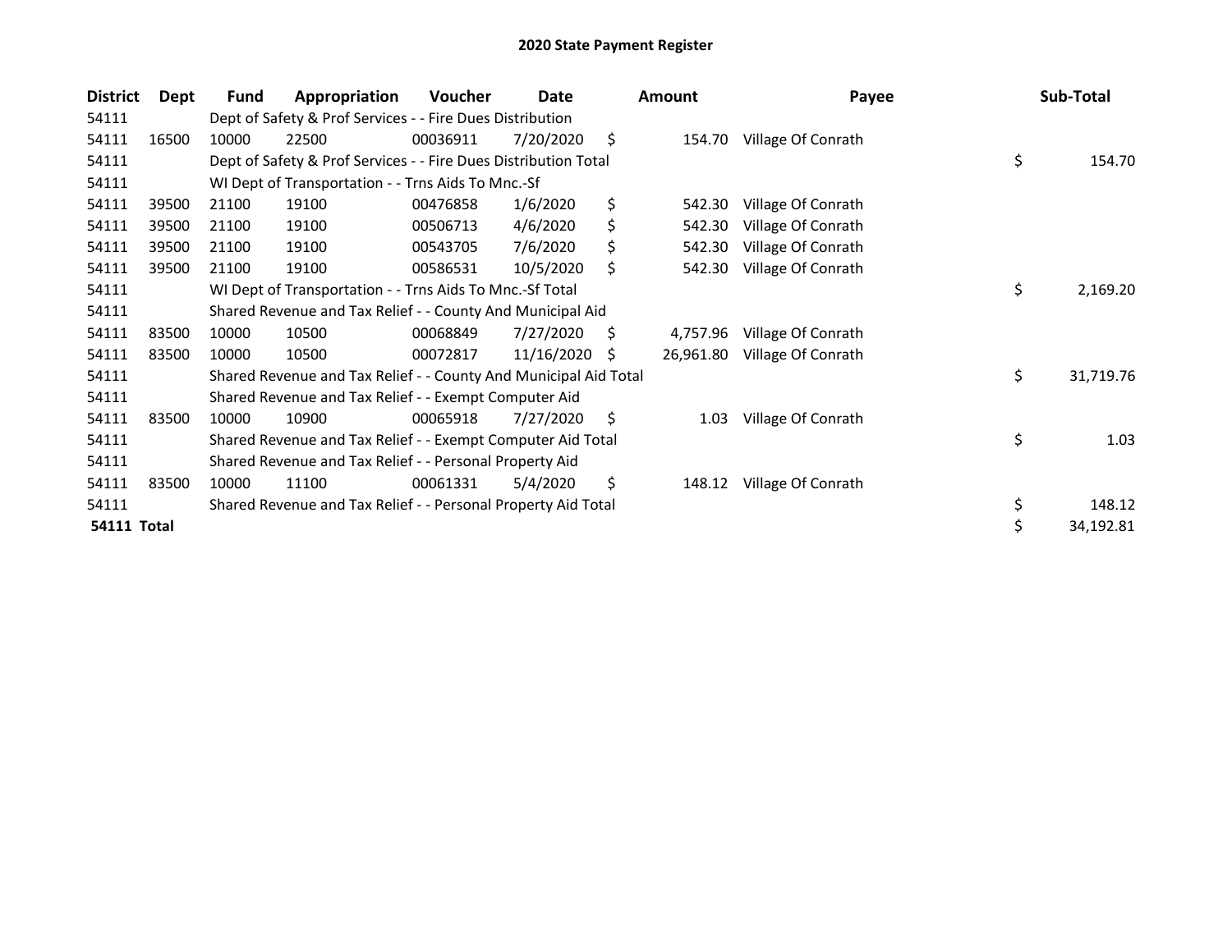## 2020 State Payment Register

| District | Dept | Fund | Appropriation | Voucher | Date | Amount | Payee | Sub-Total |
|---|---|---|---|---|---|---|---|---|
| 54111 | | Dept of Safety & Prof Services - - Fire Dues Distribution | | | | | | |
| 54111 | 16500 | 10000 | 22500 | 00036911 | 7/20/2020 | $ 154.70 | Village Of Conrath | |
| 54111 | | Dept of Safety & Prof Services - - Fire Dues Distribution Total | | | | | | $ 154.70 |
| 54111 | | WI Dept of Transportation - - Trns Aids To Mnc.-Sf | | | | | | |
| 54111 | 39500 | 21100 | 19100 | 00476858 | 1/6/2020 | $ 542.30 | Village Of Conrath | |
| 54111 | 39500 | 21100 | 19100 | 00506713 | 4/6/2020 | $ 542.30 | Village Of Conrath | |
| 54111 | 39500 | 21100 | 19100 | 00543705 | 7/6/2020 | $ 542.30 | Village Of Conrath | |
| 54111 | 39500 | 21100 | 19100 | 00586531 | 10/5/2020 | $ 542.30 | Village Of Conrath | |
| 54111 | | WI Dept of Transportation - - Trns Aids To Mnc.-Sf Total | | | | | | $ 2,169.20 |
| 54111 | | Shared Revenue and Tax Relief - - County And Municipal Aid | | | | | | |
| 54111 | 83500 | 10000 | 10500 | 00068849 | 7/27/2020 | $ 4,757.96 | Village Of Conrath | |
| 54111 | 83500 | 10000 | 10500 | 00072817 | 11/16/2020 | $ 26,961.80 | Village Of Conrath | |
| 54111 | | Shared Revenue and Tax Relief - - County And Municipal Aid Total | | | | | | $ 31,719.76 |
| 54111 | | Shared Revenue and Tax Relief - - Exempt Computer Aid | | | | | | |
| 54111 | 83500 | 10000 | 10900 | 00065918 | 7/27/2020 | $ 1.03 | Village Of Conrath | |
| 54111 | | Shared Revenue and Tax Relief - - Exempt Computer Aid Total | | | | | | $ 1.03 |
| 54111 | | Shared Revenue and Tax Relief - - Personal Property Aid | | | | | | |
| 54111 | 83500 | 10000 | 11100 | 00061331 | 5/4/2020 | $ 148.12 | Village Of Conrath | |
| 54111 | | Shared Revenue and Tax Relief - - Personal Property Aid Total | | | | | | $ 148.12 |
| **54111 Total** | | | | | | | | $ 34,192.81 |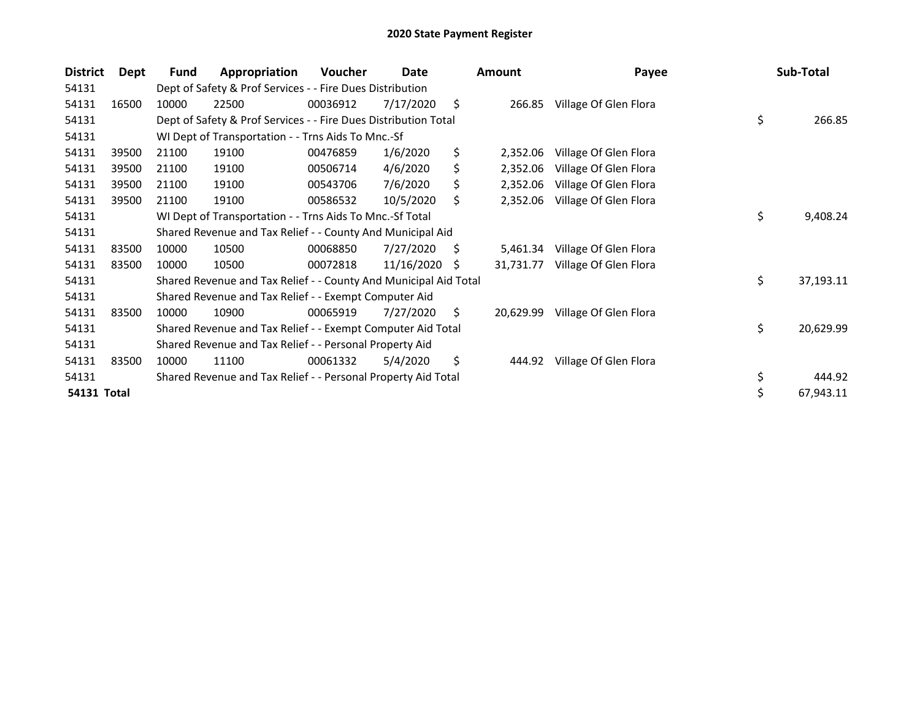# 2020 State Payment Register

| District | Dept | Fund | Appropriation | Voucher | Date | Amount | Payee | Sub-Total |
|---|---|---|---|---|---|---|---|---|
| 54131 | | Dept of Safety & Prof Services - - Fire Dues Distribution | | | | | | |
| 54131 | 16500 | 10000 | 22500 | 00036912 | 7/17/2020 | $ 266.85 | Village Of Glen Flora | |
| 54131 | | Dept of Safety & Prof Services - - Fire Dues Distribution Total | | | | | | $ 266.85 |
| 54131 | | WI Dept of Transportation - - Trns Aids To Mnc.-Sf | | | | | | |
| 54131 | 39500 | 21100 | 19100 | 00476859 | 1/6/2020 | $ 2,352.06 | Village Of Glen Flora | |
| 54131 | 39500 | 21100 | 19100 | 00506714 | 4/6/2020 | $ 2,352.06 | Village Of Glen Flora | |
| 54131 | 39500 | 21100 | 19100 | 00543706 | 7/6/2020 | $ 2,352.06 | Village Of Glen Flora | |
| 54131 | 39500 | 21100 | 19100 | 00586532 | 10/5/2020 | $ 2,352.06 | Village Of Glen Flora | |
| 54131 | | WI Dept of Transportation - - Trns Aids To Mnc.-Sf Total | | | | | | $ 9,408.24 |
| 54131 | | Shared Revenue and Tax Relief - - County And Municipal Aid | | | | | | |
| 54131 | 83500 | 10000 | 10500 | 00068850 | 7/27/2020 | $ 5,461.34 | Village Of Glen Flora | |
| 54131 | 83500 | 10000 | 10500 | 00072818 | 11/16/2020 | $ 31,731.77 | Village Of Glen Flora | |
| 54131 | | Shared Revenue and Tax Relief - - County And Municipal Aid Total | | | | | | $ 37,193.11 |
| 54131 | | Shared Revenue and Tax Relief - - Exempt Computer Aid | | | | | | |
| 54131 | 83500 | 10000 | 10900 | 00065919 | 7/27/2020 | $ 20,629.99 | Village Of Glen Flora | |
| 54131 | | Shared Revenue and Tax Relief - - Exempt Computer Aid Total | | | | | | $ 20,629.99 |
| 54131 | | Shared Revenue and Tax Relief - - Personal Property Aid | | | | | | |
| 54131 | 83500 | 10000 | 11100 | 00061332 | 5/4/2020 | $ 444.92 | Village Of Glen Flora | |
| 54131 | | Shared Revenue and Tax Relief - - Personal Property Aid Total | | | | | | $ 444.92 |
| **54131 Total** | | | | | | | | $ 67,943.11 |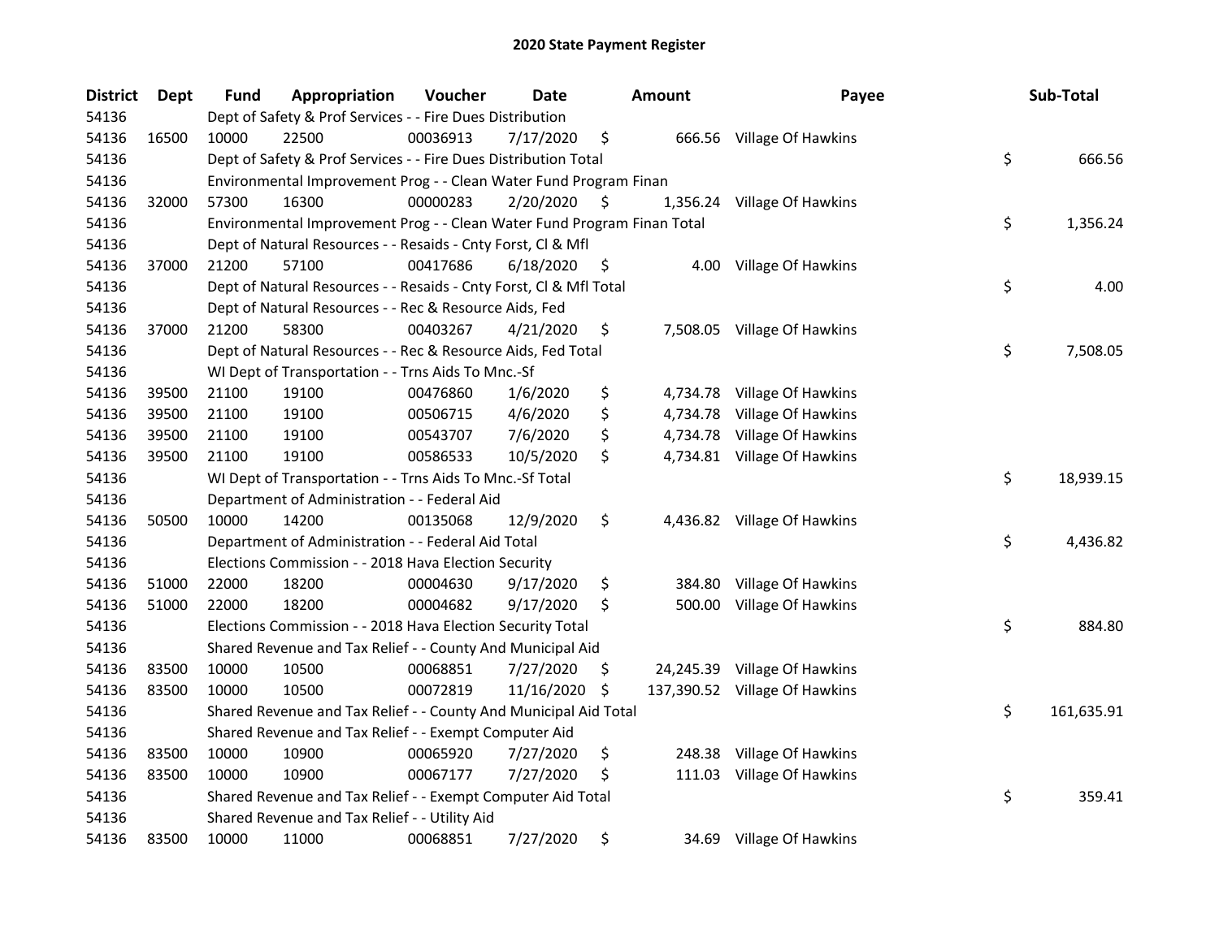# 2020 State Payment Register

| District | Dept | Fund | Appropriation | Voucher | Date | Amount | Payee | Sub-Total |
|---|---|---|---|---|---|---|---|---|
| 54136 | | Dept of Safety & Prof Services - - Fire Dues Distribution | | | | | | |
| 54136 | 16500 | 10000 | 22500 | 00036913 | 7/17/2020 | $ 666.56 | Village Of Hawkins | |
| 54136 | | Dept of Safety & Prof Services - - Fire Dues Distribution Total | | | | | | $ 666.56 |
| 54136 | | Environmental Improvement Prog - - Clean Water Fund Program Finan | | | | | | |
| 54136 | 32000 | 57300 | 16300 | 00000283 | 2/20/2020 | $ 1,356.24 | Village Of Hawkins | |
| 54136 | | Environmental Improvement Prog - - Clean Water Fund Program Finan Total | | | | | | $ 1,356.24 |
| 54136 | | Dept of Natural Resources - - Resaids - Cnty Forst, Cl & Mfl | | | | | | |
| 54136 | 37000 | 21200 | 57100 | 00417686 | 6/18/2020 | $ 4.00 | Village Of Hawkins | |
| 54136 | | Dept of Natural Resources - - Resaids - Cnty Forst, Cl & Mfl Total | | | | | | $ 4.00 |
| 54136 | | Dept of Natural Resources - - Rec & Resource Aids, Fed | | | | | | |
| 54136 | 37000 | 21200 | 58300 | 00403267 | 4/21/2020 | $ 7,508.05 | Village Of Hawkins | |
| 54136 | | Dept of Natural Resources - - Rec & Resource Aids, Fed Total | | | | | | $ 7,508.05 |
| 54136 | | WI Dept of Transportation - - Trns Aids To Mnc.-Sf | | | | | | |
| 54136 | 39500 | 21100 | 19100 | 00476860 | 1/6/2020 | $ 4,734.78 | Village Of Hawkins | |
| 54136 | 39500 | 21100 | 19100 | 00506715 | 4/6/2020 | $ 4,734.78 | Village Of Hawkins | |
| 54136 | 39500 | 21100 | 19100 | 00543707 | 7/6/2020 | $ 4,734.78 | Village Of Hawkins | |
| 54136 | 39500 | 21100 | 19100 | 00586533 | 10/5/2020 | $ 4,734.81 | Village Of Hawkins | |
| 54136 | | WI Dept of Transportation - - Trns Aids To Mnc.-Sf Total | | | | | | $ 18,939.15 |
| 54136 | | Department of Administration - - Federal Aid | | | | | | |
| 54136 | 50500 | 10000 | 14200 | 00135068 | 12/9/2020 | $ 4,436.82 | Village Of Hawkins | |
| 54136 | | Department of Administration - - Federal Aid Total | | | | | | $ 4,436.82 |
| 54136 | | Elections Commission - - 2018 Hava Election Security | | | | | | |
| 54136 | 51000 | 22000 | 18200 | 00004630 | 9/17/2020 | $ 384.80 | Village Of Hawkins | |
| 54136 | 51000 | 22000 | 18200 | 00004682 | 9/17/2020 | $ 500.00 | Village Of Hawkins | |
| 54136 | | Elections Commission - - 2018 Hava Election Security Total | | | | | | $ 884.80 |
| 54136 | | Shared Revenue and Tax Relief - - County And Municipal Aid | | | | | | |
| 54136 | 83500 | 10000 | 10500 | 00068851 | 7/27/2020 | $ 24,245.39 | Village Of Hawkins | |
| 54136 | 83500 | 10000 | 10500 | 00072819 | 11/16/2020 | $ 137,390.52 | Village Of Hawkins | |
| 54136 | | Shared Revenue and Tax Relief - - County And Municipal Aid Total | | | | | | $ 161,635.91 |
| 54136 | | Shared Revenue and Tax Relief - - Exempt Computer Aid | | | | | | |
| 54136 | 83500 | 10000 | 10900 | 00065920 | 7/27/2020 | $ 248.38 | Village Of Hawkins | |
| 54136 | 83500 | 10000 | 10900 | 00067177 | 7/27/2020 | $ 111.03 | Village Of Hawkins | |
| 54136 | | Shared Revenue and Tax Relief - - Exempt Computer Aid Total | | | | | | $ 359.41 |
| 54136 | | Shared Revenue and Tax Relief - - Utility Aid | | | | | | |
| 54136 | 83500 | 10000 | 11000 | 00068851 | 7/27/2020 | $ 34.69 | Village Of Hawkins | |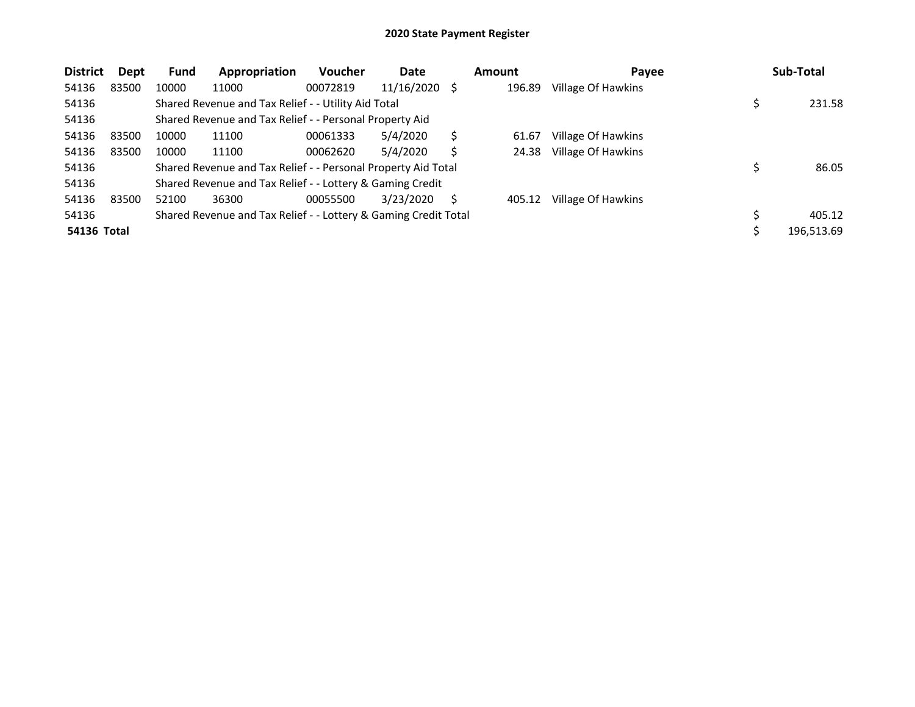# 2020 State Payment Register

| District | Dept | Fund | Appropriation | Voucher | Date | Amount | Payee | Sub-Total |
|---|---|---|---|---|---|---|---|---|
| 54136 | 83500 | 10000 | 11000 | 00072819 | 11/16/2020 | $ 196.89 | Village Of Hawkins | |
| 54136 | | Shared Revenue and Tax Relief - - Utility Aid Total | | | | | | $ 231.58 |
| 54136 | | Shared Revenue and Tax Relief - - Personal Property Aid | | | | | | |
| 54136 | 83500 | 10000 | 11100 | 00061333 | 5/4/2020 | $ 61.67 | Village Of Hawkins | |
| 54136 | 83500 | 10000 | 11100 | 00062620 | 5/4/2020 | $ 24.38 | Village Of Hawkins | |
| 54136 | | Shared Revenue and Tax Relief - - Personal Property Aid Total | | | | | | $ 86.05 |
| 54136 | | Shared Revenue and Tax Relief - - Lottery & Gaming Credit | | | | | | |
| 54136 | 83500 | 52100 | 36300 | 00055500 | 3/23/2020 | $ 405.12 | Village Of Hawkins | |
| 54136 | | Shared Revenue and Tax Relief - - Lottery & Gaming Credit Total | | | | | | $ 405.12 |
| **54136 Total** | | | | | | | | $ 196,513.69 |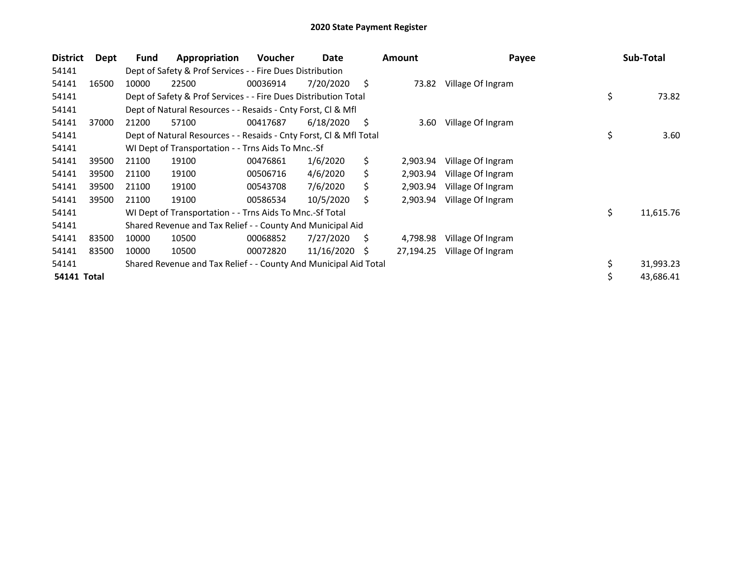## 2020 State Payment Register

| District | Dept | Fund | Appropriation | Voucher | Date | Amount | Payee | Sub-Total |
|---|---|---|---|---|---|---|---|---|
| 54141 | | Dept of Safety & Prof Services - - Fire Dues Distribution | | | | | | |
| 54141 | 16500 | 10000 | 22500 | 00036914 | 7/20/2020 | $ 73.82 | Village Of Ingram | |
| 54141 | | Dept of Safety & Prof Services - - Fire Dues Distribution Total | | | | | | $ 73.82 |
| 54141 | | Dept of Natural Resources - - Resaids - Cnty Forst, Cl & Mfl | | | | | | |
| 54141 | 37000 | 21200 | 57100 | 00417687 | 6/18/2020 | $ 3.60 | Village Of Ingram | |
| 54141 | | Dept of Natural Resources - - Resaids - Cnty Forst, Cl & Mfl Total | | | | | | $ 3.60 |
| 54141 | | WI Dept of Transportation - - Trns Aids To Mnc.-Sf | | | | | | |
| 54141 | 39500 | 21100 | 19100 | 00476861 | 1/6/2020 | $ 2,903.94 | Village Of Ingram | |
| 54141 | 39500 | 21100 | 19100 | 00506716 | 4/6/2020 | $ 2,903.94 | Village Of Ingram | |
| 54141 | 39500 | 21100 | 19100 | 00543708 | 7/6/2020 | $ 2,903.94 | Village Of Ingram | |
| 54141 | 39500 | 21100 | 19100 | 00586534 | 10/5/2020 | $ 2,903.94 | Village Of Ingram | |
| 54141 | | WI Dept of Transportation - - Trns Aids To Mnc.-Sf Total | | | | | | $ 11,615.76 |
| 54141 | | Shared Revenue and Tax Relief - - County And Municipal Aid | | | | | | |
| 54141 | 83500 | 10000 | 10500 | 00068852 | 7/27/2020 | $ 4,798.98 | Village Of Ingram | |
| 54141 | 83500 | 10000 | 10500 | 00072820 | 11/16/2020 | $ 27,194.25 | Village Of Ingram | |
| 54141 | | Shared Revenue and Tax Relief - - County And Municipal Aid Total | | | | | | $ 31,993.23 |
| **54141 Total** | | | | | | | | $ 43,686.41 |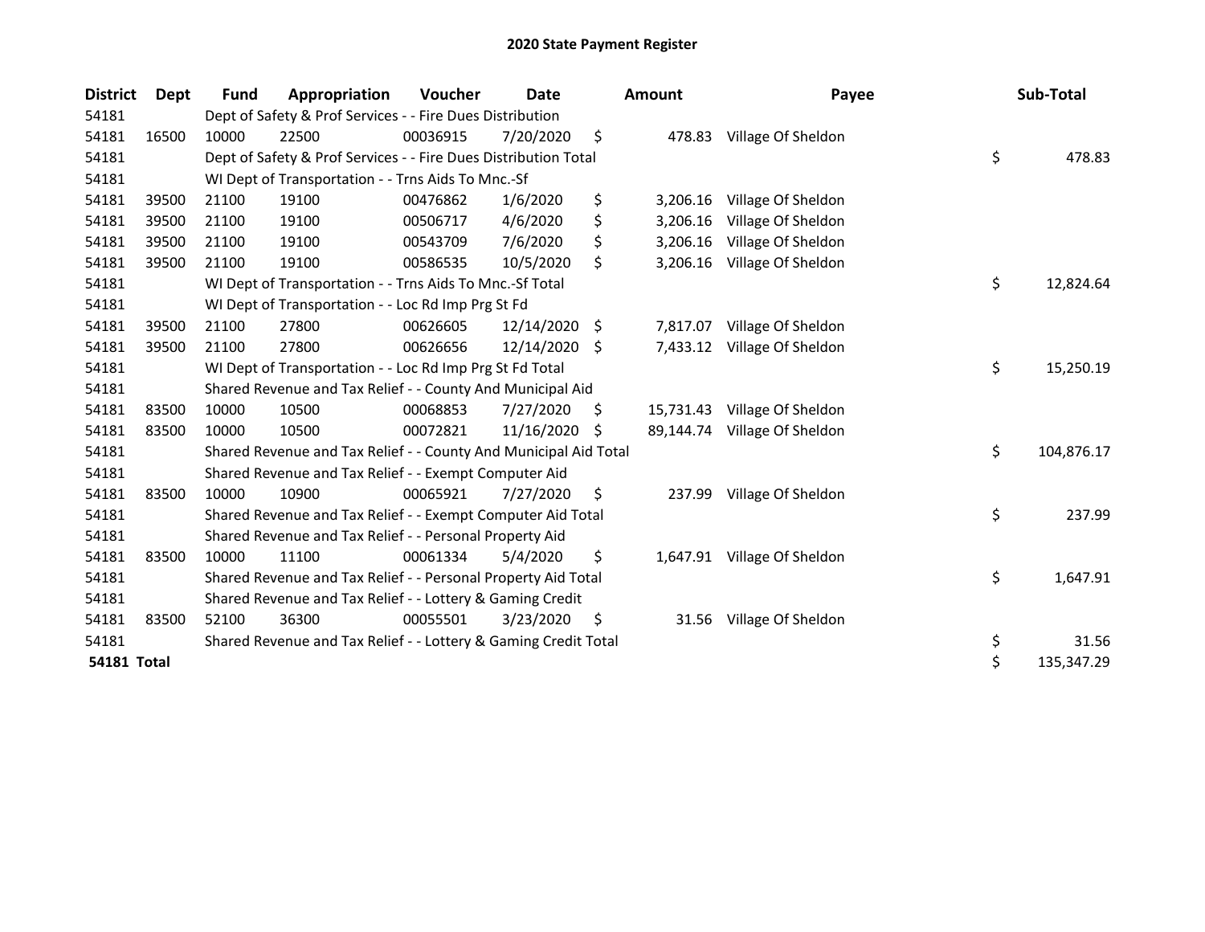# 2020 State Payment Register

| District | Dept | Fund | Appropriation | Voucher | Date | Amount | Payee | Sub-Total |
|---|---|---|---|---|---|---|---|---|
| 54181 | | Dept of Safety & Prof Services - - Fire Dues Distribution | | | | | | |
| 54181 | 16500 | 10000 | 22500 | 00036915 | 7/20/2020 | $ 478.83 | Village Of Sheldon | |
| 54181 | | Dept of Safety & Prof Services - - Fire Dues Distribution Total | | | | | | $ 478.83 |
| 54181 | | WI Dept of Transportation - - Trns Aids To Mnc.-Sf | | | | | | |
| 54181 | 39500 | 21100 | 19100 | 00476862 | 1/6/2020 | $ 3,206.16 | Village Of Sheldon | |
| 54181 | 39500 | 21100 | 19100 | 00506717 | 4/6/2020 | $ 3,206.16 | Village Of Sheldon | |
| 54181 | 39500 | 21100 | 19100 | 00543709 | 7/6/2020 | $ 3,206.16 | Village Of Sheldon | |
| 54181 | 39500 | 21100 | 19100 | 00586535 | 10/5/2020 | $ 3,206.16 | Village Of Sheldon | |
| 54181 | | WI Dept of Transportation - - Trns Aids To Mnc.-Sf Total | | | | | | $ 12,824.64 |
| 54181 | | WI Dept of Transportation - - Loc Rd Imp Prg St Fd | | | | | | |
| 54181 | 39500 | 21100 | 27800 | 00626605 | 12/14/2020 | $ 7,817.07 | Village Of Sheldon | |
| 54181 | 39500 | 21100 | 27800 | 00626656 | 12/14/2020 | $ 7,433.12 | Village Of Sheldon | |
| 54181 | | WI Dept of Transportation - - Loc Rd Imp Prg St Fd Total | | | | | | $ 15,250.19 |
| 54181 | | Shared Revenue and Tax Relief - - County And Municipal Aid | | | | | | |
| 54181 | 83500 | 10000 | 10500 | 00068853 | 7/27/2020 | $ 15,731.43 | Village Of Sheldon | |
| 54181 | 83500 | 10000 | 10500 | 00072821 | 11/16/2020 | $ 89,144.74 | Village Of Sheldon | |
| 54181 | | Shared Revenue and Tax Relief - - County And Municipal Aid Total | | | | | | $ 104,876.17 |
| 54181 | | Shared Revenue and Tax Relief - - Exempt Computer Aid | | | | | | |
| 54181 | 83500 | 10000 | 10900 | 00065921 | 7/27/2020 | $ 237.99 | Village Of Sheldon | |
| 54181 | | Shared Revenue and Tax Relief - - Exempt Computer Aid Total | | | | | | $ 237.99 |
| 54181 | | Shared Revenue and Tax Relief - - Personal Property Aid | | | | | | |
| 54181 | 83500 | 10000 | 11100 | 00061334 | 5/4/2020 | $ 1,647.91 | Village Of Sheldon | |
| 54181 | | Shared Revenue and Tax Relief - - Personal Property Aid Total | | | | | | $ 1,647.91 |
| 54181 | | Shared Revenue and Tax Relief - - Lottery & Gaming Credit | | | | | | |
| 54181 | 83500 | 52100 | 36300 | 00055501 | 3/23/2020 | $ 31.56 | Village Of Sheldon | |
| 54181 | | Shared Revenue and Tax Relief - - Lottery & Gaming Credit Total | | | | | | $ 31.56 |
| **54181 Total** | | | | | | | | $ 135,347.29 |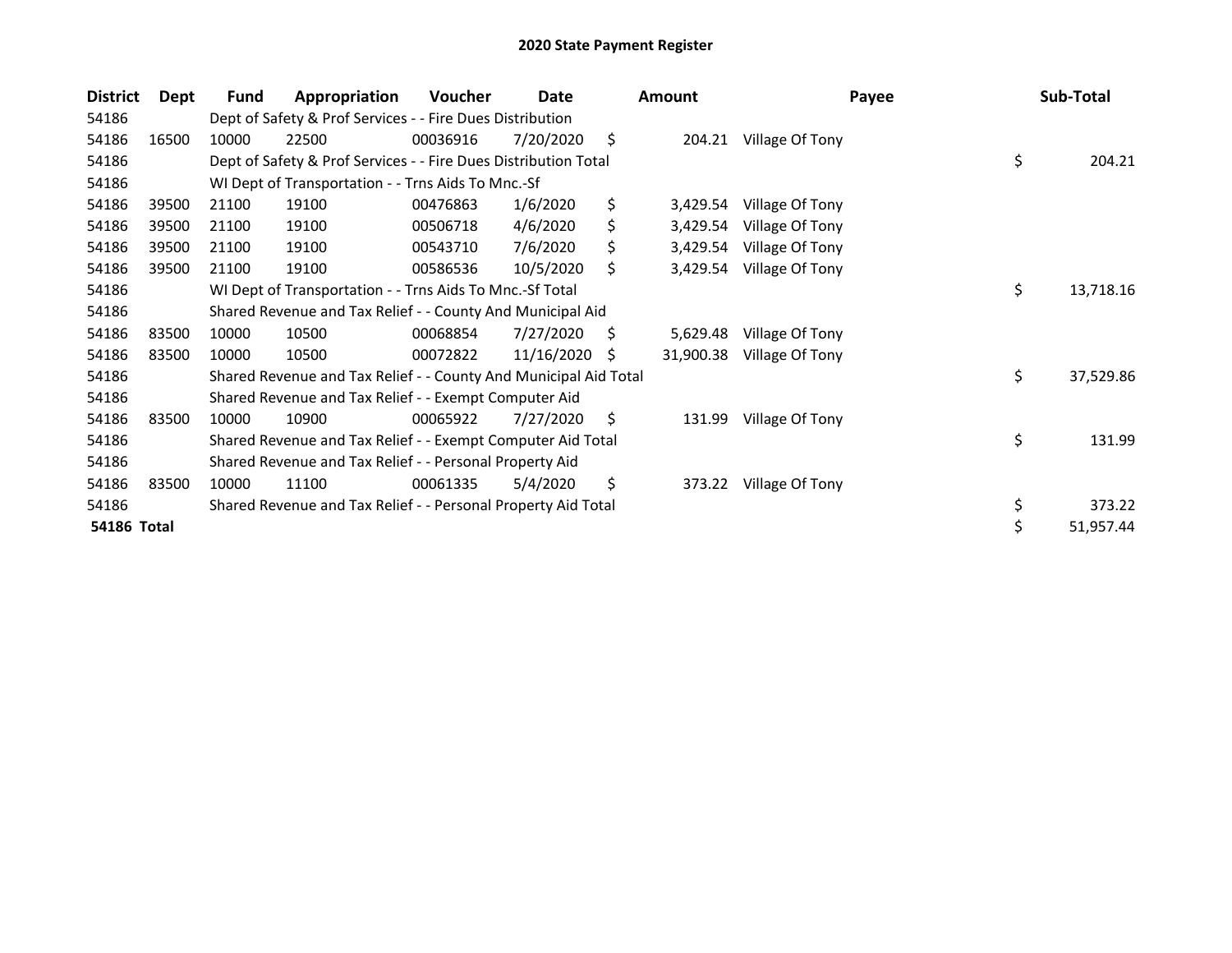# 2020 State Payment Register

| District | Dept | Fund | Appropriation | Voucher | Date | Amount | Payee | Sub-Total |
|---|---|---|---|---|---|---|---|---|
| 54186 | | Dept of Safety & Prof Services - - Fire Dues Distribution | | | | | | |
| 54186 | 16500 | 10000 | 22500 | 00036916 | 7/20/2020 | $ 204.21 | Village Of Tony | |
| 54186 | | Dept of Safety & Prof Services - - Fire Dues Distribution Total | | | | | | $ 204.21 |
| 54186 | | WI Dept of Transportation - - Trns Aids To Mnc.-Sf | | | | | | |
| 54186 | 39500 | 21100 | 19100 | 00476863 | 1/6/2020 | $ 3,429.54 | Village Of Tony | |
| 54186 | 39500 | 21100 | 19100 | 00506718 | 4/6/2020 | $ 3,429.54 | Village Of Tony | |
| 54186 | 39500 | 21100 | 19100 | 00543710 | 7/6/2020 | $ 3,429.54 | Village Of Tony | |
| 54186 | 39500 | 21100 | 19100 | 00586536 | 10/5/2020 | $ 3,429.54 | Village Of Tony | |
| 54186 | | WI Dept of Transportation - - Trns Aids To Mnc.-Sf Total | | | | | | $ 13,718.16 |
| 54186 | | Shared Revenue and Tax Relief - - County And Municipal Aid | | | | | | |
| 54186 | 83500 | 10000 | 10500 | 00068854 | 7/27/2020 | $ 5,629.48 | Village Of Tony | |
| 54186 | 83500 | 10000 | 10500 | 00072822 | 11/16/2020 | $ 31,900.38 | Village Of Tony | |
| 54186 | | Shared Revenue and Tax Relief - - County And Municipal Aid Total | | | | | | $ 37,529.86 |
| 54186 | | Shared Revenue and Tax Relief - - Exempt Computer Aid | | | | | | |
| 54186 | 83500 | 10000 | 10900 | 00065922 | 7/27/2020 | $ 131.99 | Village Of Tony | |
| 54186 | | Shared Revenue and Tax Relief - - Exempt Computer Aid Total | | | | | | $ 131.99 |
| 54186 | | Shared Revenue and Tax Relief - - Personal Property Aid | | | | | | |
| 54186 | 83500 | 10000 | 11100 | 00061335 | 5/4/2020 | $ 373.22 | Village Of Tony | |
| 54186 | | Shared Revenue and Tax Relief - - Personal Property Aid Total | | | | | | $ 373.22 |
| **54186 Total** | | | | | | | | $ 51,957.44 |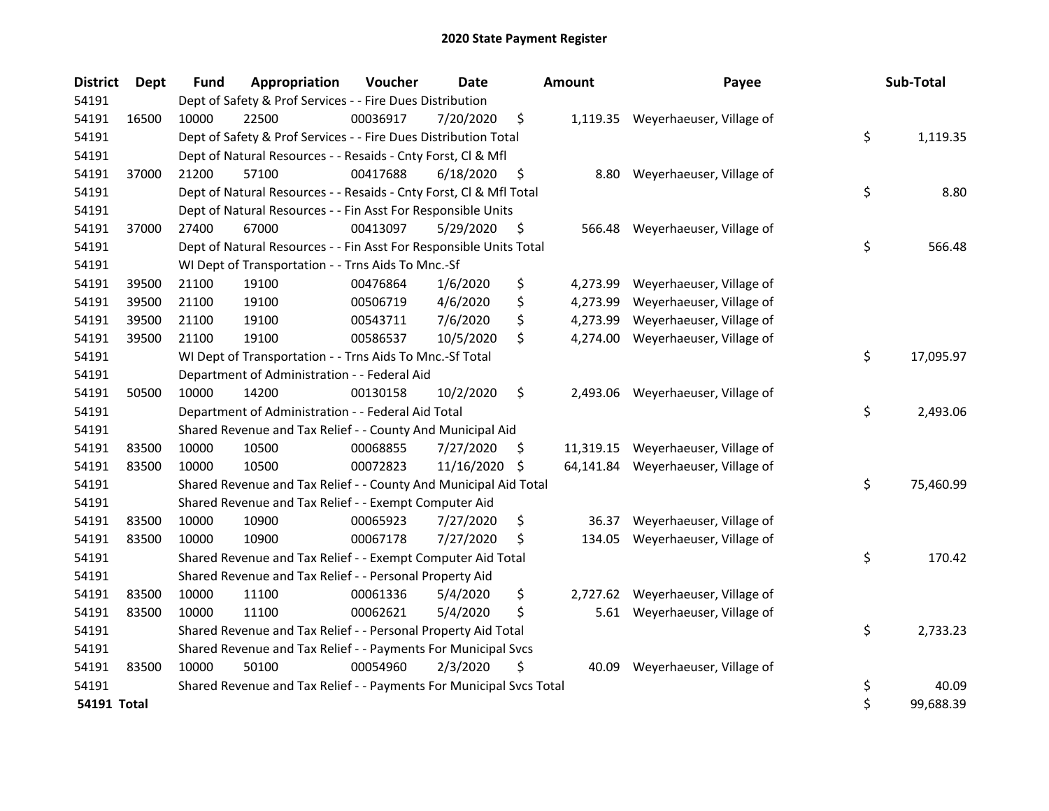## 2020 State Payment Register

| District | Dept | Fund | Appropriation | Voucher | Date | Amount | Payee | Sub-Total |
|---|---|---|---|---|---|---|---|---|
| 54191 | | Dept of Safety & Prof Services - - Fire Dues Distribution | | | | | | |
| 54191 | 16500 | 10000 | 22500 | 00036917 | 7/20/2020 | $ 1,119.35 | Weyerhaeuser, Village of | |
| 54191 | | Dept of Safety & Prof Services - - Fire Dues Distribution Total | | | | | | $ 1,119.35 |
| 54191 | | Dept of Natural Resources - - Resaids - Cnty Forst, Cl & Mfl | | | | | | |
| 54191 | 37000 | 21200 | 57100 | 00417688 | 6/18/2020 | $ 8.80 | Weyerhaeuser, Village of | |
| 54191 | | Dept of Natural Resources - - Resaids - Cnty Forst, Cl & Mfl Total | | | | | | $ 8.80 |
| 54191 | | Dept of Natural Resources - - Fin Asst For Responsible Units | | | | | | |
| 54191 | 37000 | 27400 | 67000 | 00413097 | 5/29/2020 | $ 566.48 | Weyerhaeuser, Village of | |
| 54191 | | Dept of Natural Resources - - Fin Asst For Responsible Units Total | | | | | | $ 566.48 |
| 54191 | | WI Dept of Transportation - - Trns Aids To Mnc.-Sf | | | | | | |
| 54191 | 39500 | 21100 | 19100 | 00476864 | 1/6/2020 | $ 4,273.99 | Weyerhaeuser, Village of | |
| 54191 | 39500 | 21100 | 19100 | 00506719 | 4/6/2020 | $ 4,273.99 | Weyerhaeuser, Village of | |
| 54191 | 39500 | 21100 | 19100 | 00543711 | 7/6/2020 | $ 4,273.99 | Weyerhaeuser, Village of | |
| 54191 | 39500 | 21100 | 19100 | 00586537 | 10/5/2020 | $ 4,274.00 | Weyerhaeuser, Village of | |
| 54191 | | WI Dept of Transportation - - Trns Aids To Mnc.-Sf Total | | | | | | $ 17,095.97 |
| 54191 | | Department of Administration - - Federal Aid | | | | | | |
| 54191 | 50500 | 10000 | 14200 | 00130158 | 10/2/2020 | $ 2,493.06 | Weyerhaeuser, Village of | |
| 54191 | | Department of Administration - - Federal Aid Total | | | | | | $ 2,493.06 |
| 54191 | | Shared Revenue and Tax Relief - - County And Municipal Aid | | | | | | |
| 54191 | 83500 | 10000 | 10500 | 00068855 | 7/27/2020 | $ 11,319.15 | Weyerhaeuser, Village of | |
| 54191 | 83500 | 10000 | 10500 | 00072823 | 11/16/2020 | $ 64,141.84 | Weyerhaeuser, Village of | |
| 54191 | | Shared Revenue and Tax Relief - - County And Municipal Aid Total | | | | | | $ 75,460.99 |
| 54191 | | Shared Revenue and Tax Relief - - Exempt Computer Aid | | | | | | |
| 54191 | 83500 | 10000 | 10900 | 00065923 | 7/27/2020 | $ 36.37 | Weyerhaeuser, Village of | |
| 54191 | 83500 | 10000 | 10900 | 00067178 | 7/27/2020 | $ 134.05 | Weyerhaeuser, Village of | |
| 54191 | | Shared Revenue and Tax Relief - - Exempt Computer Aid Total | | | | | | $ 170.42 |
| 54191 | | Shared Revenue and Tax Relief - - Personal Property Aid | | | | | | |
| 54191 | 83500 | 10000 | 11100 | 00061336 | 5/4/2020 | $ 2,727.62 | Weyerhaeuser, Village of | |
| 54191 | 83500 | 10000 | 11100 | 00062621 | 5/4/2020 | $ 5.61 | Weyerhaeuser, Village of | |
| 54191 | | Shared Revenue and Tax Relief - - Personal Property Aid Total | | | | | | $ 2,733.23 |
| 54191 | | Shared Revenue and Tax Relief - - Payments For Municipal Svcs | | | | | | |
| 54191 | 83500 | 10000 | 50100 | 00054960 | 2/3/2020 | $ 40.09 | Weyerhaeuser, Village of | |
| 54191 | | Shared Revenue and Tax Relief - - Payments For Municipal Svcs Total | | | | | | $ 40.09 |
| **54191 Total** | | | | | | | | $ 99,688.39 |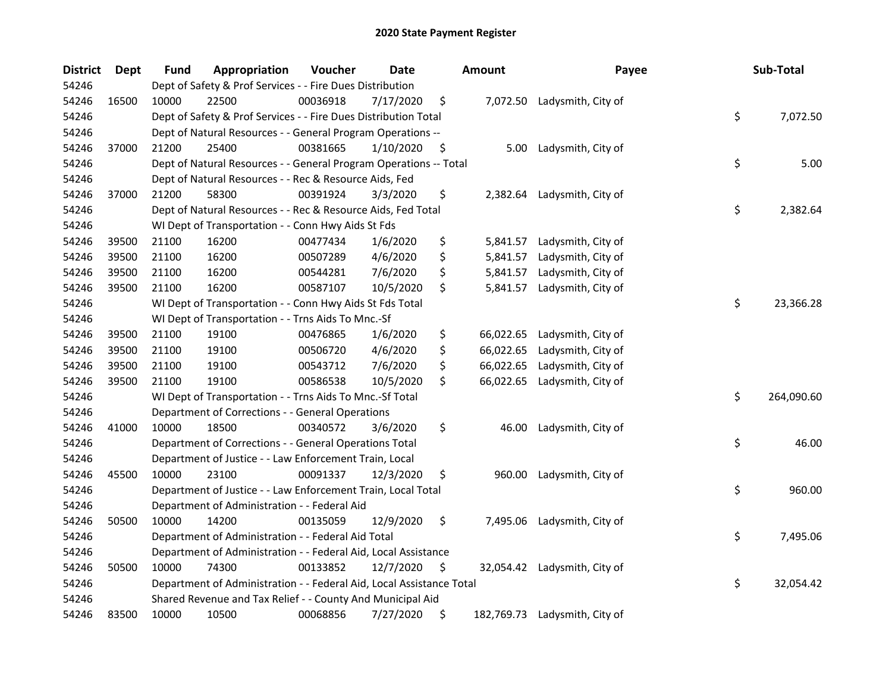# 2020 State Payment Register

| District | Dept | Fund | Appropriation | Voucher | Date | Amount | Payee | Sub-Total |
|---|---|---|---|---|---|---|---|---|
| 54246 | | Dept of Safety & Prof Services - - Fire Dues Distribution | | | | | | |
| 54246 | 16500 | 10000 | 22500 | 00036918 | 7/17/2020 | $ 7,072.50 | Ladysmith, City of | |
| 54246 | | Dept of Safety & Prof Services - - Fire Dues Distribution Total | | | | | | $ 7,072.50 |
| 54246 | | Dept of Natural Resources - - General Program Operations -- | | | | | | |
| 54246 | 37000 | 21200 | 25400 | 00381665 | 1/10/2020 | $ 5.00 | Ladysmith, City of | |
| 54246 | | Dept of Natural Resources - - General Program Operations -- Total | | | | | | $ 5.00 |
| 54246 | | Dept of Natural Resources - - Rec & Resource Aids, Fed | | | | | | |
| 54246 | 37000 | 21200 | 58300 | 00391924 | 3/3/2020 | $ 2,382.64 | Ladysmith, City of | |
| 54246 | | Dept of Natural Resources - - Rec & Resource Aids, Fed Total | | | | | | $ 2,382.64 |
| 54246 | | WI Dept of Transportation - - Conn Hwy Aids St Fds | | | | | | |
| 54246 | 39500 | 21100 | 16200 | 00477434 | 1/6/2020 | $ 5,841.57 | Ladysmith, City of | |
| 54246 | 39500 | 21100 | 16200 | 00507289 | 4/6/2020 | $ 5,841.57 | Ladysmith, City of | |
| 54246 | 39500 | 21100 | 16200 | 00544281 | 7/6/2020 | $ 5,841.57 | Ladysmith, City of | |
| 54246 | 39500 | 21100 | 16200 | 00587107 | 10/5/2020 | $ 5,841.57 | Ladysmith, City of | |
| 54246 | | WI Dept of Transportation - - Conn Hwy Aids St Fds Total | | | | | | $ 23,366.28 |
| 54246 | | WI Dept of Transportation - - Trns Aids To Mnc.-Sf | | | | | | |
| 54246 | 39500 | 21100 | 19100 | 00476865 | 1/6/2020 | $ 66,022.65 | Ladysmith, City of | |
| 54246 | 39500 | 21100 | 19100 | 00506720 | 4/6/2020 | $ 66,022.65 | Ladysmith, City of | |
| 54246 | 39500 | 21100 | 19100 | 00543712 | 7/6/2020 | $ 66,022.65 | Ladysmith, City of | |
| 54246 | 39500 | 21100 | 19100 | 00586538 | 10/5/2020 | $ 66,022.65 | Ladysmith, City of | |
| 54246 | | WI Dept of Transportation - - Trns Aids To Mnc.-Sf Total | | | | | | $ 264,090.60 |
| 54246 | | Department of Corrections - - General Operations | | | | | | |
| 54246 | 41000 | 10000 | 18500 | 00340572 | 3/6/2020 | $ 46.00 | Ladysmith, City of | |
| 54246 | | Department of Corrections - - General Operations Total | | | | | | $ 46.00 |
| 54246 | | Department of Justice - - Law Enforcement Train, Local | | | | | | |
| 54246 | 45500 | 10000 | 23100 | 00091337 | 12/3/2020 | $ 960.00 | Ladysmith, City of | |
| 54246 | | Department of Justice - - Law Enforcement Train, Local Total | | | | | | $ 960.00 |
| 54246 | | Department of Administration - - Federal Aid | | | | | | |
| 54246 | 50500 | 10000 | 14200 | 00135059 | 12/9/2020 | $ 7,495.06 | Ladysmith, City of | |
| 54246 | | Department of Administration - - Federal Aid Total | | | | | | $ 7,495.06 |
| 54246 | | Department of Administration - - Federal Aid, Local Assistance | | | | | | |
| 54246 | 50500 | 10000 | 74300 | 00133852 | 12/7/2020 | $ 32,054.42 | Ladysmith, City of | |
| 54246 | | Department of Administration - - Federal Aid, Local Assistance Total | | | | | | $ 32,054.42 |
| 54246 | | Shared Revenue and Tax Relief - - County And Municipal Aid | | | | | | |
| 54246 | 83500 | 10000 | 10500 | 00068856 | 7/27/2020 | $ 182,769.73 | Ladysmith, City of | |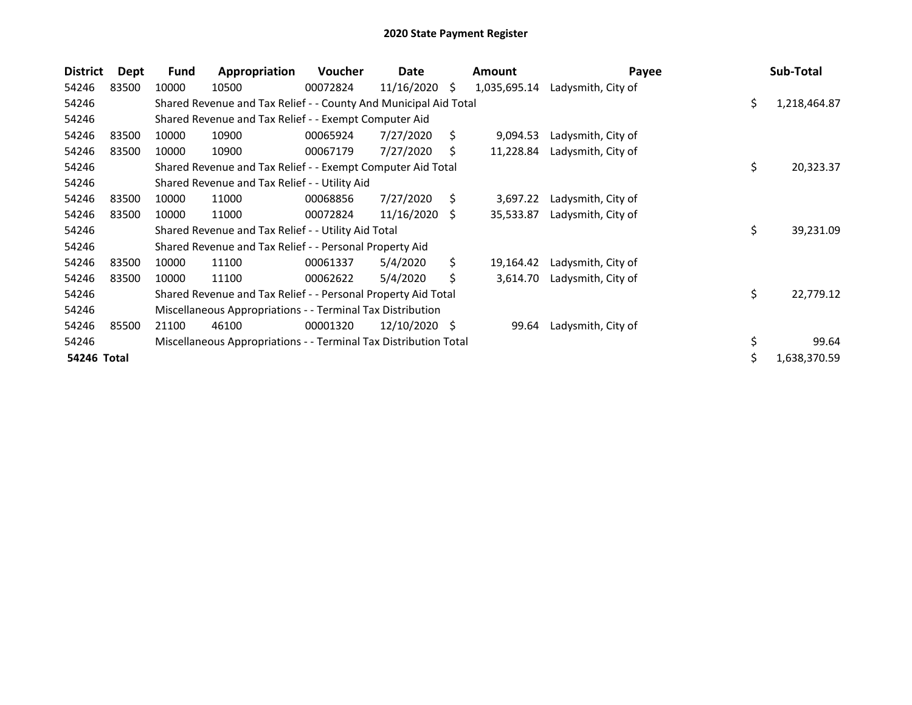# 2020 State Payment Register

| District | Dept | Fund | Appropriation | Voucher | Date | Amount | Payee | Sub-Total |
|---|---|---|---|---|---|---|---|---|
| 54246 | 83500 | 10000 | 10500 | 00072824 | 11/16/2020 | $ 1,035,695.14 | Ladysmith, City of | |
| 54246 | | Shared Revenue and Tax Relief - - County And Municipal Aid Total | | | | | | $ 1,218,464.87 |
| 54246 | | Shared Revenue and Tax Relief - - Exempt Computer Aid | | | | | | |
| 54246 | 83500 | 10000 | 10900 | 00065924 | 7/27/2020 | $ 9,094.53 | Ladysmith, City of | |
| 54246 | 83500 | 10000 | 10900 | 00067179 | 7/27/2020 | $ 11,228.84 | Ladysmith, City of | |
| 54246 | | Shared Revenue and Tax Relief - - Exempt Computer Aid Total | | | | | | $ 20,323.37 |
| 54246 | | Shared Revenue and Tax Relief - - Utility Aid | | | | | | |
| 54246 | 83500 | 10000 | 11000 | 00068856 | 7/27/2020 | $ 3,697.22 | Ladysmith, City of | |
| 54246 | 83500 | 10000 | 11000 | 00072824 | 11/16/2020 | $ 35,533.87 | Ladysmith, City of | |
| 54246 | | Shared Revenue and Tax Relief - - Utility Aid Total | | | | | | $ 39,231.09 |
| 54246 | | Shared Revenue and Tax Relief - - Personal Property Aid | | | | | | |
| 54246 | 83500 | 10000 | 11100 | 00061337 | 5/4/2020 | $ 19,164.42 | Ladysmith, City of | |
| 54246 | 83500 | 10000 | 11100 | 00062622 | 5/4/2020 | $ 3,614.70 | Ladysmith, City of | |
| 54246 | | Shared Revenue and Tax Relief - - Personal Property Aid Total | | | | | | $ 22,779.12 |
| 54246 | | Miscellaneous Appropriations - - Terminal Tax Distribution | | | | | | |
| 54246 | 85500 | 21100 | 46100 | 00001320 | 12/10/2020 | $ 99.64 | Ladysmith, City of | |
| 54246 | | Miscellaneous Appropriations - - Terminal Tax Distribution Total | | | | | | $ 99.64 |
| **54246 Total** | | | | | | | | $ 1,638,370.59 |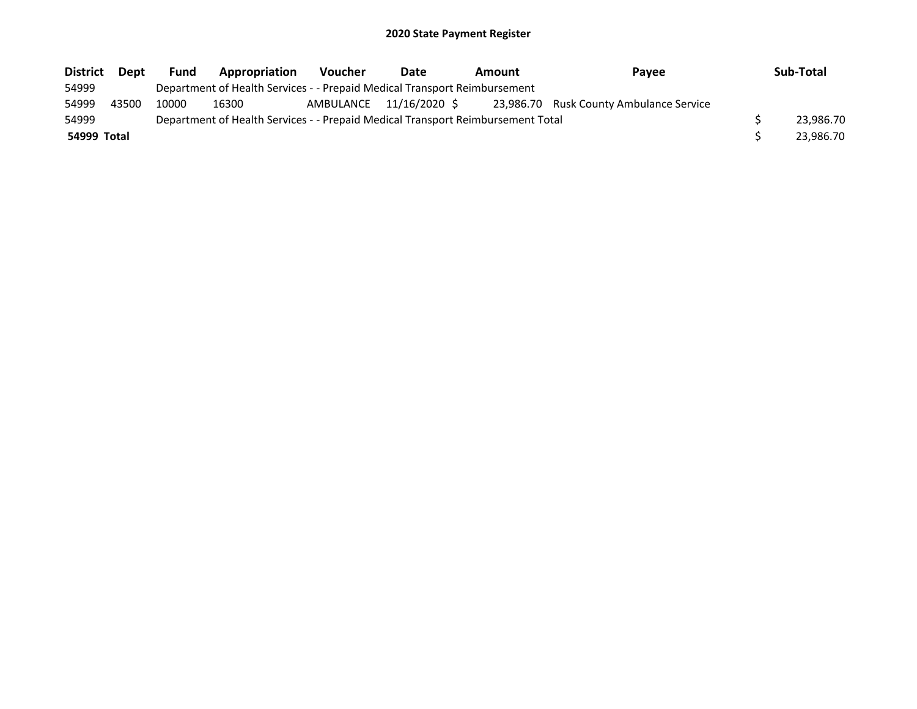# 2020 State Payment Register

| District | Dept | Fund | Appropriation | Voucher | Date | Amount | Payee | Sub-Total |
|---|---|---|---|---|---|---|---|---|
| 54999 | | Department of Health Services - - Prepaid Medical Transport Reimbursement | | | | | | |
| 54999 | 43500 | 10000 | 16300 | AMBULANCE | 11/16/2020 | $ 23,986.70 | Rusk County Ambulance Service | |
| 54999 | | Department of Health Services - - Prepaid Medical Transport Reimbursement Total | | | | | | $ 23,986.70 |
| **54999 Total** | | | | | | | | $ 23,986.70 |